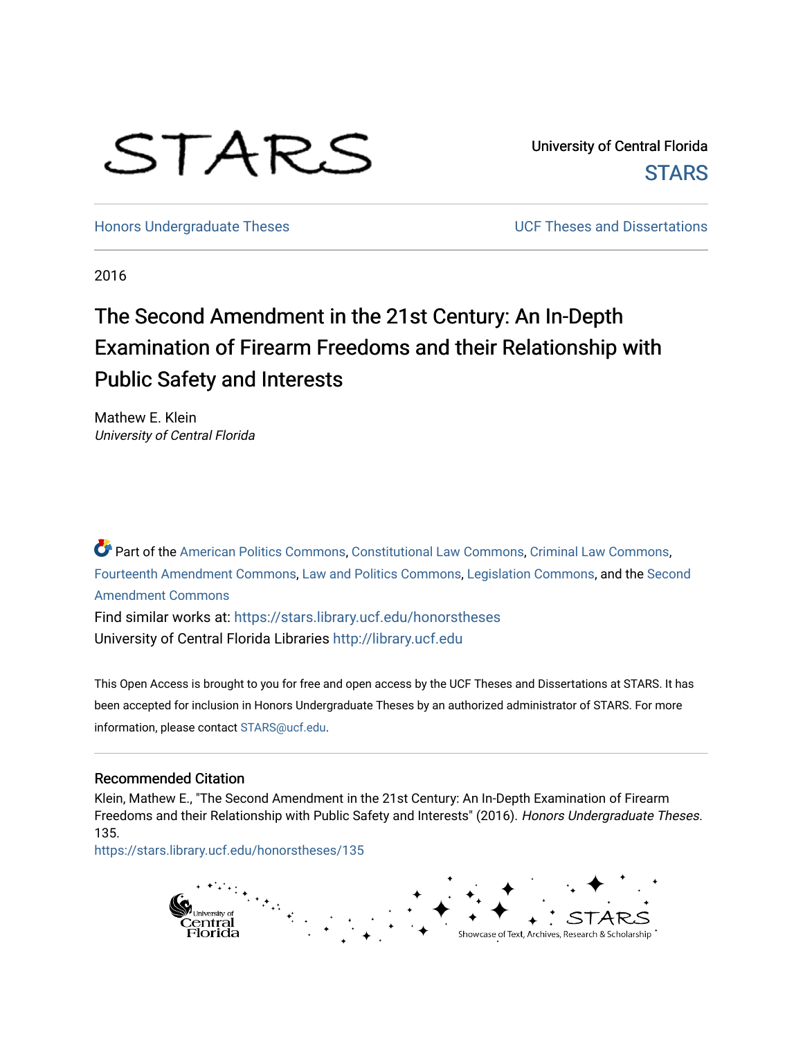STARS

University of Central Florida
STARS

Honors Undergraduate Theses

UCF Theses and Dissertations

2016

# The Second Amendment in the 21st Century: An In-Depth Examination of Firearm Freedoms and their Relationship with Public Safety and Interests

Mathew E. Klein
*University of Central Florida*

Part of the American Politics Commons, Constitutional Law Commons, Criminal Law Commons, Fourteenth Amendment Commons, Law and Politics Commons, Legislation Commons, and the Second Amendment Commons

Find similar works at: https://stars.library.ucf.edu/honorstheses

University of Central Florida Libraries http://library.ucf.edu

This Open Access is brought to you for free and open access by the UCF Theses and Dissertations at STARS. It has been accepted for inclusion in Honors Undergraduate Theses by an authorized administrator of STARS. For more information, please contact STARS@ucf.edu.

## Recommended Citation

Klein, Mathew E., "The Second Amendment in the 21st Century: An In-Depth Examination of Firearm Freedoms and their Relationship with Public Safety and Interests" (2016). *Honors Undergraduate Theses*. 135.
https://stars.library.ucf.edu/honorstheses/135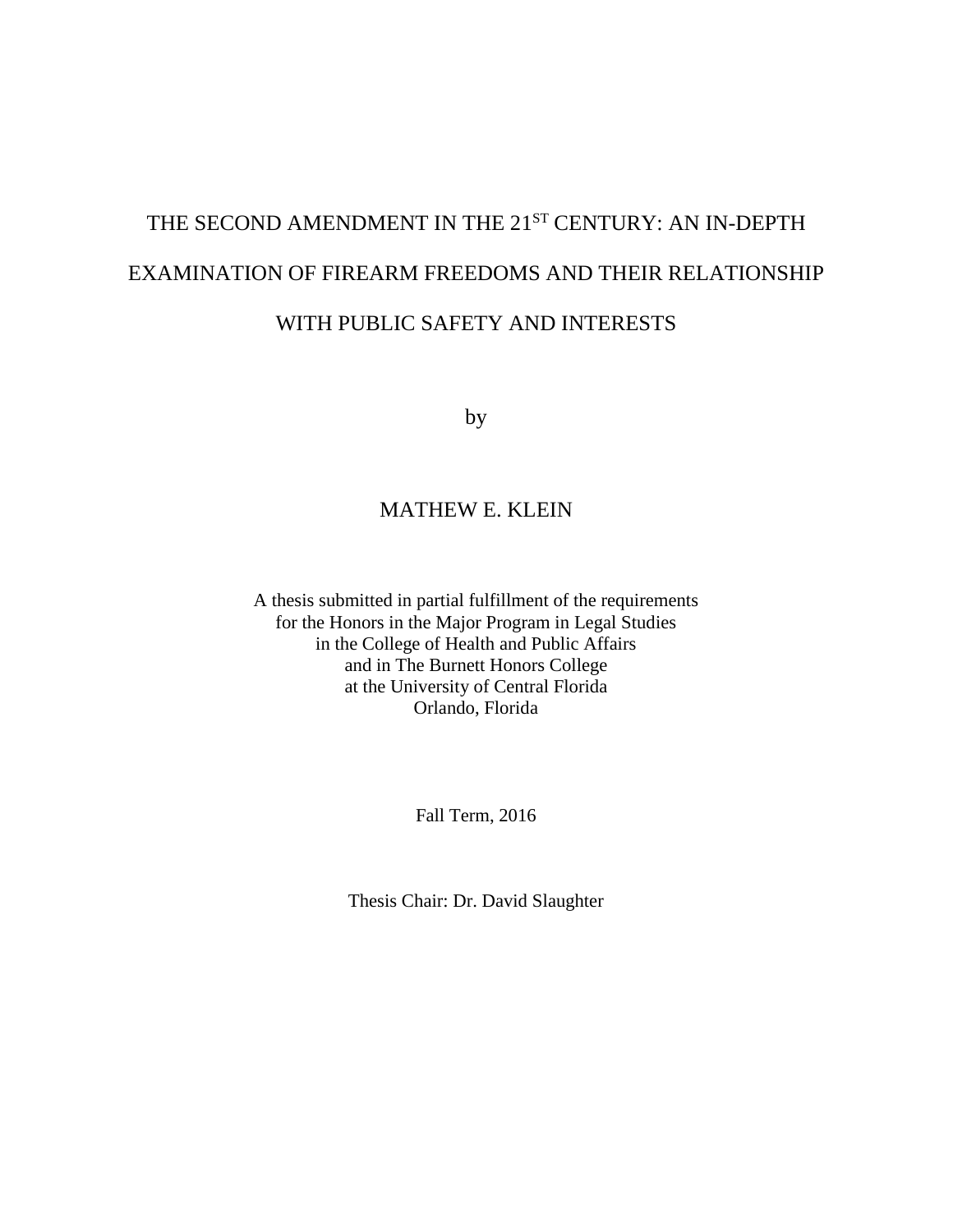# THE SECOND AMENDMENT IN THE 21ST CENTURY: AN IN-DEPTH EXAMINATION OF FIREARM FREEDOMS AND THEIR RELATIONSHIP WITH PUBLIC SAFETY AND INTERESTS

by

MATHEW E. KLEIN

A thesis submitted in partial fulfillment of the requirements
for the Honors in the Major Program in Legal Studies
in the College of Health and Public Affairs
and in The Burnett Honors College
at the University of Central Florida
Orlando, Florida

Fall Term, 2016

Thesis Chair: Dr. David Slaughter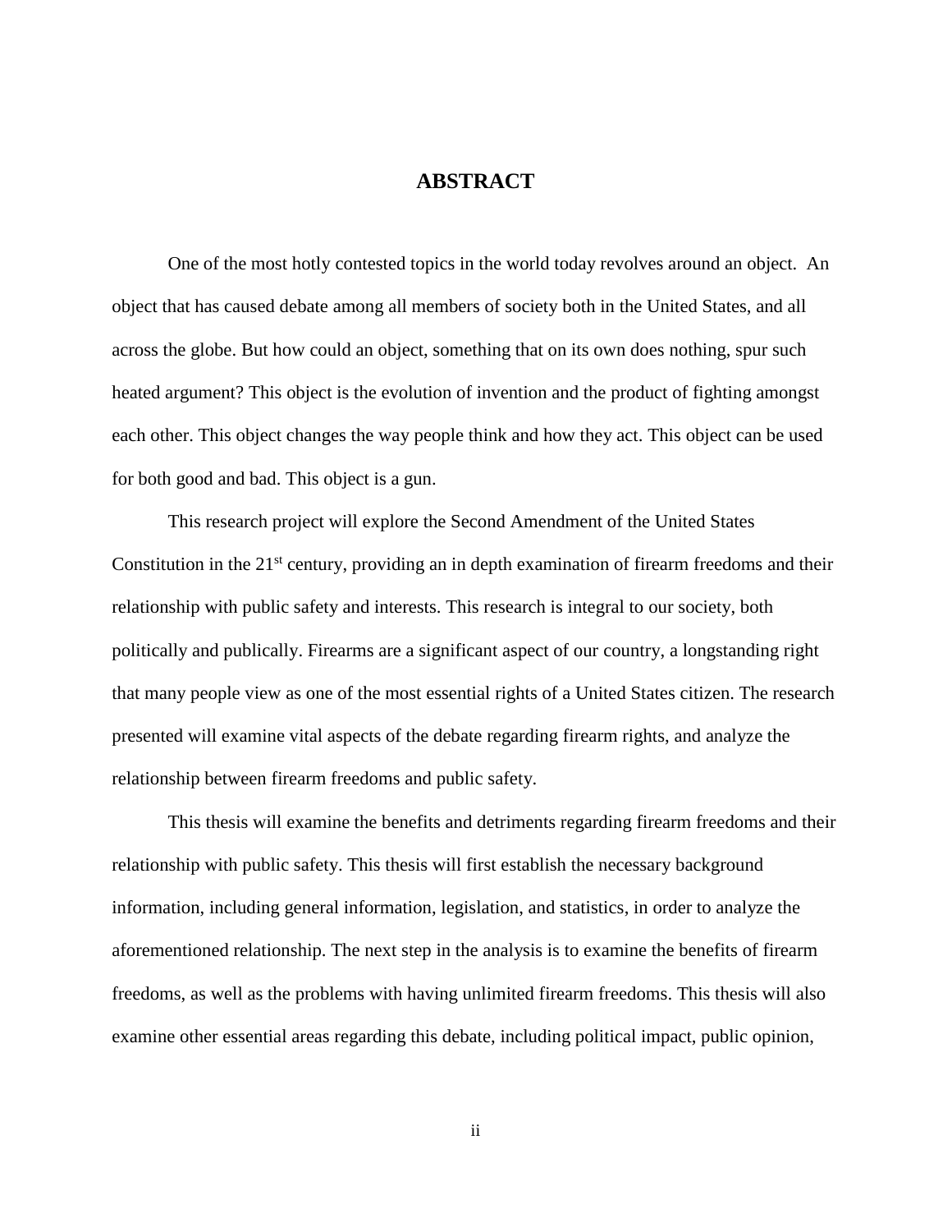# ABSTRACT

One of the most hotly contested topics in the world today revolves around an object. An object that has caused debate among all members of society both in the United States, and all across the globe. But how could an object, something that on its own does nothing, spur such heated argument? This object is the evolution of invention and the product of fighting amongst each other. This object changes the way people think and how they act. This object can be used for both good and bad. This object is a gun.

This research project will explore the Second Amendment of the United States Constitution in the 21st century, providing an in depth examination of firearm freedoms and their relationship with public safety and interests. This research is integral to our society, both politically and publically. Firearms are a significant aspect of our country, a longstanding right that many people view as one of the most essential rights of a United States citizen. The research presented will examine vital aspects of the debate regarding firearm rights, and analyze the relationship between firearm freedoms and public safety.

This thesis will examine the benefits and detriments regarding firearm freedoms and their relationship with public safety. This thesis will first establish the necessary background information, including general information, legislation, and statistics, in order to analyze the aforementioned relationship. The next step in the analysis is to examine the benefits of firearm freedoms, as well as the problems with having unlimited firearm freedoms. This thesis will also examine other essential areas regarding this debate, including political impact, public opinion,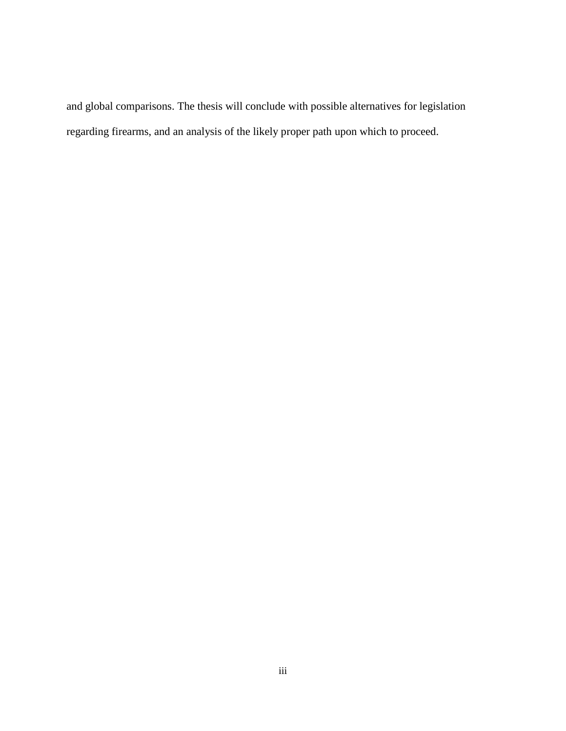and global comparisons. The thesis will conclude with possible alternatives for legislation regarding firearms, and an analysis of the likely proper path upon which to proceed.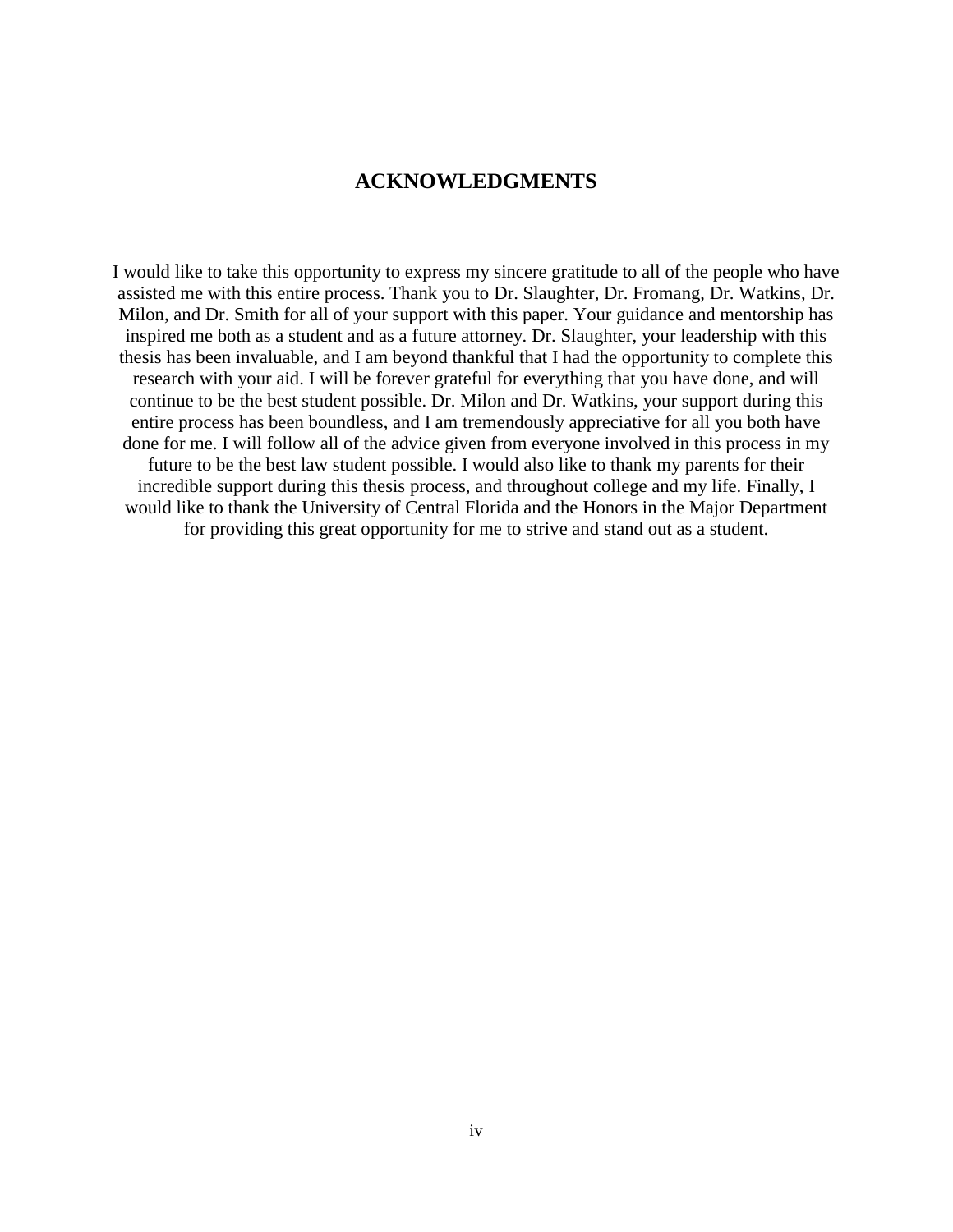# ACKNOWLEDGMENTS

I would like to take this opportunity to express my sincere gratitude to all of the people who have assisted me with this entire process. Thank you to Dr. Slaughter, Dr. Fromang, Dr. Watkins, Dr. Milon, and Dr. Smith for all of your support with this paper. Your guidance and mentorship has inspired me both as a student and as a future attorney. Dr. Slaughter, your leadership with this thesis has been invaluable, and I am beyond thankful that I had the opportunity to complete this research with your aid. I will be forever grateful for everything that you have done, and will continue to be the best student possible. Dr. Milon and Dr. Watkins, your support during this entire process has been boundless, and I am tremendously appreciative for all you both have done for me. I will follow all of the advice given from everyone involved in this process in my future to be the best law student possible. I would also like to thank my parents for their incredible support during this thesis process, and throughout college and my life. Finally, I would like to thank the University of Central Florida and the Honors in the Major Department for providing this great opportunity for me to strive and stand out as a student.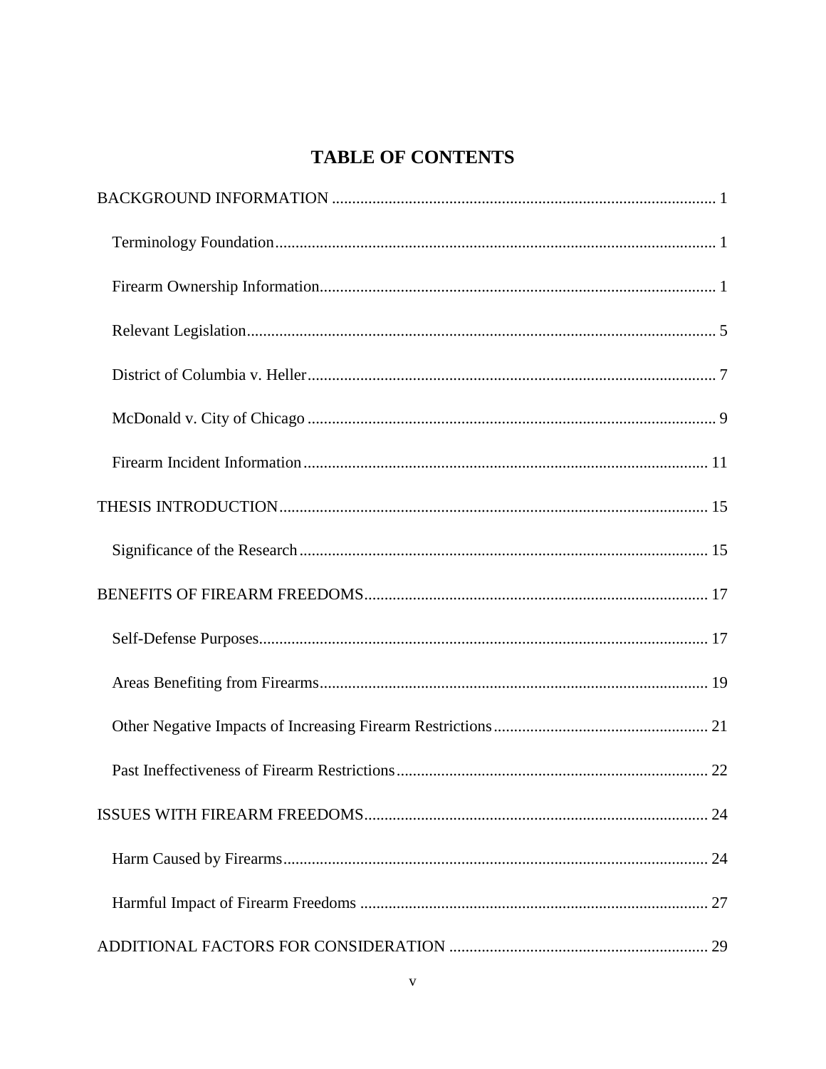# TABLE OF CONTENTS

BACKGROUND INFORMATION ... 1

- Terminology Foundation ... 1
- Firearm Ownership Information ... 1
- Relevant Legislation ... 5
- District of Columbia v. Heller ... 7
- McDonald v. City of Chicago ... 9
- Firearm Incident Information ... 11

THESIS INTRODUCTION ... 15

- Significance of the Research ... 15

BENEFITS OF FIREARM FREEDOMS ... 17

- Self-Defense Purposes ... 17
- Areas Benefiting from Firearms ... 19
- Other Negative Impacts of Increasing Firearm Restrictions ... 21
- Past Ineffectiveness of Firearm Restrictions ... 22

ISSUES WITH FIREARM FREEDOMS ... 24

- Harm Caused by Firearms ... 24
- Harmful Impact of Firearm Freedoms ... 27

ADDITIONAL FACTORS FOR CONSIDERATION ... 29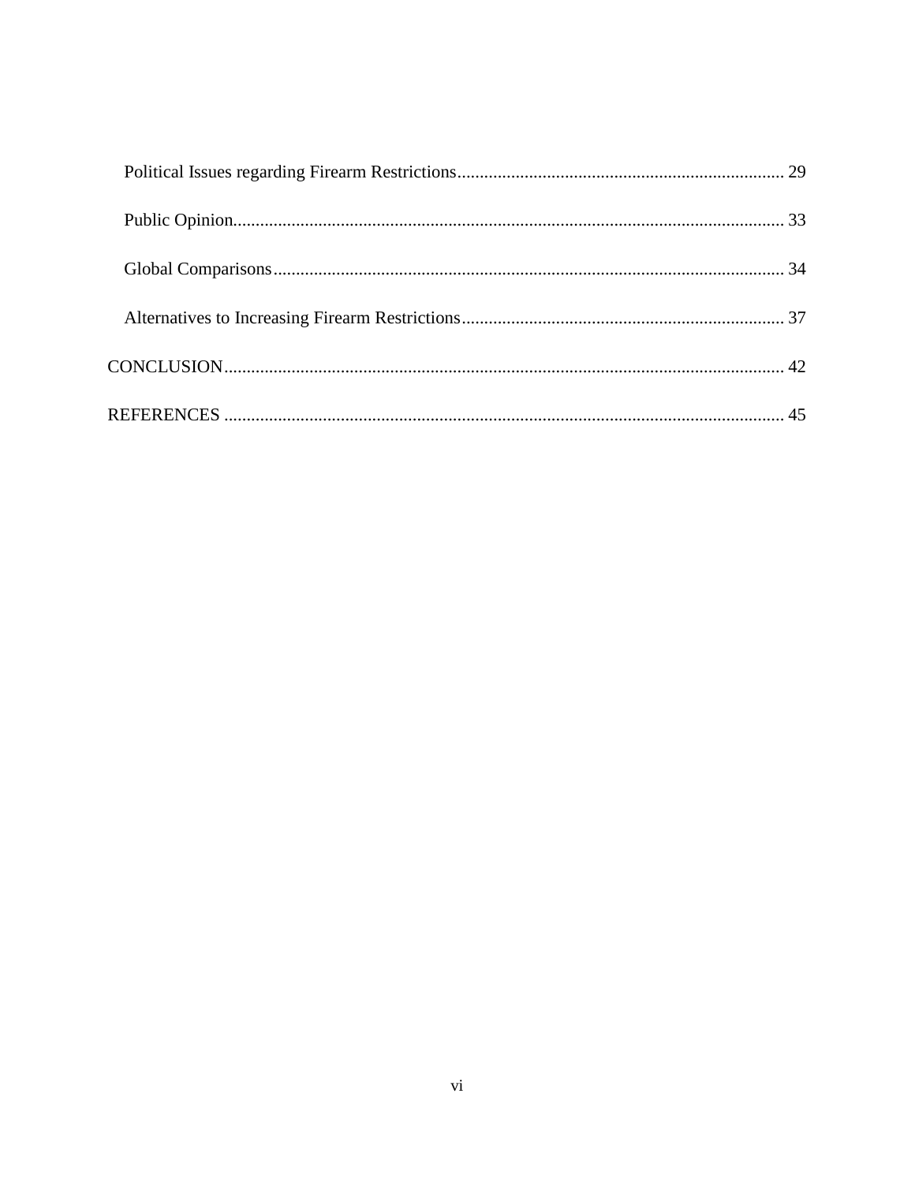Political Issues regarding Firearm Restrictions........................................................................ 29

Public Opinion.......................................................................................................................... 33

Global Comparisons................................................................................................................. 34

Alternatives to Increasing Firearm Restrictions....................................................................... 37

CONCLUSION............................................................................................................................ 42

REFERENCES ............................................................................................................................ 45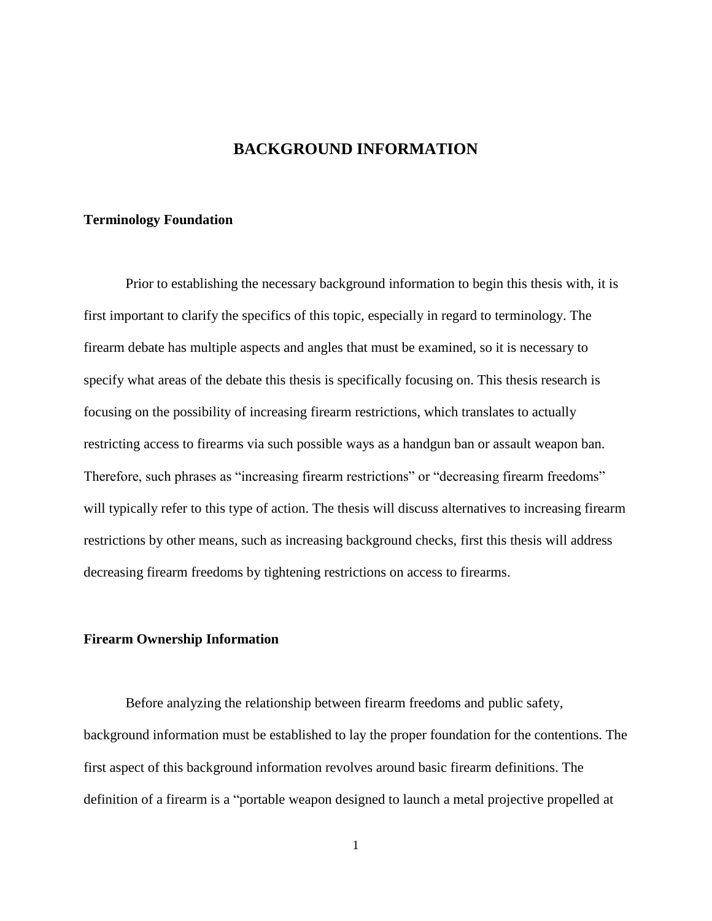# BACKGROUND INFORMATION

## Terminology Foundation

Prior to establishing the necessary background information to begin this thesis with, it is first important to clarify the specifics of this topic, especially in regard to terminology. The firearm debate has multiple aspects and angles that must be examined, so it is necessary to specify what areas of the debate this thesis is specifically focusing on. This thesis research is focusing on the possibility of increasing firearm restrictions, which translates to actually restricting access to firearms via such possible ways as a handgun ban or assault weapon ban. Therefore, such phrases as "increasing firearm restrictions" or "decreasing firearm freedoms" will typically refer to this type of action. The thesis will discuss alternatives to increasing firearm restrictions by other means, such as increasing background checks, first this thesis will address decreasing firearm freedoms by tightening restrictions on access to firearms.

## Firearm Ownership Information

Before analyzing the relationship between firearm freedoms and public safety, background information must be established to lay the proper foundation for the contentions. The first aspect of this background information revolves around basic firearm definitions. The definition of a firearm is a "portable weapon designed to launch a metal projective propelled at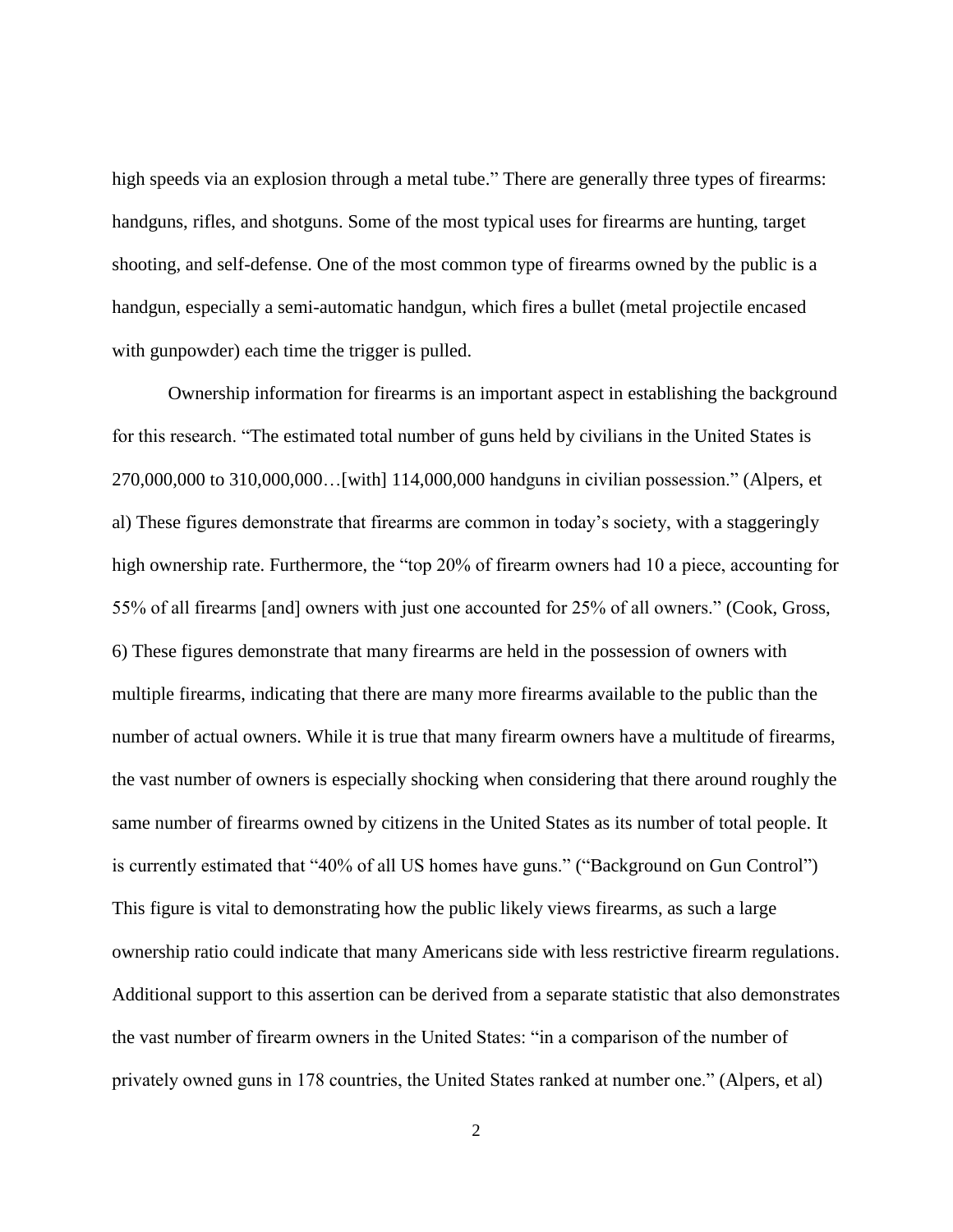high speeds via an explosion through a metal tube." There are generally three types of firearms: handguns, rifles, and shotguns. Some of the most typical uses for firearms are hunting, target shooting, and self-defense. One of the most common type of firearms owned by the public is a handgun, especially a semi-automatic handgun, which fires a bullet (metal projectile encased with gunpowder) each time the trigger is pulled.

Ownership information for firearms is an important aspect in establishing the background for this research. "The estimated total number of guns held by civilians in the United States is 270,000,000 to 310,000,000…[with] 114,000,000 handguns in civilian possession." (Alpers, et al) These figures demonstrate that firearms are common in today's society, with a staggeringly high ownership rate. Furthermore, the "top 20% of firearm owners had 10 a piece, accounting for 55% of all firearms [and] owners with just one accounted for 25% of all owners." (Cook, Gross, 6) These figures demonstrate that many firearms are held in the possession of owners with multiple firearms, indicating that there are many more firearms available to the public than the number of actual owners. While it is true that many firearm owners have a multitude of firearms, the vast number of owners is especially shocking when considering that there around roughly the same number of firearms owned by citizens in the United States as its number of total people. It is currently estimated that "40% of all US homes have guns." ("Background on Gun Control") This figure is vital to demonstrating how the public likely views firearms, as such a large ownership ratio could indicate that many Americans side with less restrictive firearm regulations. Additional support to this assertion can be derived from a separate statistic that also demonstrates the vast number of firearm owners in the United States: "in a comparison of the number of privately owned guns in 178 countries, the United States ranked at number one." (Alpers, et al)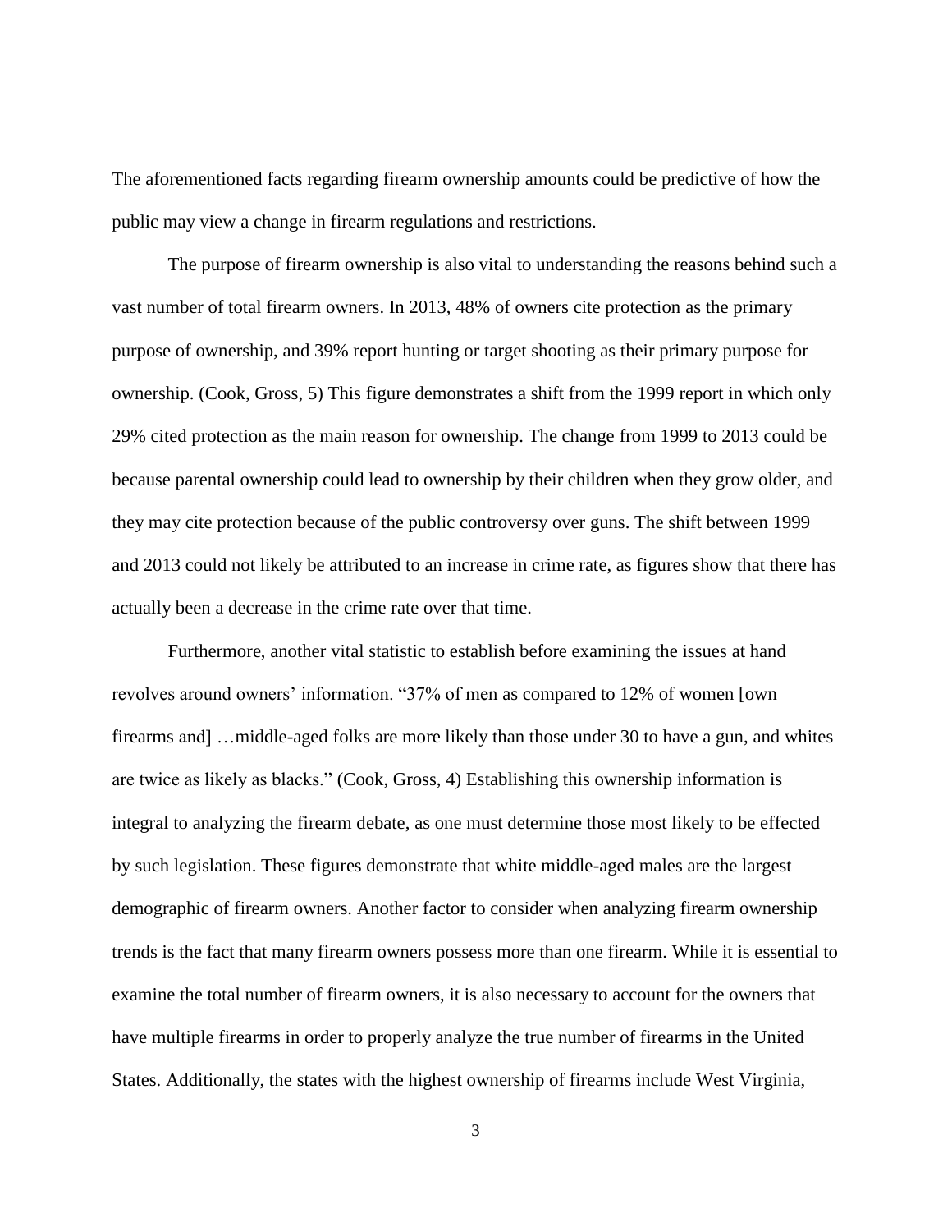The aforementioned facts regarding firearm ownership amounts could be predictive of how the public may view a change in firearm regulations and restrictions.

The purpose of firearm ownership is also vital to understanding the reasons behind such a vast number of total firearm owners. In 2013, 48% of owners cite protection as the primary purpose of ownership, and 39% report hunting or target shooting as their primary purpose for ownership. (Cook, Gross, 5) This figure demonstrates a shift from the 1999 report in which only 29% cited protection as the main reason for ownership. The change from 1999 to 2013 could be because parental ownership could lead to ownership by their children when they grow older, and they may cite protection because of the public controversy over guns. The shift between 1999 and 2013 could not likely be attributed to an increase in crime rate, as figures show that there has actually been a decrease in the crime rate over that time.

Furthermore, another vital statistic to establish before examining the issues at hand revolves around owners' information. "37% of men as compared to 12% of women [own firearms and] …middle-aged folks are more likely than those under 30 to have a gun, and whites are twice as likely as blacks." (Cook, Gross, 4) Establishing this ownership information is integral to analyzing the firearm debate, as one must determine those most likely to be effected by such legislation. These figures demonstrate that white middle-aged males are the largest demographic of firearm owners. Another factor to consider when analyzing firearm ownership trends is the fact that many firearm owners possess more than one firearm. While it is essential to examine the total number of firearm owners, it is also necessary to account for the owners that have multiple firearms in order to properly analyze the true number of firearms in the United States. Additionally, the states with the highest ownership of firearms include West Virginia,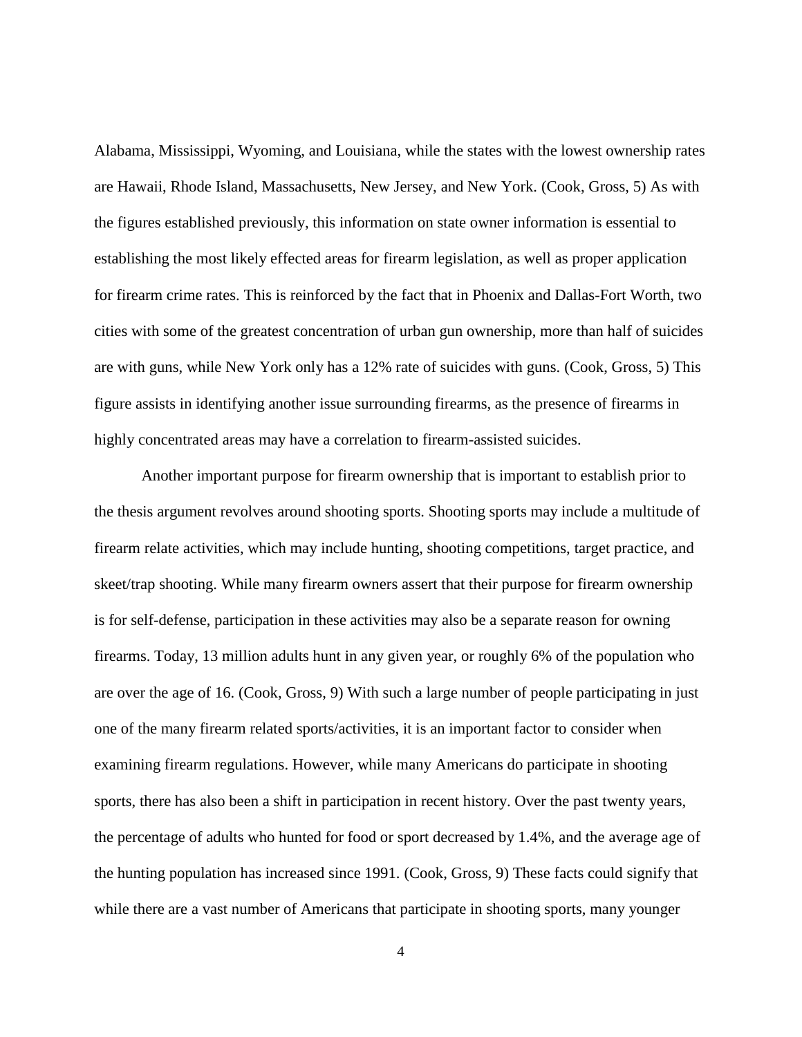Alabama, Mississippi, Wyoming, and Louisiana, while the states with the lowest ownership rates are Hawaii, Rhode Island, Massachusetts, New Jersey, and New York. (Cook, Gross, 5) As with the figures established previously, this information on state owner information is essential to establishing the most likely effected areas for firearm legislation, as well as proper application for firearm crime rates. This is reinforced by the fact that in Phoenix and Dallas-Fort Worth, two cities with some of the greatest concentration of urban gun ownership, more than half of suicides are with guns, while New York only has a 12% rate of suicides with guns. (Cook, Gross, 5) This figure assists in identifying another issue surrounding firearms, as the presence of firearms in highly concentrated areas may have a correlation to firearm-assisted suicides.

Another important purpose for firearm ownership that is important to establish prior to the thesis argument revolves around shooting sports. Shooting sports may include a multitude of firearm relate activities, which may include hunting, shooting competitions, target practice, and skeet/trap shooting. While many firearm owners assert that their purpose for firearm ownership is for self-defense, participation in these activities may also be a separate reason for owning firearms. Today, 13 million adults hunt in any given year, or roughly 6% of the population who are over the age of 16. (Cook, Gross, 9) With such a large number of people participating in just one of the many firearm related sports/activities, it is an important factor to consider when examining firearm regulations. However, while many Americans do participate in shooting sports, there has also been a shift in participation in recent history. Over the past twenty years, the percentage of adults who hunted for food or sport decreased by 1.4%, and the average age of the hunting population has increased since 1991. (Cook, Gross, 9) These facts could signify that while there are a vast number of Americans that participate in shooting sports, many younger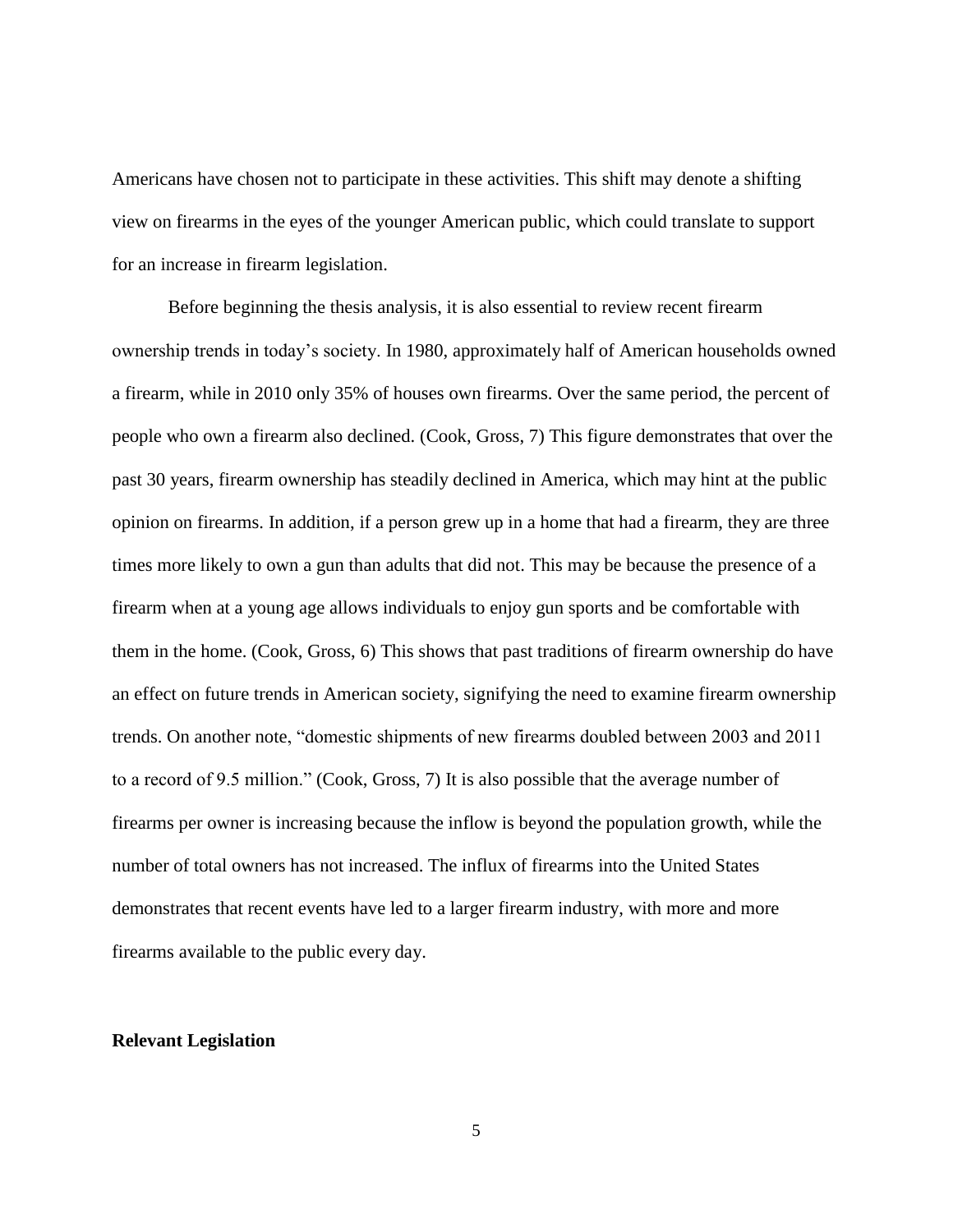Americans have chosen not to participate in these activities. This shift may denote a shifting view on firearms in the eyes of the younger American public, which could translate to support for an increase in firearm legislation.

Before beginning the thesis analysis, it is also essential to review recent firearm ownership trends in today's society. In 1980, approximately half of American households owned a firearm, while in 2010 only 35% of houses own firearms. Over the same period, the percent of people who own a firearm also declined. (Cook, Gross, 7) This figure demonstrates that over the past 30 years, firearm ownership has steadily declined in America, which may hint at the public opinion on firearms. In addition, if a person grew up in a home that had a firearm, they are three times more likely to own a gun than adults that did not. This may be because the presence of a firearm when at a young age allows individuals to enjoy gun sports and be comfortable with them in the home. (Cook, Gross, 6) This shows that past traditions of firearm ownership do have an effect on future trends in American society, signifying the need to examine firearm ownership trends. On another note, "domestic shipments of new firearms doubled between 2003 and 2011 to a record of 9.5 million." (Cook, Gross, 7) It is also possible that the average number of firearms per owner is increasing because the inflow is beyond the population growth, while the number of total owners has not increased. The influx of firearms into the United States demonstrates that recent events have led to a larger firearm industry, with more and more firearms available to the public every day.

**Relevant Legislation**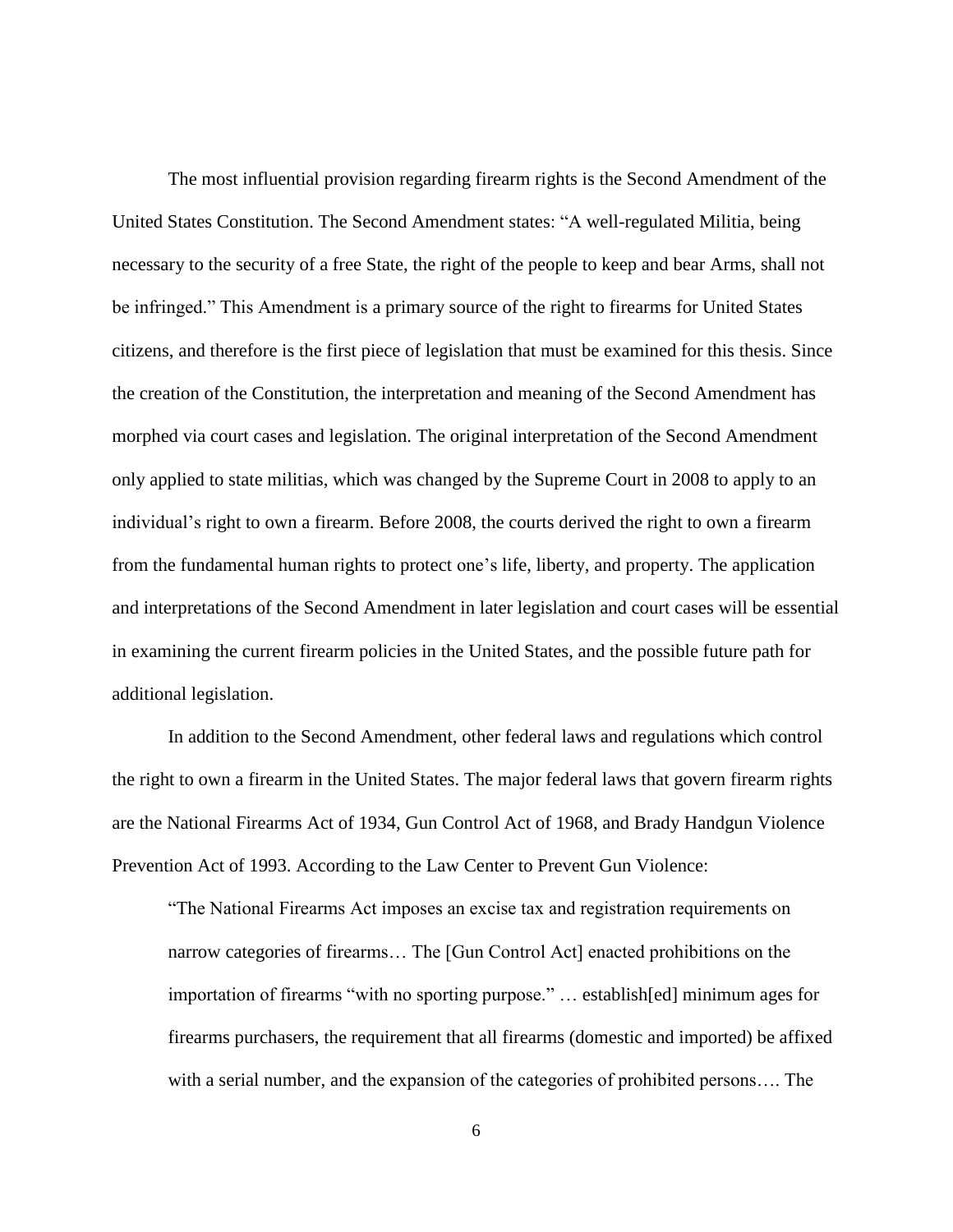The most influential provision regarding firearm rights is the Second Amendment of the United States Constitution. The Second Amendment states: "A well-regulated Militia, being necessary to the security of a free State, the right of the people to keep and bear Arms, shall not be infringed." This Amendment is a primary source of the right to firearms for United States citizens, and therefore is the first piece of legislation that must be examined for this thesis. Since the creation of the Constitution, the interpretation and meaning of the Second Amendment has morphed via court cases and legislation. The original interpretation of the Second Amendment only applied to state militias, which was changed by the Supreme Court in 2008 to apply to an individual's right to own a firearm. Before 2008, the courts derived the right to own a firearm from the fundamental human rights to protect one's life, liberty, and property. The application and interpretations of the Second Amendment in later legislation and court cases will be essential in examining the current firearm policies in the United States, and the possible future path for additional legislation.

In addition to the Second Amendment, other federal laws and regulations which control the right to own a firearm in the United States. The major federal laws that govern firearm rights are the National Firearms Act of 1934, Gun Control Act of 1968, and Brady Handgun Violence Prevention Act of 1993. According to the Law Center to Prevent Gun Violence:

> "The National Firearms Act imposes an excise tax and registration requirements on narrow categories of firearms… The [Gun Control Act] enacted prohibitions on the importation of firearms "with no sporting purpose." … establish[ed] minimum ages for firearms purchasers, the requirement that all firearms (domestic and imported) be affixed with a serial number, and the expansion of the categories of prohibited persons…. The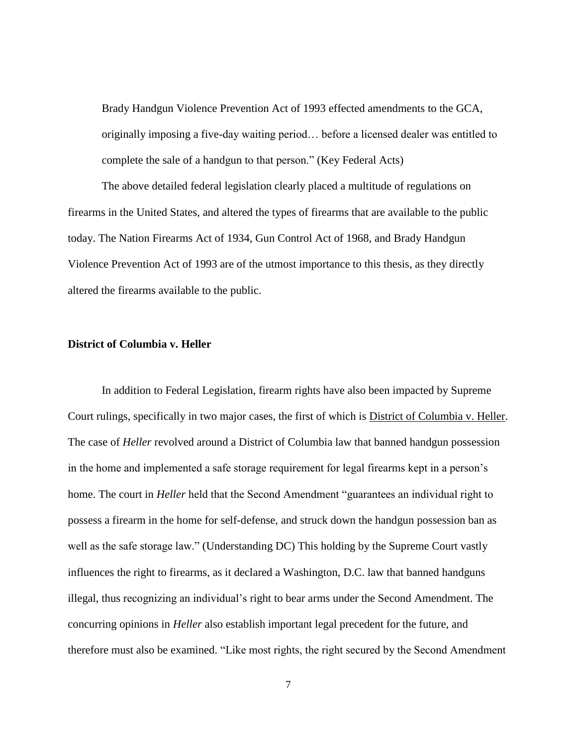> Brady Handgun Violence Prevention Act of 1993 effected amendments to the GCA, originally imposing a five-day waiting period… before a licensed dealer was entitled to complete the sale of a handgun to that person." (Key Federal Acts)

The above detailed federal legislation clearly placed a multitude of regulations on firearms in the United States, and altered the types of firearms that are available to the public today. The Nation Firearms Act of 1934, Gun Control Act of 1968, and Brady Handgun Violence Prevention Act of 1993 are of the utmost importance to this thesis, as they directly altered the firearms available to the public.

**District of Columbia v. Heller**

In addition to Federal Legislation, firearm rights have also been impacted by Supreme Court rulings, specifically in two major cases, the first of which is District of Columbia v. Heller. The case of *Heller* revolved around a District of Columbia law that banned handgun possession in the home and implemented a safe storage requirement for legal firearms kept in a person's home. The court in *Heller* held that the Second Amendment "guarantees an individual right to possess a firearm in the home for self-defense, and struck down the handgun possession ban as well as the safe storage law." (Understanding DC) This holding by the Supreme Court vastly influences the right to firearms, as it declared a Washington, D.C. law that banned handguns illegal, thus recognizing an individual's right to bear arms under the Second Amendment. The concurring opinions in *Heller* also establish important legal precedent for the future, and therefore must also be examined. "Like most rights, the right secured by the Second Amendment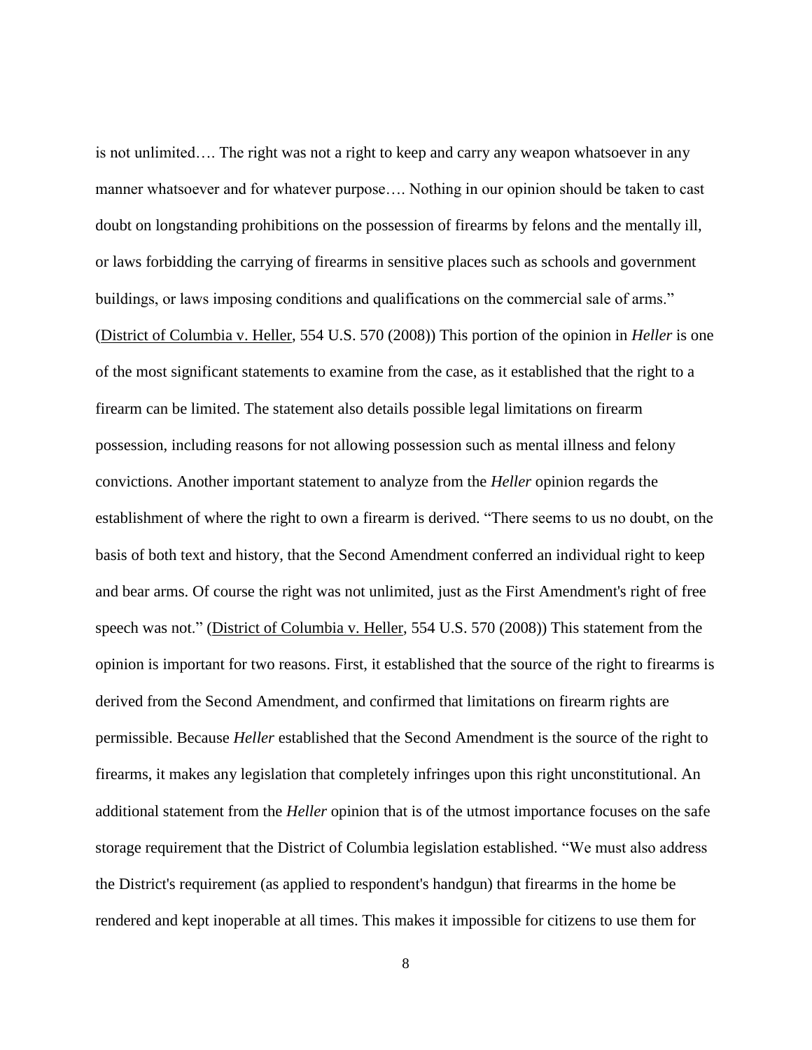is not unlimited…. The right was not a right to keep and carry any weapon whatsoever in any manner whatsoever and for whatever purpose…. Nothing in our opinion should be taken to cast doubt on longstanding prohibitions on the possession of firearms by felons and the mentally ill, or laws forbidding the carrying of firearms in sensitive places such as schools and government buildings, or laws imposing conditions and qualifications on the commercial sale of arms." (<u>District of Columbia v. Heller</u>, 554 U.S. 570 (2008)) This portion of the opinion in *Heller* is one of the most significant statements to examine from the case, as it established that the right to a firearm can be limited. The statement also details possible legal limitations on firearm possession, including reasons for not allowing possession such as mental illness and felony convictions. Another important statement to analyze from the *Heller* opinion regards the establishment of where the right to own a firearm is derived. "There seems to us no doubt, on the basis of both text and history, that the Second Amendment conferred an individual right to keep and bear arms. Of course the right was not unlimited, just as the First Amendment's right of free speech was not." (<u>District of Columbia v. Heller</u>, 554 U.S. 570 (2008)) This statement from the opinion is important for two reasons. First, it established that the source of the right to firearms is derived from the Second Amendment, and confirmed that limitations on firearm rights are permissible. Because *Heller* established that the Second Amendment is the source of the right to firearms, it makes any legislation that completely infringes upon this right unconstitutional. An additional statement from the *Heller* opinion that is of the utmost importance focuses on the safe storage requirement that the District of Columbia legislation established. "We must also address the District's requirement (as applied to respondent's handgun) that firearms in the home be rendered and kept inoperable at all times. This makes it impossible for citizens to use them for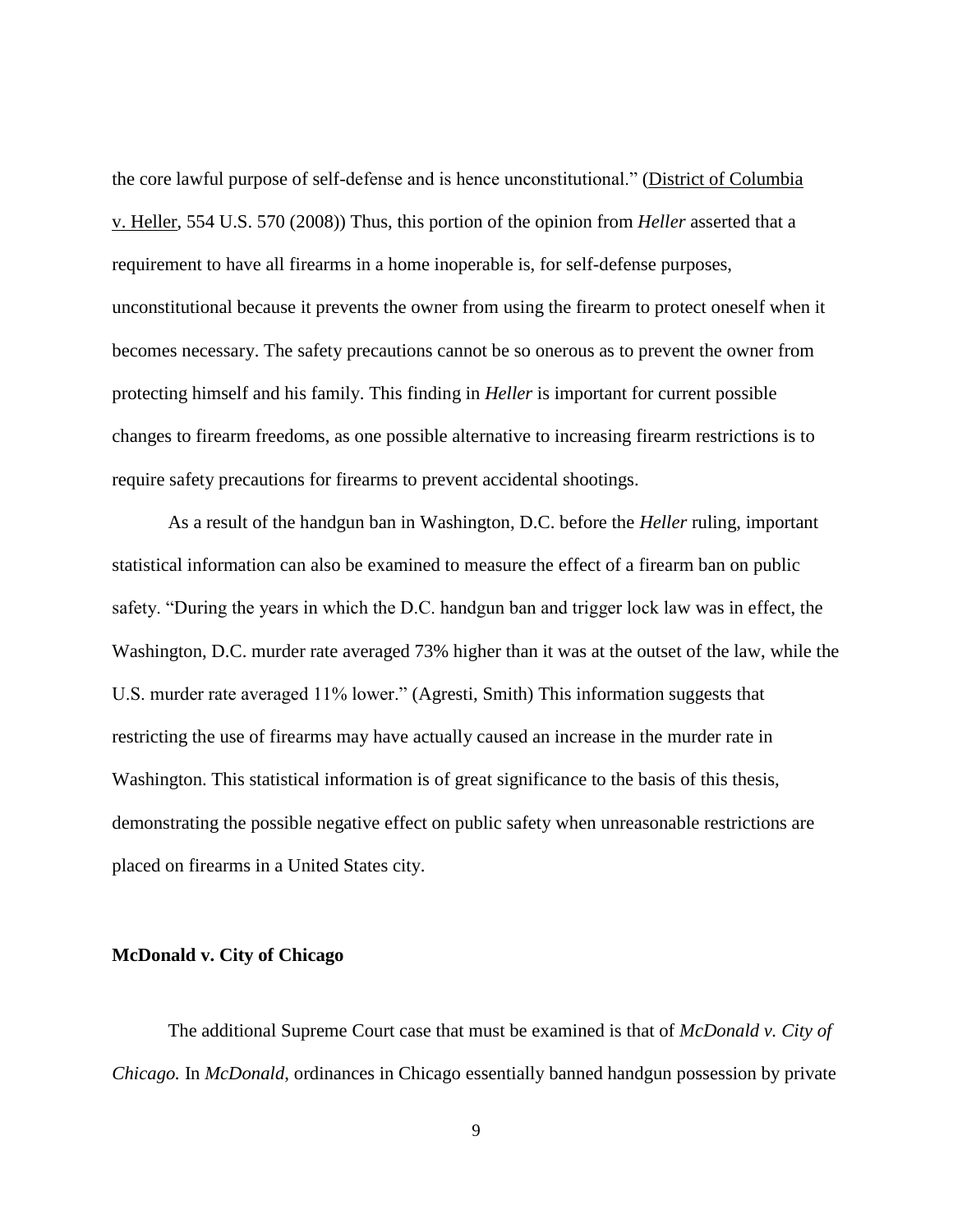the core lawful purpose of self-defense and is hence unconstitutional." (District of Columbia v. Heller, 554 U.S. 570 (2008)) Thus, this portion of the opinion from *Heller* asserted that a requirement to have all firearms in a home inoperable is, for self-defense purposes, unconstitutional because it prevents the owner from using the firearm to protect oneself when it becomes necessary. The safety precautions cannot be so onerous as to prevent the owner from protecting himself and his family. This finding in *Heller* is important for current possible changes to firearm freedoms, as one possible alternative to increasing firearm restrictions is to require safety precautions for firearms to prevent accidental shootings.

As a result of the handgun ban in Washington, D.C. before the *Heller* ruling, important statistical information can also be examined to measure the effect of a firearm ban on public safety. "During the years in which the D.C. handgun ban and trigger lock law was in effect, the Washington, D.C. murder rate averaged 73% higher than it was at the outset of the law, while the U.S. murder rate averaged 11% lower." (Agresti, Smith) This information suggests that restricting the use of firearms may have actually caused an increase in the murder rate in Washington. This statistical information is of great significance to the basis of this thesis, demonstrating the possible negative effect on public safety when unreasonable restrictions are placed on firearms in a United States city.

**McDonald v. City of Chicago**

The additional Supreme Court case that must be examined is that of *McDonald v. City of Chicago.* In *McDonald*, ordinances in Chicago essentially banned handgun possession by private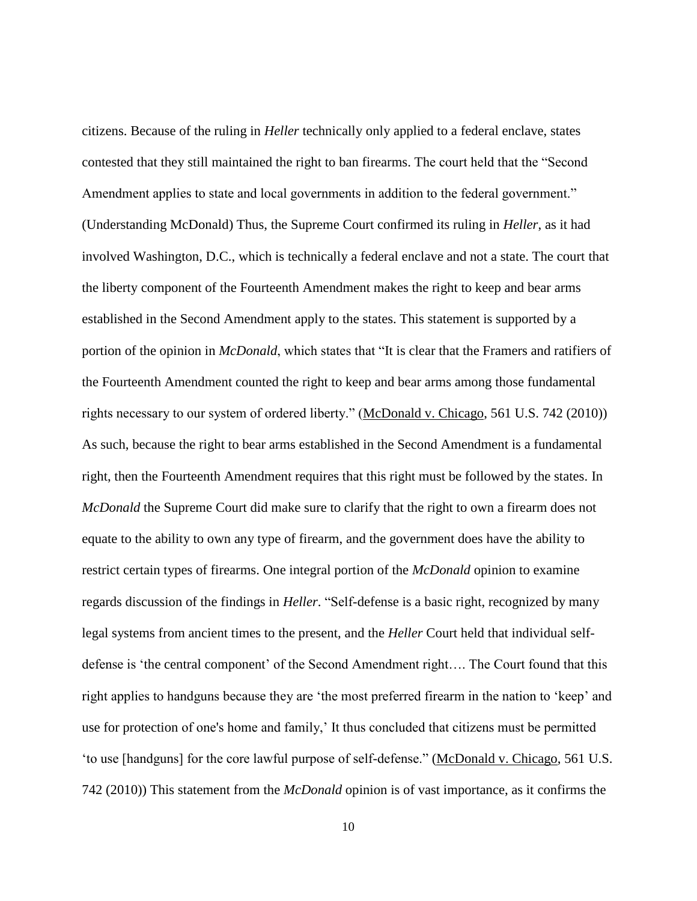citizens. Because of the ruling in *Heller* technically only applied to a federal enclave, states contested that they still maintained the right to ban firearms. The court held that the "Second Amendment applies to state and local governments in addition to the federal government." (Understanding McDonald) Thus, the Supreme Court confirmed its ruling in *Heller*, as it had involved Washington, D.C., which is technically a federal enclave and not a state. The court that the liberty component of the Fourteenth Amendment makes the right to keep and bear arms established in the Second Amendment apply to the states. This statement is supported by a portion of the opinion in *McDonald*, which states that "It is clear that the Framers and ratifiers of the Fourteenth Amendment counted the right to keep and bear arms among those fundamental rights necessary to our system of ordered liberty." (McDonald v. Chicago, 561 U.S. 742 (2010)) As such, because the right to bear arms established in the Second Amendment is a fundamental right, then the Fourteenth Amendment requires that this right must be followed by the states. In *McDonald* the Supreme Court did make sure to clarify that the right to own a firearm does not equate to the ability to own any type of firearm, and the government does have the ability to restrict certain types of firearms. One integral portion of the *McDonald* opinion to examine regards discussion of the findings in *Heller*. "Self-defense is a basic right, recognized by many legal systems from ancient times to the present, and the *Heller* Court held that individual self-defense is 'the central component' of the Second Amendment right…. The Court found that this right applies to handguns because they are 'the most preferred firearm in the nation to 'keep' and use for protection of one's home and family,' It thus concluded that citizens must be permitted 'to use [handguns] for the core lawful purpose of self-defense." (McDonald v. Chicago, 561 U.S. 742 (2010)) This statement from the *McDonald* opinion is of vast importance, as it confirms the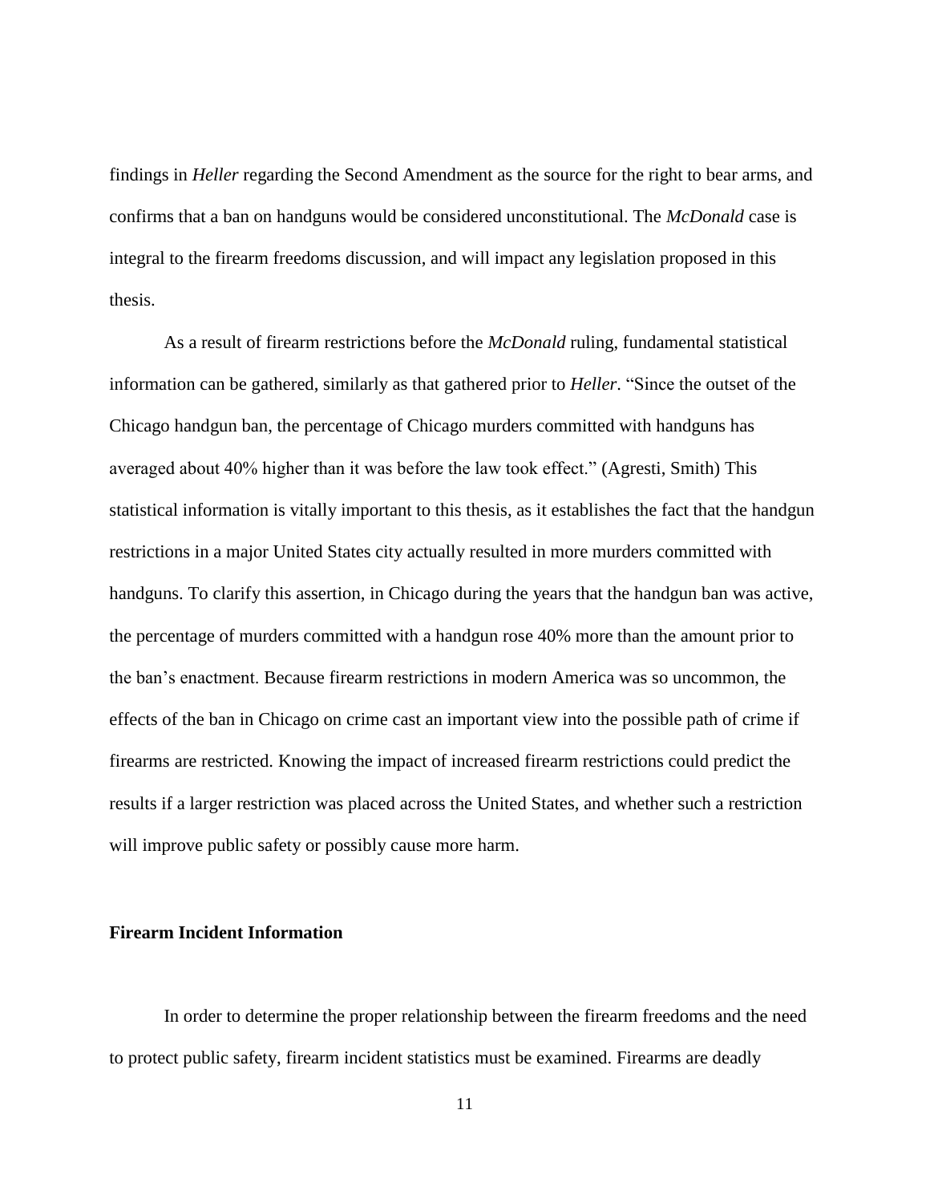findings in *Heller* regarding the Second Amendment as the source for the right to bear arms, and confirms that a ban on handguns would be considered unconstitutional. The *McDonald* case is integral to the firearm freedoms discussion, and will impact any legislation proposed in this thesis.

As a result of firearm restrictions before the *McDonald* ruling, fundamental statistical information can be gathered, similarly as that gathered prior to *Heller*. "Since the outset of the Chicago handgun ban, the percentage of Chicago murders committed with handguns has averaged about 40% higher than it was before the law took effect." (Agresti, Smith) This statistical information is vitally important to this thesis, as it establishes the fact that the handgun restrictions in a major United States city actually resulted in more murders committed with handguns. To clarify this assertion, in Chicago during the years that the handgun ban was active, the percentage of murders committed with a handgun rose 40% more than the amount prior to the ban's enactment. Because firearm restrictions in modern America was so uncommon, the effects of the ban in Chicago on crime cast an important view into the possible path of crime if firearms are restricted. Knowing the impact of increased firearm restrictions could predict the results if a larger restriction was placed across the United States, and whether such a restriction will improve public safety or possibly cause more harm.

**Firearm Incident Information**

In order to determine the proper relationship between the firearm freedoms and the need to protect public safety, firearm incident statistics must be examined. Firearms are deadly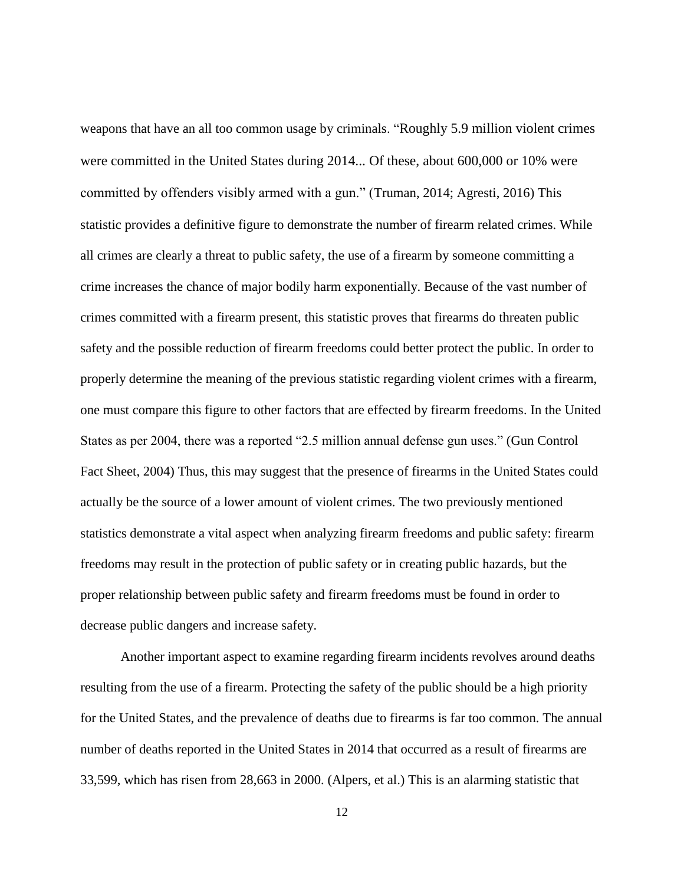weapons that have an all too common usage by criminals. "Roughly 5.9 million violent crimes were committed in the United States during 2014... Of these, about 600,000 or 10% were committed by offenders visibly armed with a gun." (Truman, 2014; Agresti, 2016) This statistic provides a definitive figure to demonstrate the number of firearm related crimes. While all crimes are clearly a threat to public safety, the use of a firearm by someone committing a crime increases the chance of major bodily harm exponentially. Because of the vast number of crimes committed with a firearm present, this statistic proves that firearms do threaten public safety and the possible reduction of firearm freedoms could better protect the public. In order to properly determine the meaning of the previous statistic regarding violent crimes with a firearm, one must compare this figure to other factors that are effected by firearm freedoms. In the United States as per 2004, there was a reported "2.5 million annual defense gun uses." (Gun Control Fact Sheet, 2004) Thus, this may suggest that the presence of firearms in the United States could actually be the source of a lower amount of violent crimes. The two previously mentioned statistics demonstrate a vital aspect when analyzing firearm freedoms and public safety: firearm freedoms may result in the protection of public safety or in creating public hazards, but the proper relationship between public safety and firearm freedoms must be found in order to decrease public dangers and increase safety.

Another important aspect to examine regarding firearm incidents revolves around deaths resulting from the use of a firearm. Protecting the safety of the public should be a high priority for the United States, and the prevalence of deaths due to firearms is far too common. The annual number of deaths reported in the United States in 2014 that occurred as a result of firearms are 33,599, which has risen from 28,663 in 2000. (Alpers, et al.) This is an alarming statistic that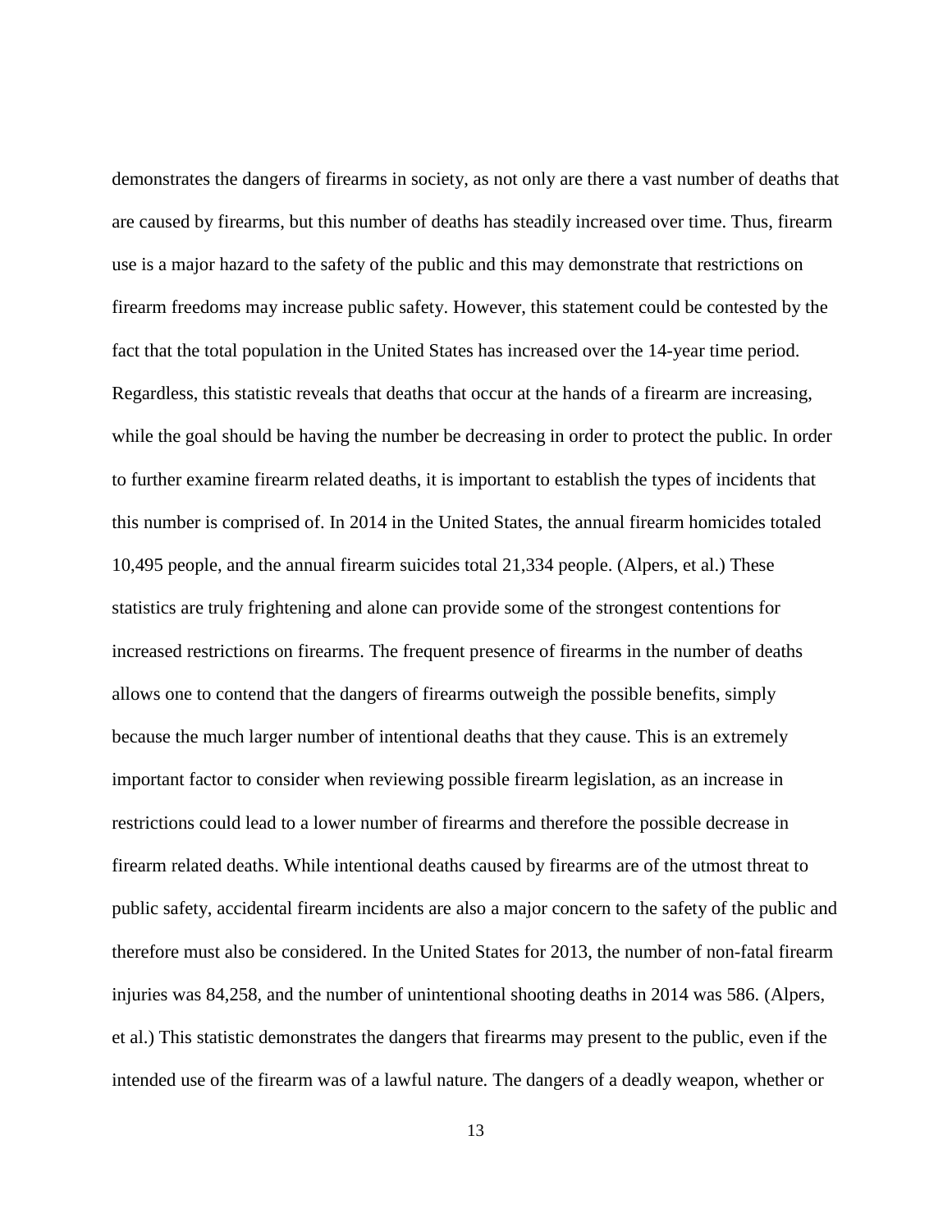demonstrates the dangers of firearms in society, as not only are there a vast number of deaths that are caused by firearms, but this number of deaths has steadily increased over time. Thus, firearm use is a major hazard to the safety of the public and this may demonstrate that restrictions on firearm freedoms may increase public safety. However, this statement could be contested by the fact that the total population in the United States has increased over the 14-year time period. Regardless, this statistic reveals that deaths that occur at the hands of a firearm are increasing, while the goal should be having the number be decreasing in order to protect the public. In order to further examine firearm related deaths, it is important to establish the types of incidents that this number is comprised of. In 2014 in the United States, the annual firearm homicides totaled 10,495 people, and the annual firearm suicides total 21,334 people. (Alpers, et al.) These statistics are truly frightening and alone can provide some of the strongest contentions for increased restrictions on firearms. The frequent presence of firearms in the number of deaths allows one to contend that the dangers of firearms outweigh the possible benefits, simply because the much larger number of intentional deaths that they cause. This is an extremely important factor to consider when reviewing possible firearm legislation, as an increase in restrictions could lead to a lower number of firearms and therefore the possible decrease in firearm related deaths. While intentional deaths caused by firearms are of the utmost threat to public safety, accidental firearm incidents are also a major concern to the safety of the public and therefore must also be considered. In the United States for 2013, the number of non-fatal firearm injuries was 84,258, and the number of unintentional shooting deaths in 2014 was 586. (Alpers, et al.) This statistic demonstrates the dangers that firearms may present to the public, even if the intended use of the firearm was of a lawful nature. The dangers of a deadly weapon, whether or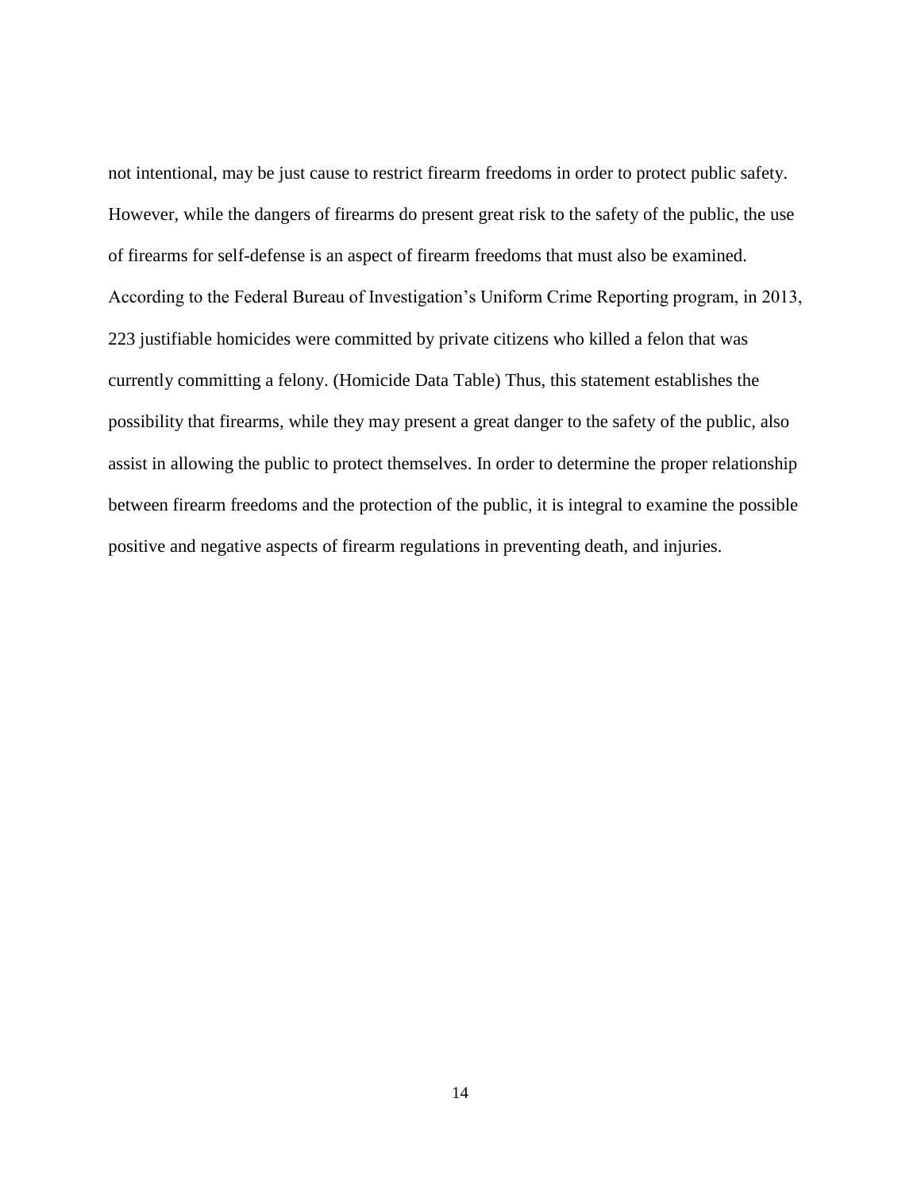not intentional, may be just cause to restrict firearm freedoms in order to protect public safety. However, while the dangers of firearms do present great risk to the safety of the public, the use of firearms for self-defense is an aspect of firearm freedoms that must also be examined. According to the Federal Bureau of Investigation's Uniform Crime Reporting program, in 2013, 223 justifiable homicides were committed by private citizens who killed a felon that was currently committing a felony. (Homicide Data Table) Thus, this statement establishes the possibility that firearms, while they may present a great danger to the safety of the public, also assist in allowing the public to protect themselves. In order to determine the proper relationship between firearm freedoms and the protection of the public, it is integral to examine the possible positive and negative aspects of firearm regulations in preventing death, and injuries.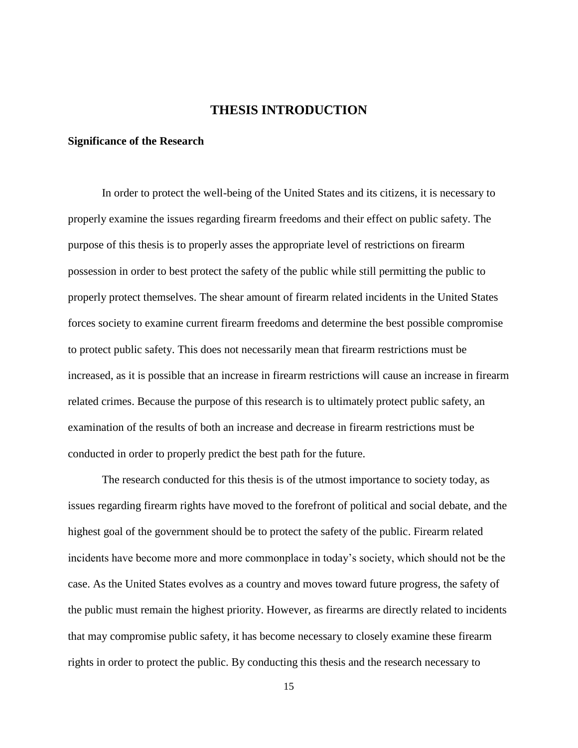# THESIS INTRODUCTION

**Significance of the Research**

In order to protect the well-being of the United States and its citizens, it is necessary to properly examine the issues regarding firearm freedoms and their effect on public safety. The purpose of this thesis is to properly asses the appropriate level of restrictions on firearm possession in order to best protect the safety of the public while still permitting the public to properly protect themselves. The shear amount of firearm related incidents in the United States forces society to examine current firearm freedoms and determine the best possible compromise to protect public safety. This does not necessarily mean that firearm restrictions must be increased, as it is possible that an increase in firearm restrictions will cause an increase in firearm related crimes. Because the purpose of this research is to ultimately protect public safety, an examination of the results of both an increase and decrease in firearm restrictions must be conducted in order to properly predict the best path for the future.

The research conducted for this thesis is of the utmost importance to society today, as issues regarding firearm rights have moved to the forefront of political and social debate, and the highest goal of the government should be to protect the safety of the public. Firearm related incidents have become more and more commonplace in today's society, which should not be the case. As the United States evolves as a country and moves toward future progress, the safety of the public must remain the highest priority. However, as firearms are directly related to incidents that may compromise public safety, it has become necessary to closely examine these firearm rights in order to protect the public. By conducting this thesis and the research necessary to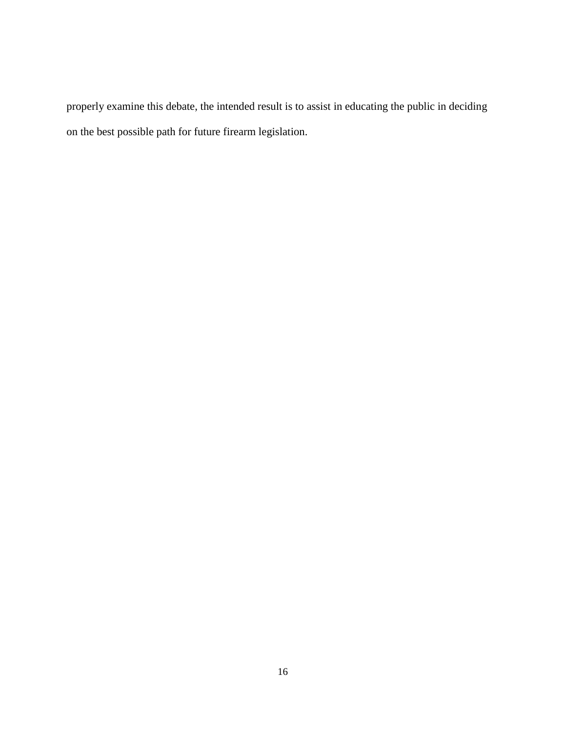properly examine this debate, the intended result is to assist in educating the public in deciding on the best possible path for future firearm legislation.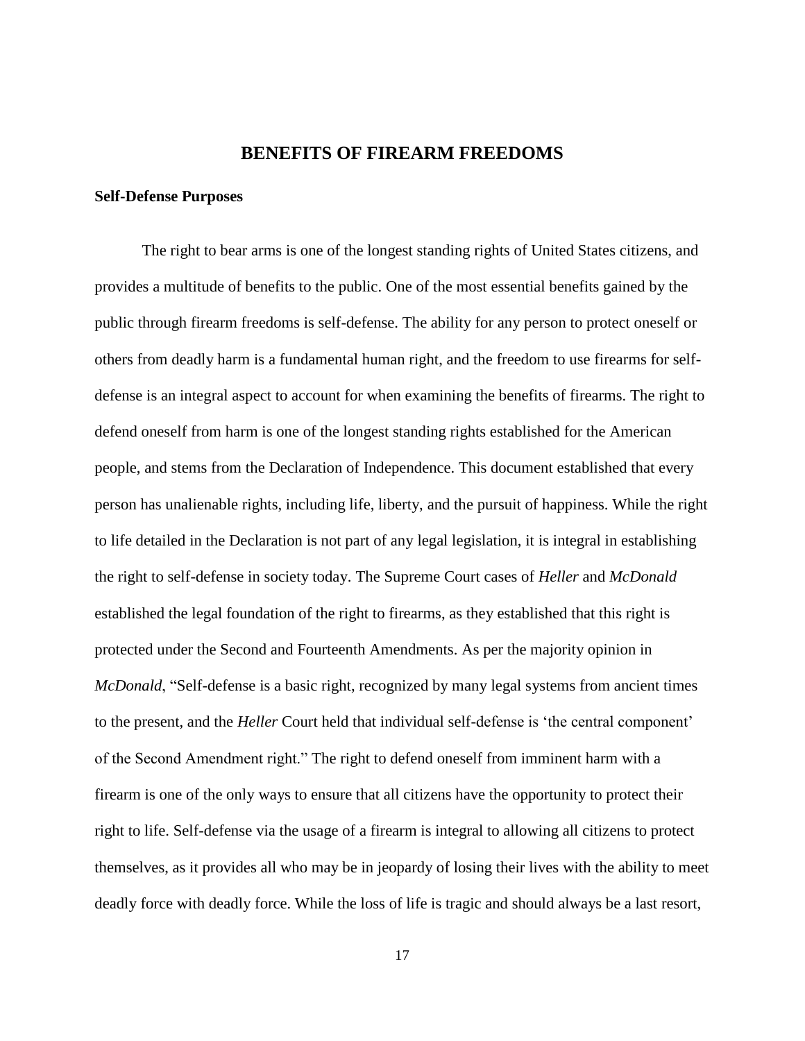# BENEFITS OF FIREARM FREEDOMS

## Self-Defense Purposes

The right to bear arms is one of the longest standing rights of United States citizens, and provides a multitude of benefits to the public. One of the most essential benefits gained by the public through firearm freedoms is self-defense. The ability for any person to protect oneself or others from deadly harm is a fundamental human right, and the freedom to use firearms for self-defense is an integral aspect to account for when examining the benefits of firearms. The right to defend oneself from harm is one of the longest standing rights established for the American people, and stems from the Declaration of Independence. This document established that every person has unalienable rights, including life, liberty, and the pursuit of happiness. While the right to life detailed in the Declaration is not part of any legal legislation, it is integral in establishing the right to self-defense in society today. The Supreme Court cases of *Heller* and *McDonald* established the legal foundation of the right to firearms, as they established that this right is protected under the Second and Fourteenth Amendments. As per the majority opinion in *McDonald*, "Self-defense is a basic right, recognized by many legal systems from ancient times to the present, and the *Heller* Court held that individual self-defense is 'the central component' of the Second Amendment right." The right to defend oneself from imminent harm with a firearm is one of the only ways to ensure that all citizens have the opportunity to protect their right to life. Self-defense via the usage of a firearm is integral to allowing all citizens to protect themselves, as it provides all who may be in jeopardy of losing their lives with the ability to meet deadly force with deadly force. While the loss of life is tragic and should always be a last resort,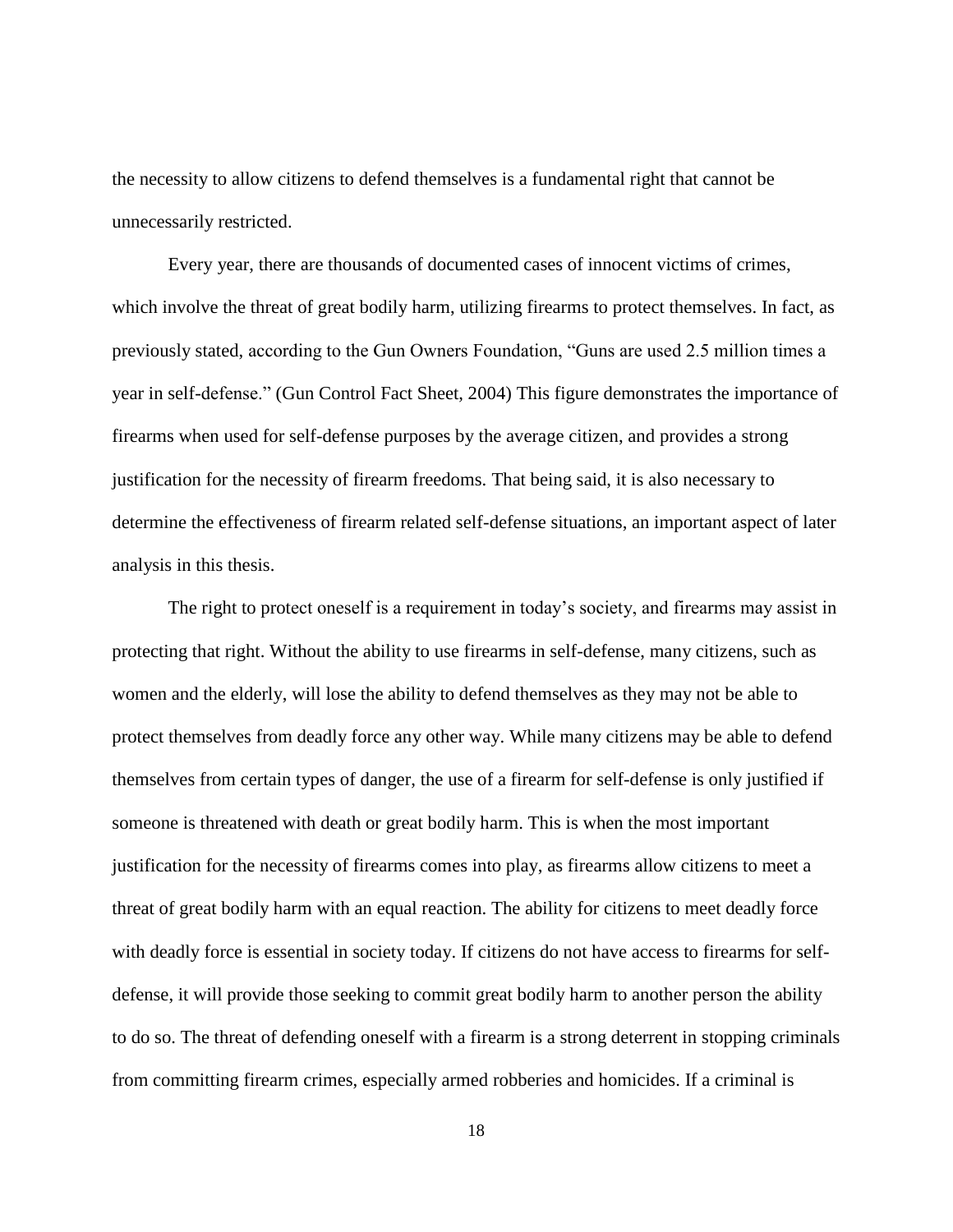the necessity to allow citizens to defend themselves is a fundamental right that cannot be unnecessarily restricted.

Every year, there are thousands of documented cases of innocent victims of crimes, which involve the threat of great bodily harm, utilizing firearms to protect themselves. In fact, as previously stated, according to the Gun Owners Foundation, "Guns are used 2.5 million times a year in self-defense." (Gun Control Fact Sheet, 2004) This figure demonstrates the importance of firearms when used for self-defense purposes by the average citizen, and provides a strong justification for the necessity of firearm freedoms. That being said, it is also necessary to determine the effectiveness of firearm related self-defense situations, an important aspect of later analysis in this thesis.

The right to protect oneself is a requirement in today's society, and firearms may assist in protecting that right. Without the ability to use firearms in self-defense, many citizens, such as women and the elderly, will lose the ability to defend themselves as they may not be able to protect themselves from deadly force any other way. While many citizens may be able to defend themselves from certain types of danger, the use of a firearm for self-defense is only justified if someone is threatened with death or great bodily harm. This is when the most important justification for the necessity of firearms comes into play, as firearms allow citizens to meet a threat of great bodily harm with an equal reaction. The ability for citizens to meet deadly force with deadly force is essential in society today. If citizens do not have access to firearms for self-defense, it will provide those seeking to commit great bodily harm to another person the ability to do so. The threat of defending oneself with a firearm is a strong deterrent in stopping criminals from committing firearm crimes, especially armed robberies and homicides. If a criminal is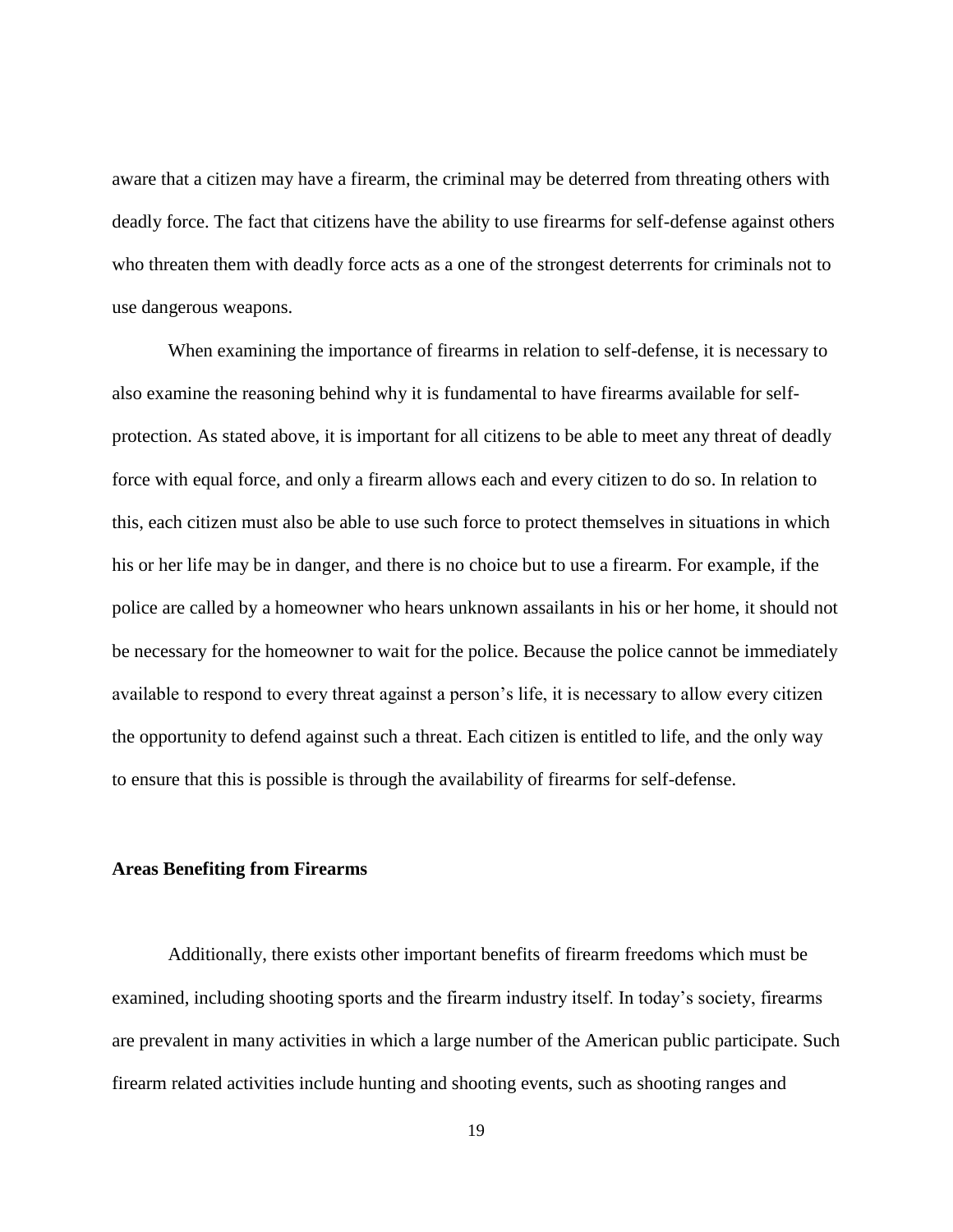aware that a citizen may have a firearm, the criminal may be deterred from threating others with deadly force. The fact that citizens have the ability to use firearms for self-defense against others who threaten them with deadly force acts as a one of the strongest deterrents for criminals not to use dangerous weapons.

When examining the importance of firearms in relation to self-defense, it is necessary to also examine the reasoning behind why it is fundamental to have firearms available for self-protection. As stated above, it is important for all citizens to be able to meet any threat of deadly force with equal force, and only a firearm allows each and every citizen to do so. In relation to this, each citizen must also be able to use such force to protect themselves in situations in which his or her life may be in danger, and there is no choice but to use a firearm. For example, if the police are called by a homeowner who hears unknown assailants in his or her home, it should not be necessary for the homeowner to wait for the police. Because the police cannot be immediately available to respond to every threat against a person's life, it is necessary to allow every citizen the opportunity to defend against such a threat. Each citizen is entitled to life, and the only way to ensure that this is possible is through the availability of firearms for self-defense.

**Areas Benefiting from Firearms**

Additionally, there exists other important benefits of firearm freedoms which must be examined, including shooting sports and the firearm industry itself. In today's society, firearms are prevalent in many activities in which a large number of the American public participate. Such firearm related activities include hunting and shooting events, such as shooting ranges and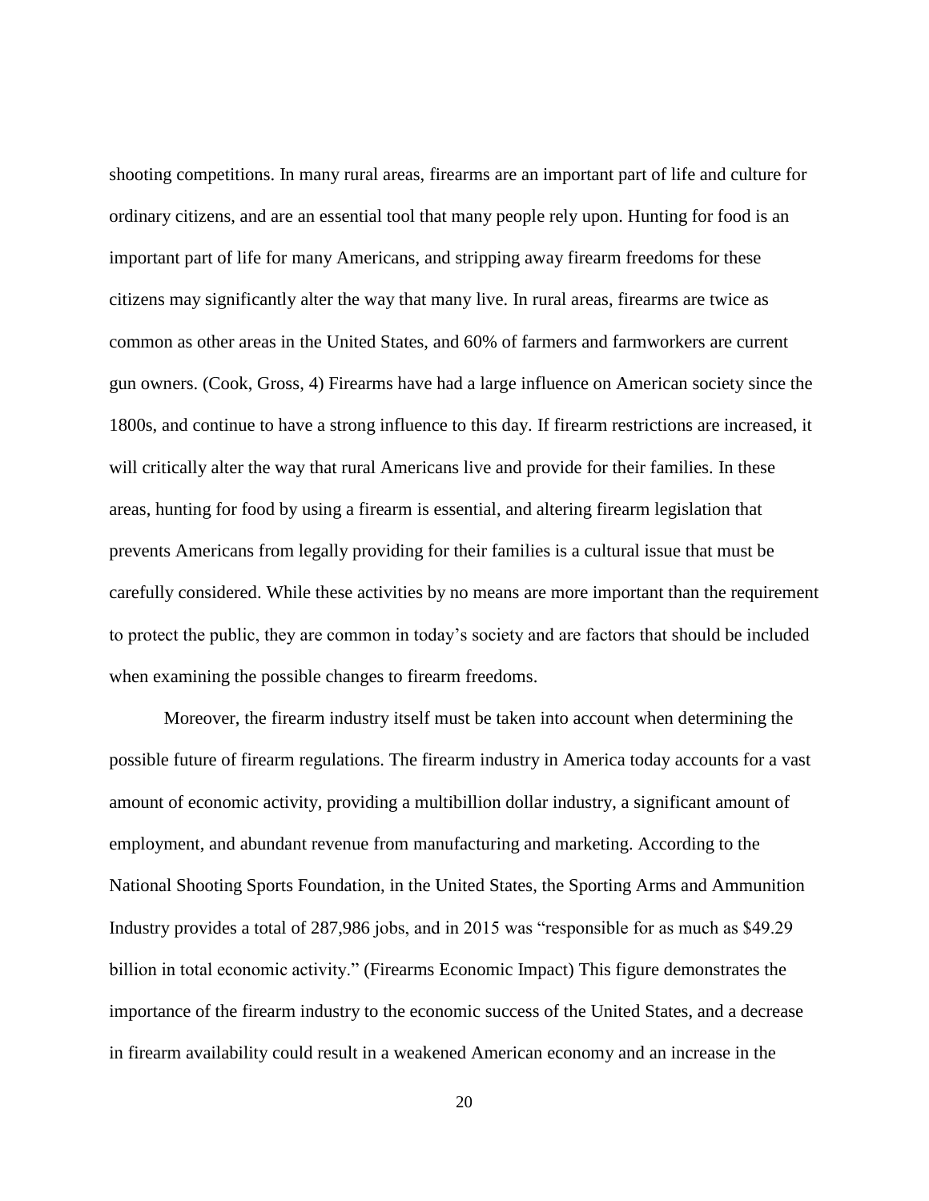shooting competitions. In many rural areas, firearms are an important part of life and culture for ordinary citizens, and are an essential tool that many people rely upon. Hunting for food is an important part of life for many Americans, and stripping away firearm freedoms for these citizens may significantly alter the way that many live. In rural areas, firearms are twice as common as other areas in the United States, and 60% of farmers and farmworkers are current gun owners. (Cook, Gross, 4) Firearms have had a large influence on American society since the 1800s, and continue to have a strong influence to this day. If firearm restrictions are increased, it will critically alter the way that rural Americans live and provide for their families. In these areas, hunting for food by using a firearm is essential, and altering firearm legislation that prevents Americans from legally providing for their families is a cultural issue that must be carefully considered. While these activities by no means are more important than the requirement to protect the public, they are common in today's society and are factors that should be included when examining the possible changes to firearm freedoms.

Moreover, the firearm industry itself must be taken into account when determining the possible future of firearm regulations. The firearm industry in America today accounts for a vast amount of economic activity, providing a multibillion dollar industry, a significant amount of employment, and abundant revenue from manufacturing and marketing. According to the National Shooting Sports Foundation, in the United States, the Sporting Arms and Ammunition Industry provides a total of 287,986 jobs, and in 2015 was "responsible for as much as $49.29 billion in total economic activity." (Firearms Economic Impact) This figure demonstrates the importance of the firearm industry to the economic success of the United States, and a decrease in firearm availability could result in a weakened American economy and an increase in the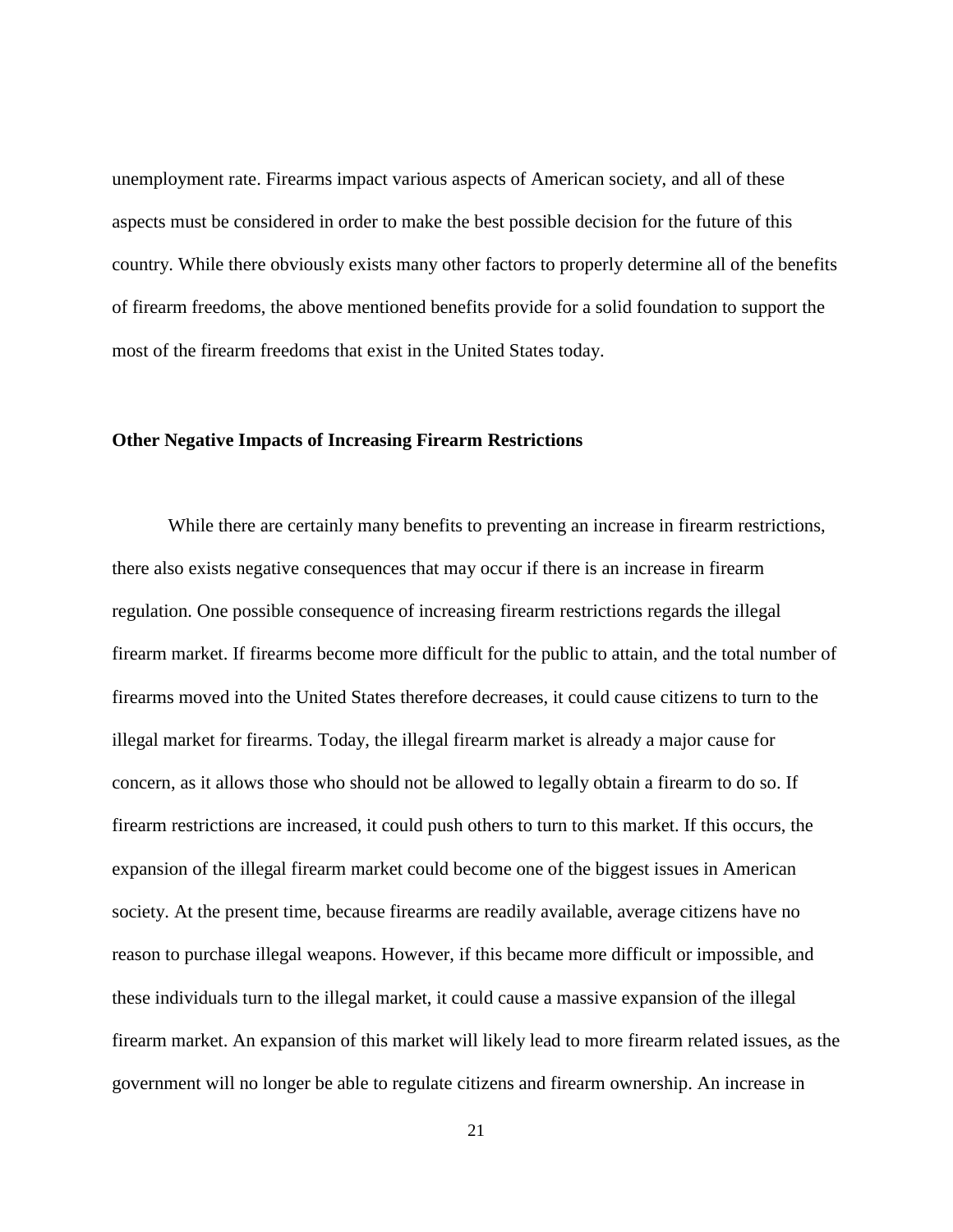unemployment rate. Firearms impact various aspects of American society, and all of these aspects must be considered in order to make the best possible decision for the future of this country. While there obviously exists many other factors to properly determine all of the benefits of firearm freedoms, the above mentioned benefits provide for a solid foundation to support the most of the firearm freedoms that exist in the United States today.

## Other Negative Impacts of Increasing Firearm Restrictions

While there are certainly many benefits to preventing an increase in firearm restrictions, there also exists negative consequences that may occur if there is an increase in firearm regulation. One possible consequence of increasing firearm restrictions regards the illegal firearm market. If firearms become more difficult for the public to attain, and the total number of firearms moved into the United States therefore decreases, it could cause citizens to turn to the illegal market for firearms. Today, the illegal firearm market is already a major cause for concern, as it allows those who should not be allowed to legally obtain a firearm to do so. If firearm restrictions are increased, it could push others to turn to this market. If this occurs, the expansion of the illegal firearm market could become one of the biggest issues in American society. At the present time, because firearms are readily available, average citizens have no reason to purchase illegal weapons. However, if this became more difficult or impossible, and these individuals turn to the illegal market, it could cause a massive expansion of the illegal firearm market. An expansion of this market will likely lead to more firearm related issues, as the government will no longer be able to regulate citizens and firearm ownership. An increase in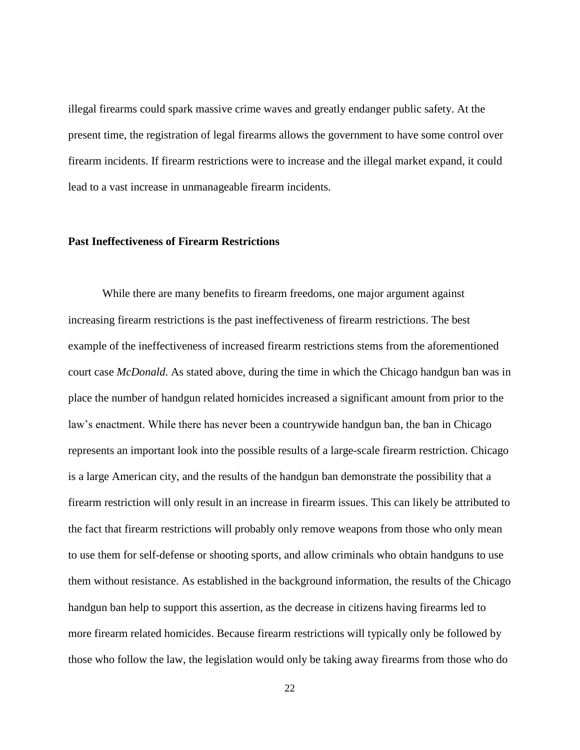illegal firearms could spark massive crime waves and greatly endanger public safety. At the present time, the registration of legal firearms allows the government to have some control over firearm incidents. If firearm restrictions were to increase and the illegal market expand, it could lead to a vast increase in unmanageable firearm incidents.

### Past Ineffectiveness of Firearm Restrictions

While there are many benefits to firearm freedoms, one major argument against increasing firearm restrictions is the past ineffectiveness of firearm restrictions. The best example of the ineffectiveness of increased firearm restrictions stems from the aforementioned court case *McDonald*. As stated above, during the time in which the Chicago handgun ban was in place the number of handgun related homicides increased a significant amount from prior to the law's enactment. While there has never been a countrywide handgun ban, the ban in Chicago represents an important look into the possible results of a large-scale firearm restriction. Chicago is a large American city, and the results of the handgun ban demonstrate the possibility that a firearm restriction will only result in an increase in firearm issues. This can likely be attributed to the fact that firearm restrictions will probably only remove weapons from those who only mean to use them for self-defense or shooting sports, and allow criminals who obtain handguns to use them without resistance. As established in the background information, the results of the Chicago handgun ban help to support this assertion, as the decrease in citizens having firearms led to more firearm related homicides. Because firearm restrictions will typically only be followed by those who follow the law, the legislation would only be taking away firearms from those who do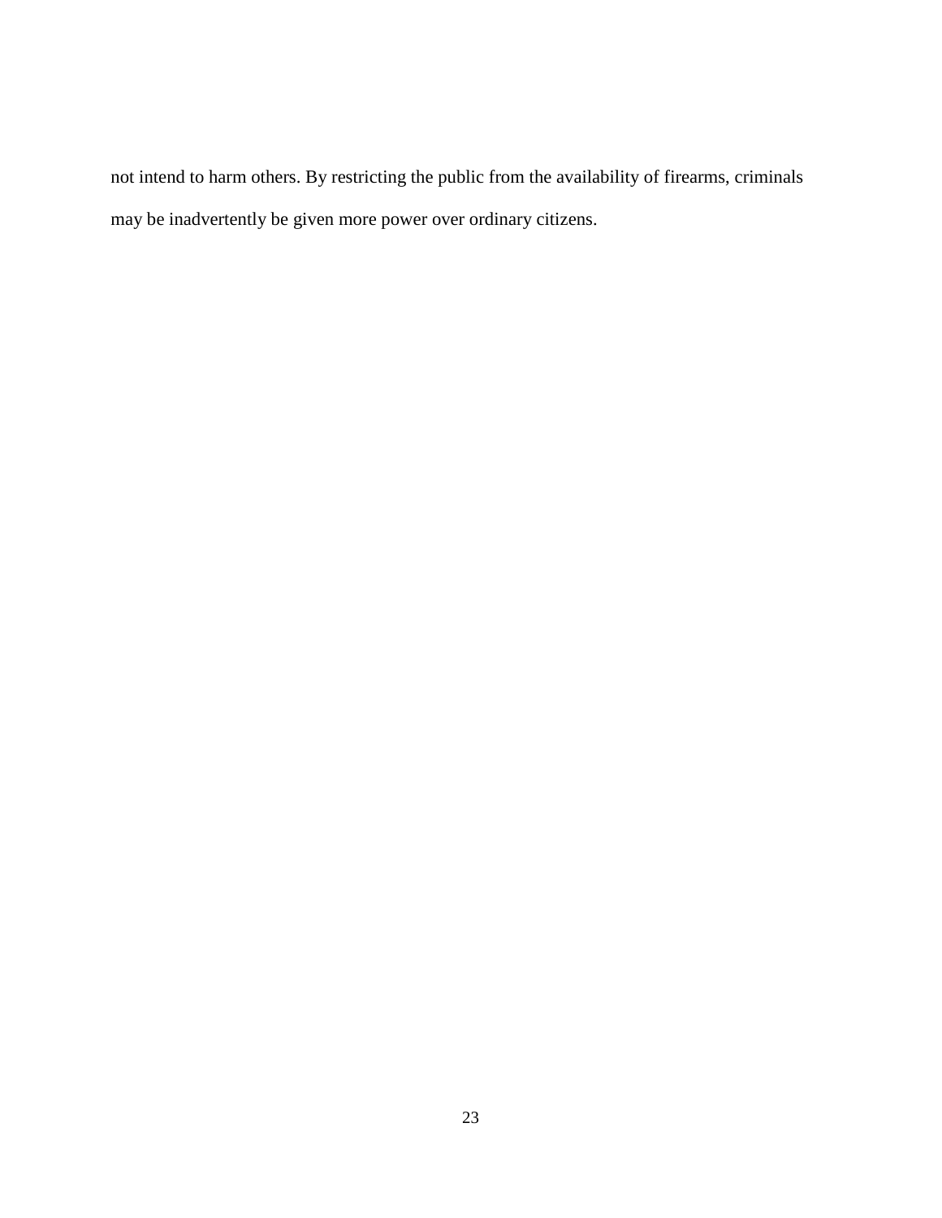not intend to harm others. By restricting the public from the availability of firearms, criminals may be inadvertently be given more power over ordinary citizens.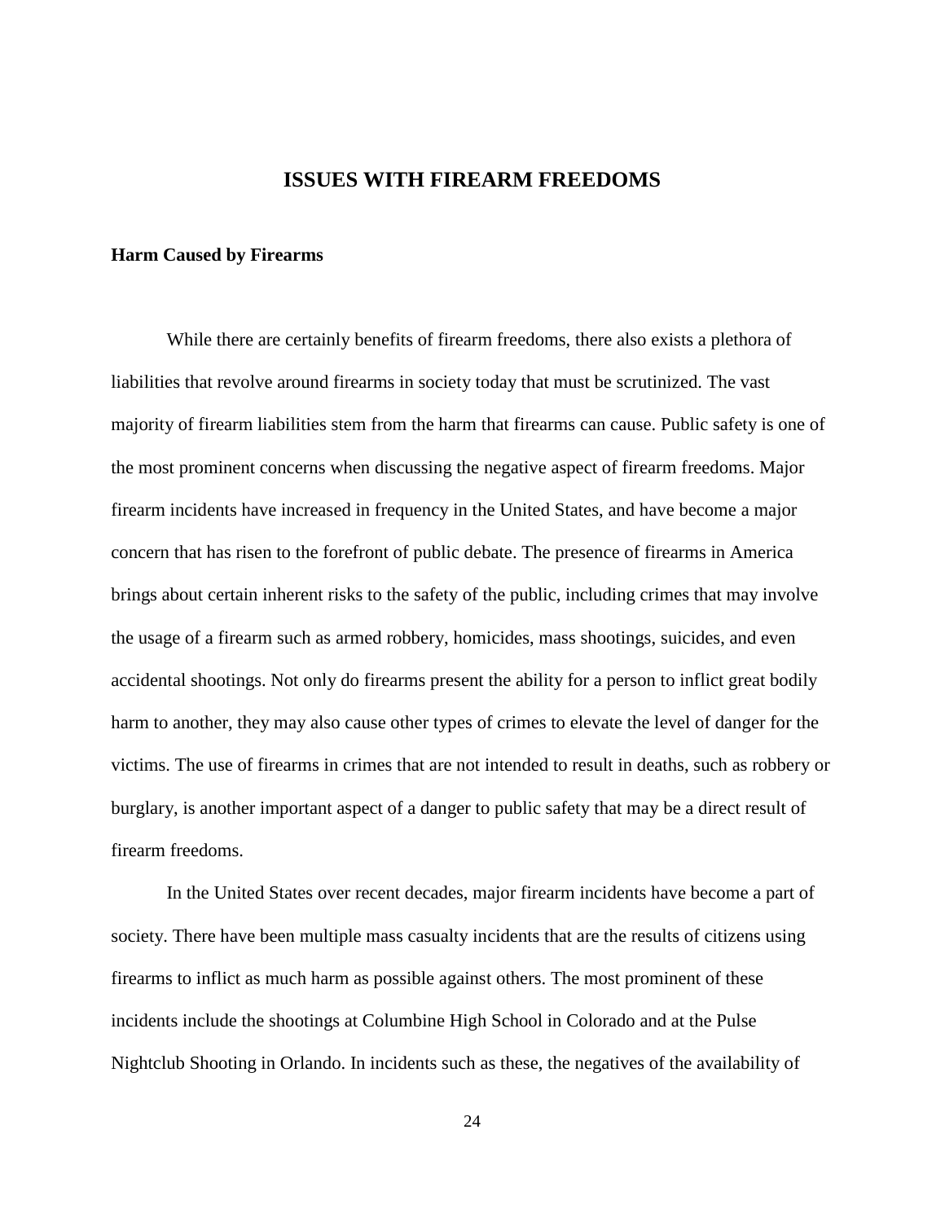# ISSUES WITH FIREARM FREEDOMS

## Harm Caused by Firearms

While there are certainly benefits of firearm freedoms, there also exists a plethora of liabilities that revolve around firearms in society today that must be scrutinized. The vast majority of firearm liabilities stem from the harm that firearms can cause. Public safety is one of the most prominent concerns when discussing the negative aspect of firearm freedoms. Major firearm incidents have increased in frequency in the United States, and have become a major concern that has risen to the forefront of public debate. The presence of firearms in America brings about certain inherent risks to the safety of the public, including crimes that may involve the usage of a firearm such as armed robbery, homicides, mass shootings, suicides, and even accidental shootings. Not only do firearms present the ability for a person to inflict great bodily harm to another, they may also cause other types of crimes to elevate the level of danger for the victims. The use of firearms in crimes that are not intended to result in deaths, such as robbery or burglary, is another important aspect of a danger to public safety that may be a direct result of firearm freedoms.

In the United States over recent decades, major firearm incidents have become a part of society. There have been multiple mass casualty incidents that are the results of citizens using firearms to inflict as much harm as possible against others. The most prominent of these incidents include the shootings at Columbine High School in Colorado and at the Pulse Nightclub Shooting in Orlando. In incidents such as these, the negatives of the availability of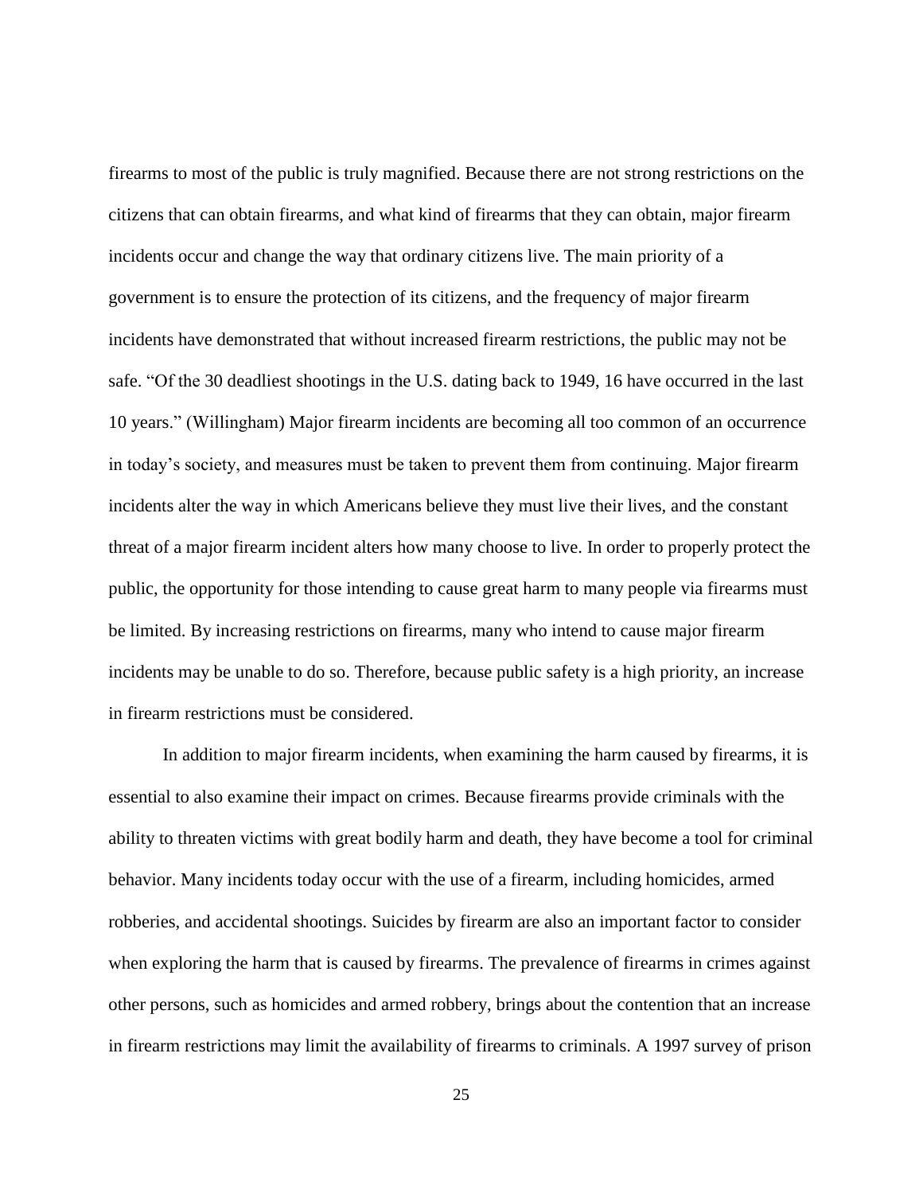firearms to most of the public is truly magnified. Because there are not strong restrictions on the citizens that can obtain firearms, and what kind of firearms that they can obtain, major firearm incidents occur and change the way that ordinary citizens live. The main priority of a government is to ensure the protection of its citizens, and the frequency of major firearm incidents have demonstrated that without increased firearm restrictions, the public may not be safe. "Of the 30 deadliest shootings in the U.S. dating back to 1949, 16 have occurred in the last 10 years." (Willingham) Major firearm incidents are becoming all too common of an occurrence in today's society, and measures must be taken to prevent them from continuing. Major firearm incidents alter the way in which Americans believe they must live their lives, and the constant threat of a major firearm incident alters how many choose to live. In order to properly protect the public, the opportunity for those intending to cause great harm to many people via firearms must be limited. By increasing restrictions on firearms, many who intend to cause major firearm incidents may be unable to do so. Therefore, because public safety is a high priority, an increase in firearm restrictions must be considered.

In addition to major firearm incidents, when examining the harm caused by firearms, it is essential to also examine their impact on crimes. Because firearms provide criminals with the ability to threaten victims with great bodily harm and death, they have become a tool for criminal behavior. Many incidents today occur with the use of a firearm, including homicides, armed robberies, and accidental shootings. Suicides by firearm are also an important factor to consider when exploring the harm that is caused by firearms. The prevalence of firearms in crimes against other persons, such as homicides and armed robbery, brings about the contention that an increase in firearm restrictions may limit the availability of firearms to criminals. A 1997 survey of prison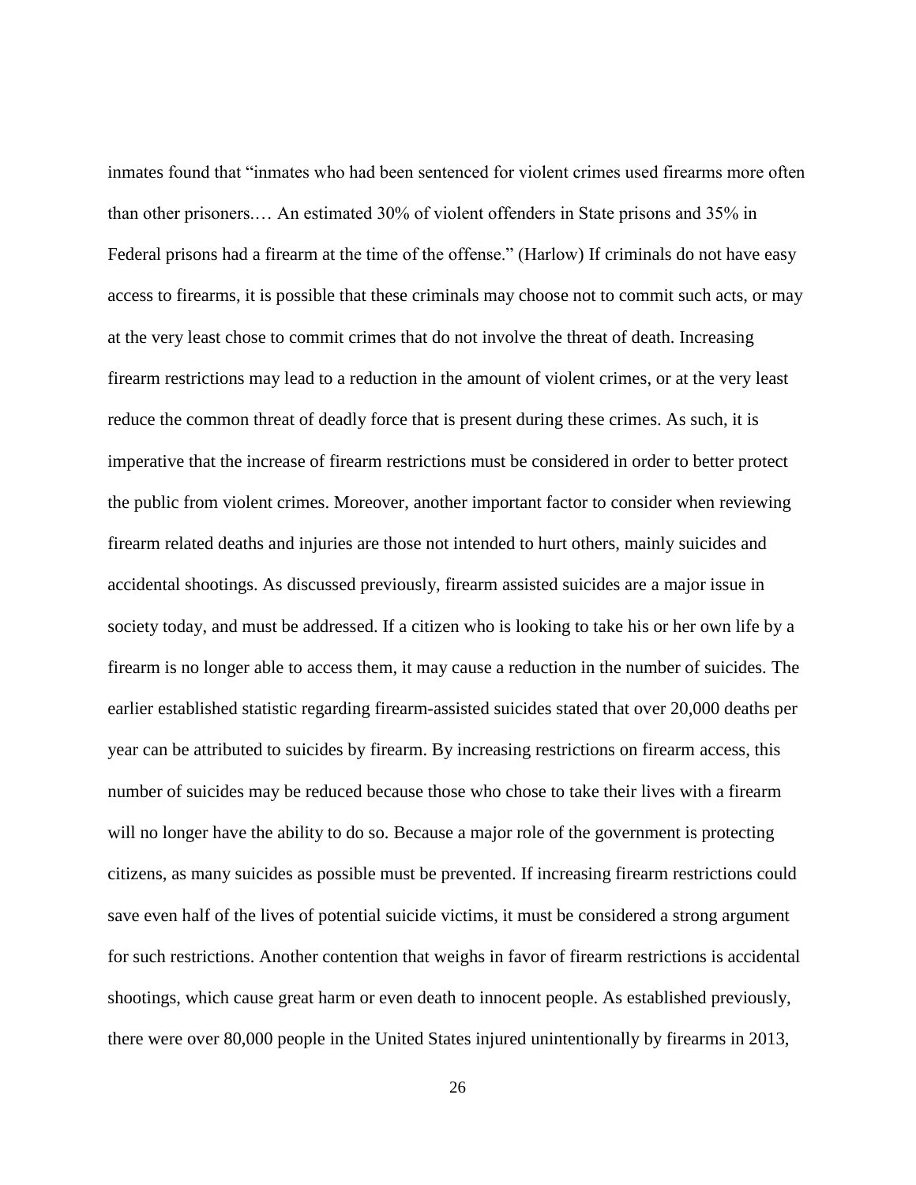inmates found that "inmates who had been sentenced for violent crimes used firearms more often than other prisoners.… An estimated 30% of violent offenders in State prisons and 35% in Federal prisons had a firearm at the time of the offense." (Harlow) If criminals do not have easy access to firearms, it is possible that these criminals may choose not to commit such acts, or may at the very least chose to commit crimes that do not involve the threat of death. Increasing firearm restrictions may lead to a reduction in the amount of violent crimes, or at the very least reduce the common threat of deadly force that is present during these crimes. As such, it is imperative that the increase of firearm restrictions must be considered in order to better protect the public from violent crimes. Moreover, another important factor to consider when reviewing firearm related deaths and injuries are those not intended to hurt others, mainly suicides and accidental shootings. As discussed previously, firearm assisted suicides are a major issue in society today, and must be addressed. If a citizen who is looking to take his or her own life by a firearm is no longer able to access them, it may cause a reduction in the number of suicides. The earlier established statistic regarding firearm-assisted suicides stated that over 20,000 deaths per year can be attributed to suicides by firearm. By increasing restrictions on firearm access, this number of suicides may be reduced because those who chose to take their lives with a firearm will no longer have the ability to do so. Because a major role of the government is protecting citizens, as many suicides as possible must be prevented. If increasing firearm restrictions could save even half of the lives of potential suicide victims, it must be considered a strong argument for such restrictions. Another contention that weighs in favor of firearm restrictions is accidental shootings, which cause great harm or even death to innocent people. As established previously, there were over 80,000 people in the United States injured unintentionally by firearms in 2013,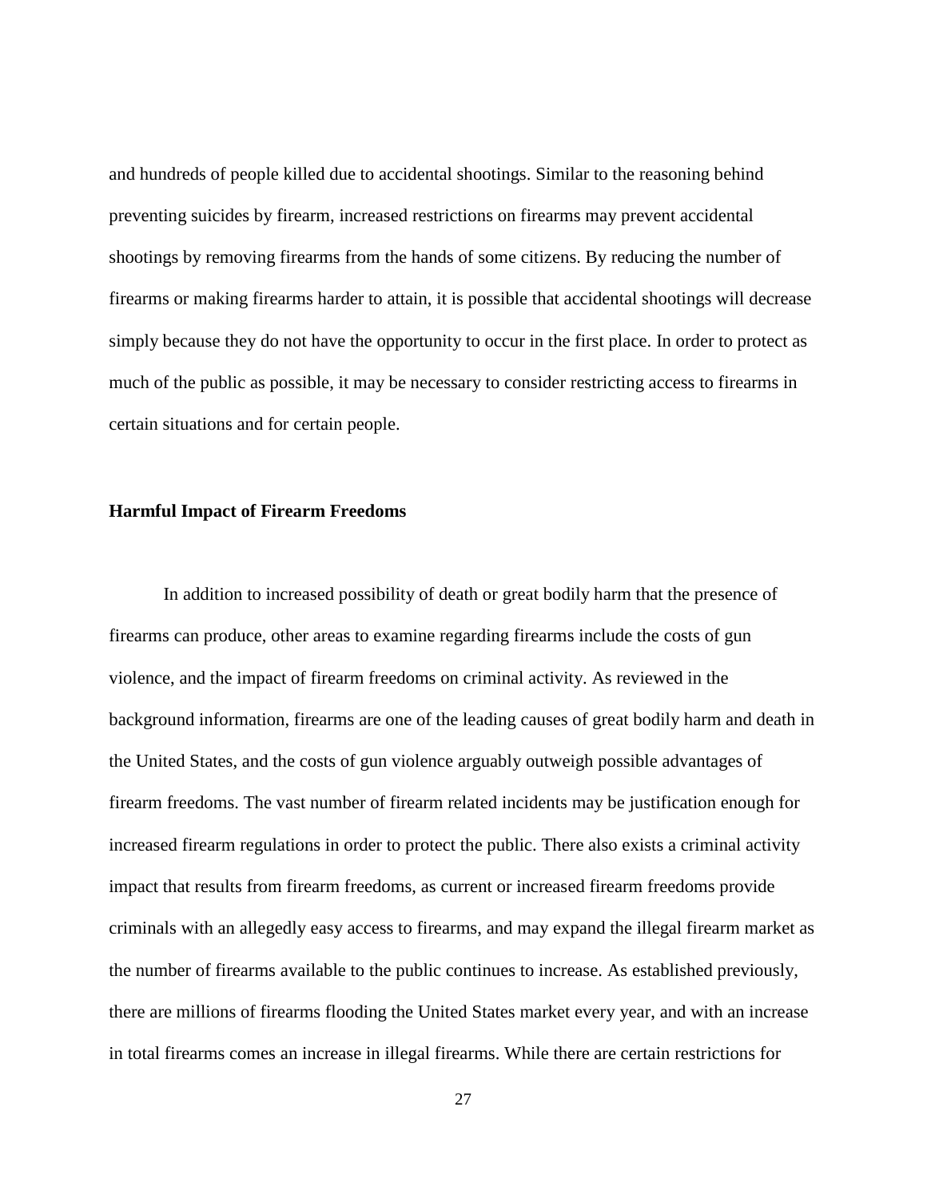and hundreds of people killed due to accidental shootings. Similar to the reasoning behind preventing suicides by firearm, increased restrictions on firearms may prevent accidental shootings by removing firearms from the hands of some citizens. By reducing the number of firearms or making firearms harder to attain, it is possible that accidental shootings will decrease simply because they do not have the opportunity to occur in the first place. In order to protect as much of the public as possible, it may be necessary to consider restricting access to firearms in certain situations and for certain people.

**Harmful Impact of Firearm Freedoms**

In addition to increased possibility of death or great bodily harm that the presence of firearms can produce, other areas to examine regarding firearms include the costs of gun violence, and the impact of firearm freedoms on criminal activity. As reviewed in the background information, firearms are one of the leading causes of great bodily harm and death in the United States, and the costs of gun violence arguably outweigh possible advantages of firearm freedoms. The vast number of firearm related incidents may be justification enough for increased firearm regulations in order to protect the public. There also exists a criminal activity impact that results from firearm freedoms, as current or increased firearm freedoms provide criminals with an allegedly easy access to firearms, and may expand the illegal firearm market as the number of firearms available to the public continues to increase. As established previously, there are millions of firearms flooding the United States market every year, and with an increase in total firearms comes an increase in illegal firearms. While there are certain restrictions for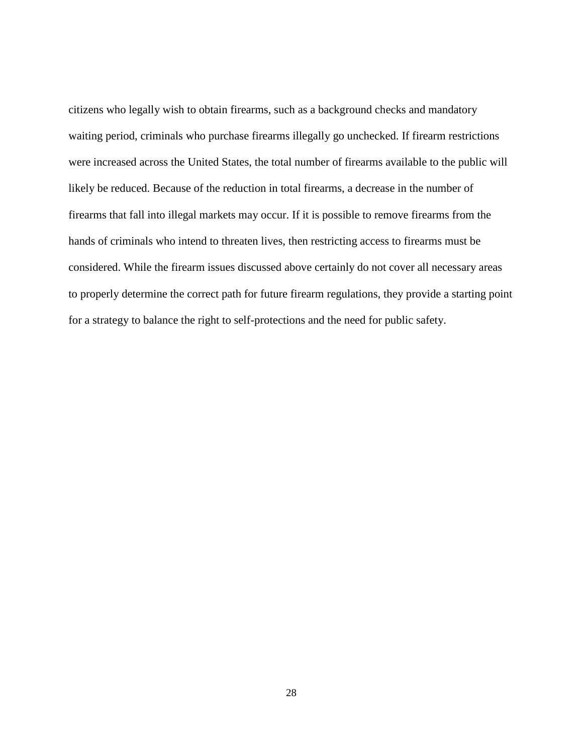citizens who legally wish to obtain firearms, such as a background checks and mandatory waiting period, criminals who purchase firearms illegally go unchecked. If firearm restrictions were increased across the United States, the total number of firearms available to the public will likely be reduced. Because of the reduction in total firearms, a decrease in the number of firearms that fall into illegal markets may occur. If it is possible to remove firearms from the hands of criminals who intend to threaten lives, then restricting access to firearms must be considered. While the firearm issues discussed above certainly do not cover all necessary areas to properly determine the correct path for future firearm regulations, they provide a starting point for a strategy to balance the right to self-protections and the need for public safety.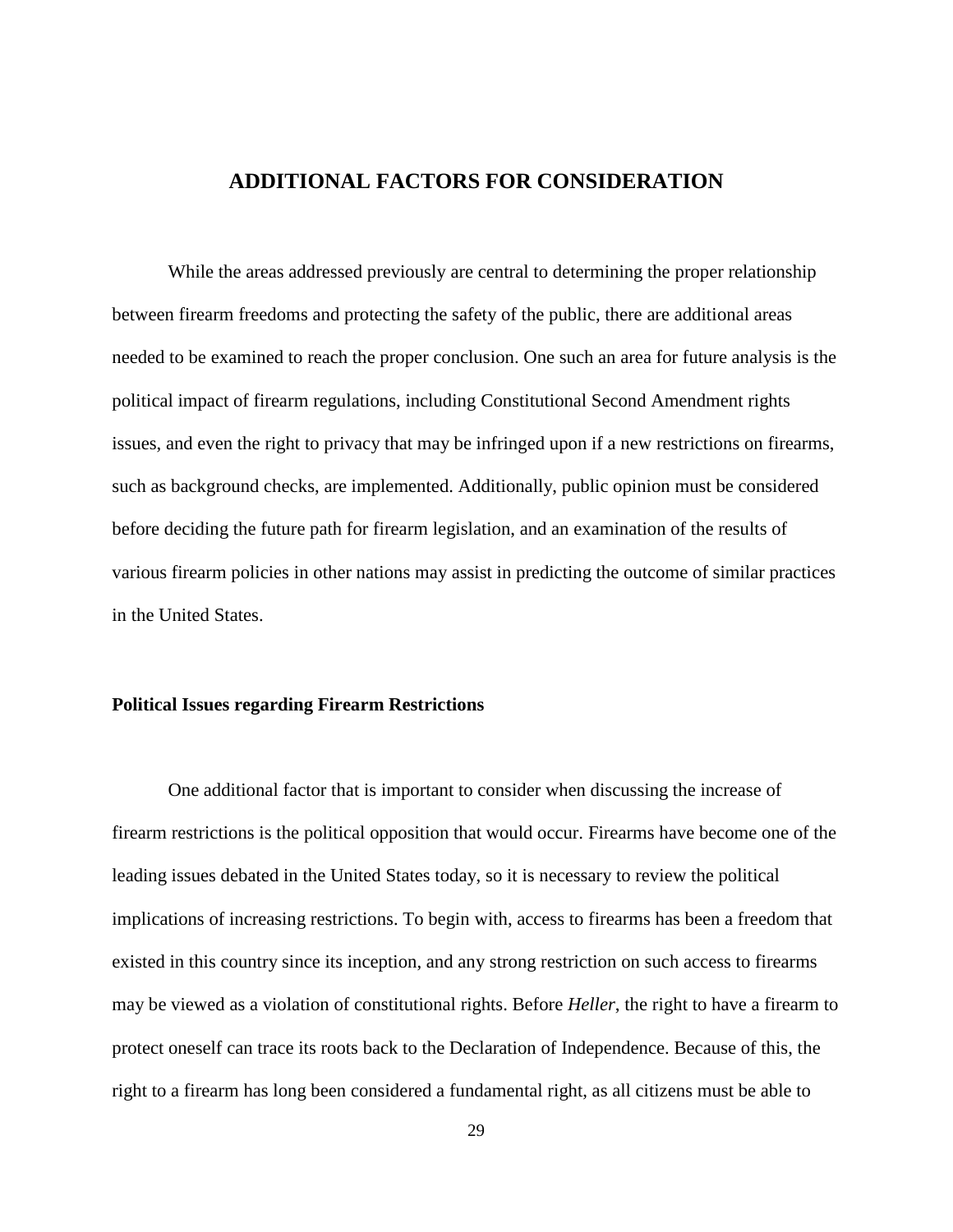# ADDITIONAL FACTORS FOR CONSIDERATION

While the areas addressed previously are central to determining the proper relationship between firearm freedoms and protecting the safety of the public, there are additional areas needed to be examined to reach the proper conclusion. One such an area for future analysis is the political impact of firearm regulations, including Constitutional Second Amendment rights issues, and even the right to privacy that may be infringed upon if a new restrictions on firearms, such as background checks, are implemented. Additionally, public opinion must be considered before deciding the future path for firearm legislation, and an examination of the results of various firearm policies in other nations may assist in predicting the outcome of similar practices in the United States.

## Political Issues regarding Firearm Restrictions

One additional factor that is important to consider when discussing the increase of firearm restrictions is the political opposition that would occur. Firearms have become one of the leading issues debated in the United States today, so it is necessary to review the political implications of increasing restrictions. To begin with, access to firearms has been a freedom that existed in this country since its inception, and any strong restriction on such access to firearms may be viewed as a violation of constitutional rights. Before *Heller*, the right to have a firearm to protect oneself can trace its roots back to the Declaration of Independence. Because of this, the right to a firearm has long been considered a fundamental right, as all citizens must be able to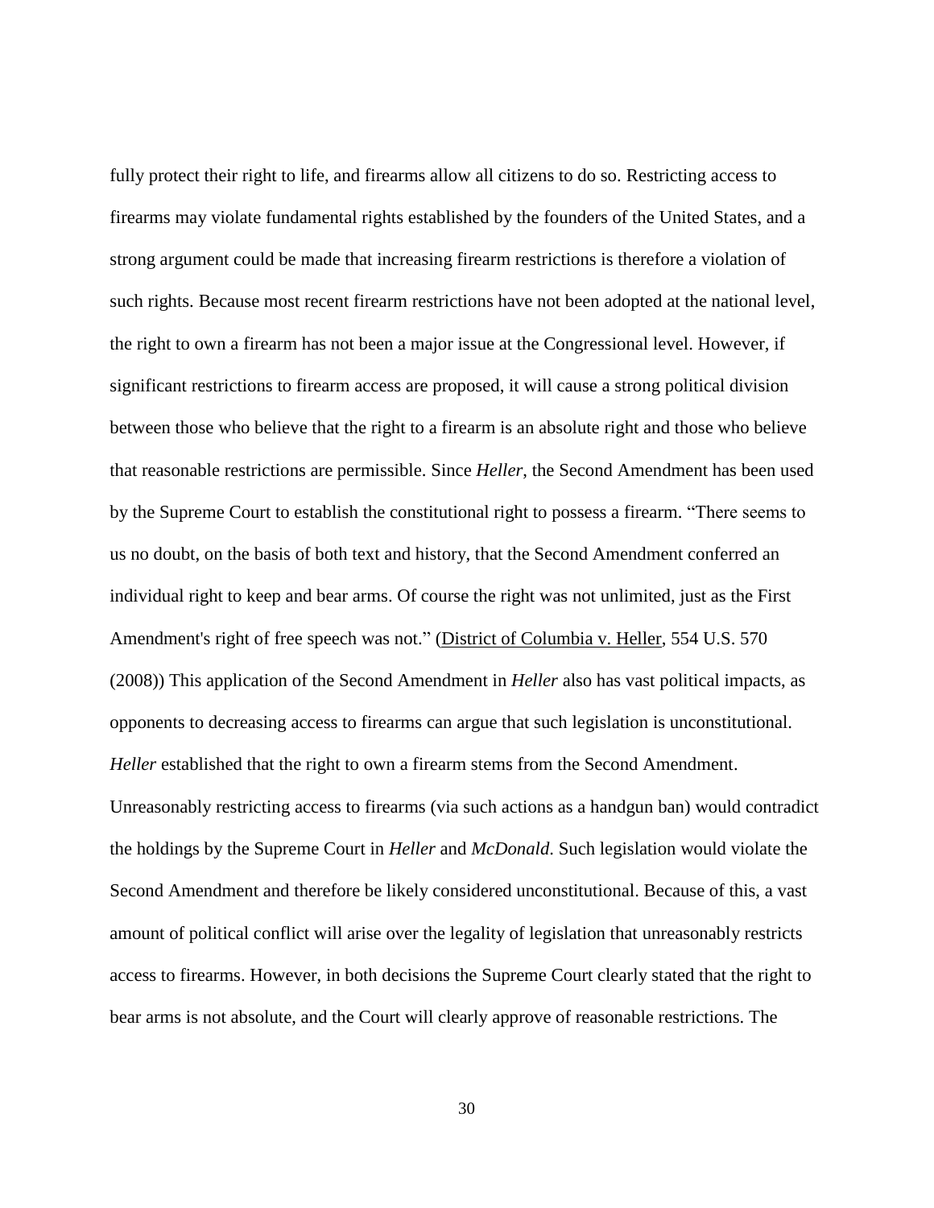fully protect their right to life, and firearms allow all citizens to do so. Restricting access to firearms may violate fundamental rights established by the founders of the United States, and a strong argument could be made that increasing firearm restrictions is therefore a violation of such rights. Because most recent firearm restrictions have not been adopted at the national level, the right to own a firearm has not been a major issue at the Congressional level. However, if significant restrictions to firearm access are proposed, it will cause a strong political division between those who believe that the right to a firearm is an absolute right and those who believe that reasonable restrictions are permissible. Since *Heller*, the Second Amendment has been used by the Supreme Court to establish the constitutional right to possess a firearm. "There seems to us no doubt, on the basis of both text and history, that the Second Amendment conferred an individual right to keep and bear arms. Of course the right was not unlimited, just as the First Amendment's right of free speech was not." (District of Columbia v. Heller, 554 U.S. 570 (2008)) This application of the Second Amendment in *Heller* also has vast political impacts, as opponents to decreasing access to firearms can argue that such legislation is unconstitutional. *Heller* established that the right to own a firearm stems from the Second Amendment. Unreasonably restricting access to firearms (via such actions as a handgun ban) would contradict the holdings by the Supreme Court in *Heller* and *McDonald*. Such legislation would violate the Second Amendment and therefore be likely considered unconstitutional. Because of this, a vast amount of political conflict will arise over the legality of legislation that unreasonably restricts access to firearms. However, in both decisions the Supreme Court clearly stated that the right to bear arms is not absolute, and the Court will clearly approve of reasonable restrictions. The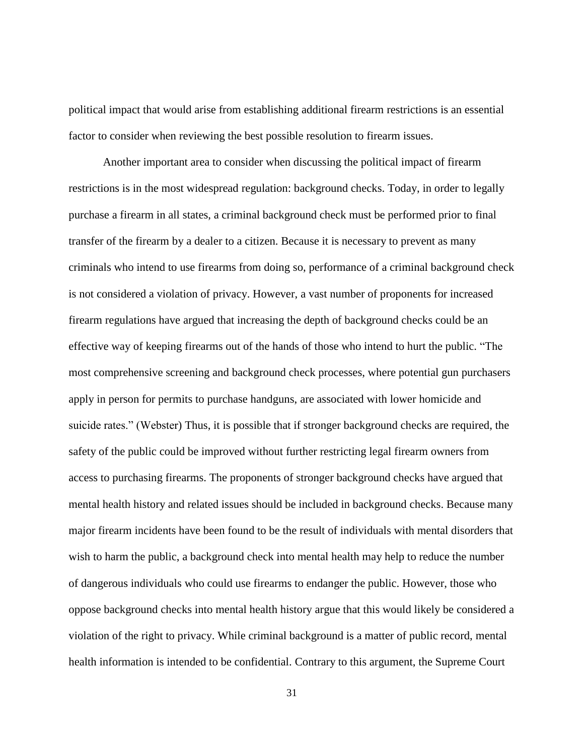political impact that would arise from establishing additional firearm restrictions is an essential factor to consider when reviewing the best possible resolution to firearm issues.

Another important area to consider when discussing the political impact of firearm restrictions is in the most widespread regulation: background checks. Today, in order to legally purchase a firearm in all states, a criminal background check must be performed prior to final transfer of the firearm by a dealer to a citizen. Because it is necessary to prevent as many criminals who intend to use firearms from doing so, performance of a criminal background check is not considered a violation of privacy. However, a vast number of proponents for increased firearm regulations have argued that increasing the depth of background checks could be an effective way of keeping firearms out of the hands of those who intend to hurt the public. "The most comprehensive screening and background check processes, where potential gun purchasers apply in person for permits to purchase handguns, are associated with lower homicide and suicide rates." (Webster) Thus, it is possible that if stronger background checks are required, the safety of the public could be improved without further restricting legal firearm owners from access to purchasing firearms. The proponents of stronger background checks have argued that mental health history and related issues should be included in background checks. Because many major firearm incidents have been found to be the result of individuals with mental disorders that wish to harm the public, a background check into mental health may help to reduce the number of dangerous individuals who could use firearms to endanger the public. However, those who oppose background checks into mental health history argue that this would likely be considered a violation of the right to privacy. While criminal background is a matter of public record, mental health information is intended to be confidential. Contrary to this argument, the Supreme Court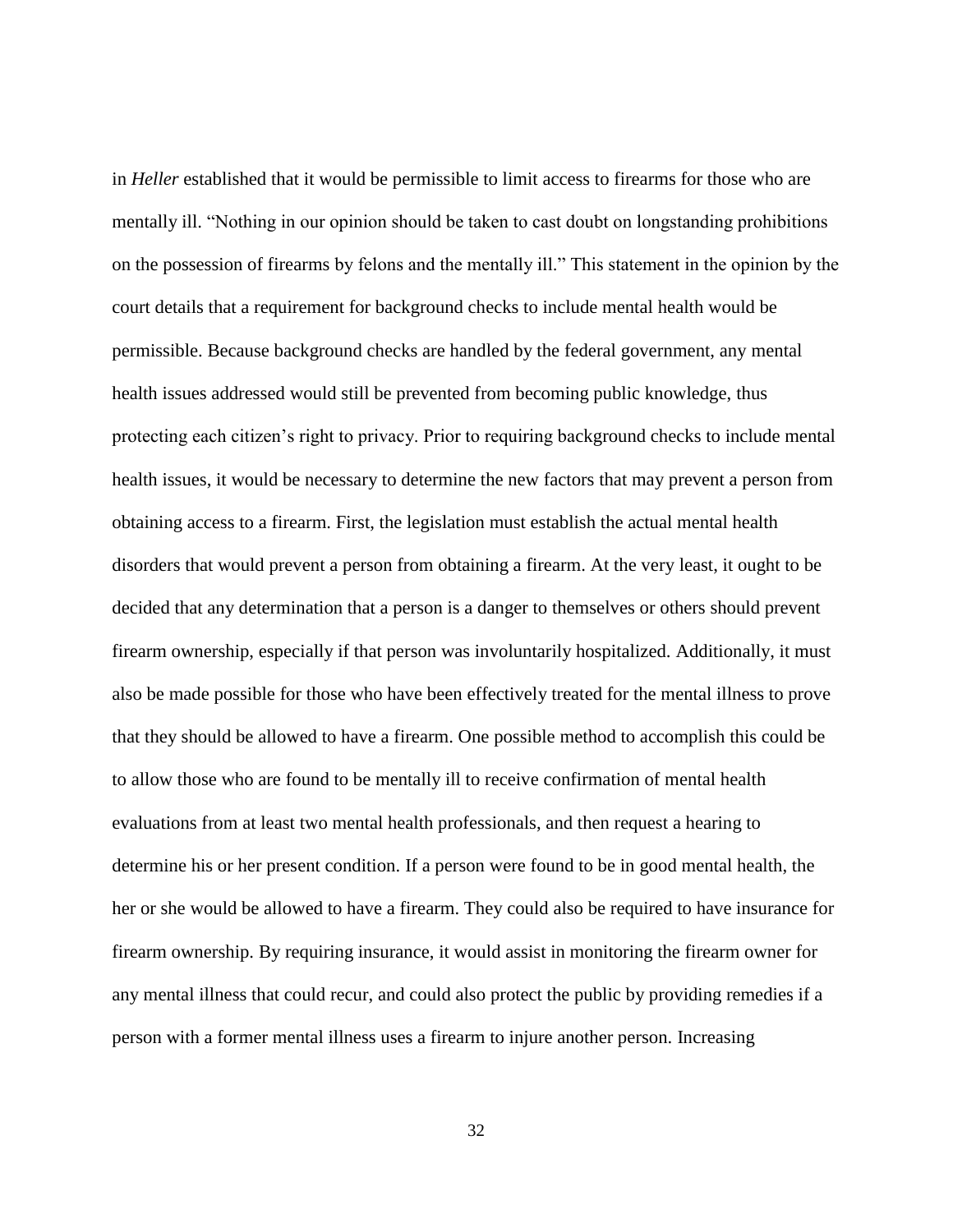in *Heller* established that it would be permissible to limit access to firearms for those who are mentally ill. "Nothing in our opinion should be taken to cast doubt on longstanding prohibitions on the possession of firearms by felons and the mentally ill." This statement in the opinion by the court details that a requirement for background checks to include mental health would be permissible. Because background checks are handled by the federal government, any mental health issues addressed would still be prevented from becoming public knowledge, thus protecting each citizen's right to privacy. Prior to requiring background checks to include mental health issues, it would be necessary to determine the new factors that may prevent a person from obtaining access to a firearm. First, the legislation must establish the actual mental health disorders that would prevent a person from obtaining a firearm. At the very least, it ought to be decided that any determination that a person is a danger to themselves or others should prevent firearm ownership, especially if that person was involuntarily hospitalized. Additionally, it must also be made possible for those who have been effectively treated for the mental illness to prove that they should be allowed to have a firearm. One possible method to accomplish this could be to allow those who are found to be mentally ill to receive confirmation of mental health evaluations from at least two mental health professionals, and then request a hearing to determine his or her present condition. If a person were found to be in good mental health, the her or she would be allowed to have a firearm. They could also be required to have insurance for firearm ownership. By requiring insurance, it would assist in monitoring the firearm owner for any mental illness that could recur, and could also protect the public by providing remedies if a person with a former mental illness uses a firearm to injure another person. Increasing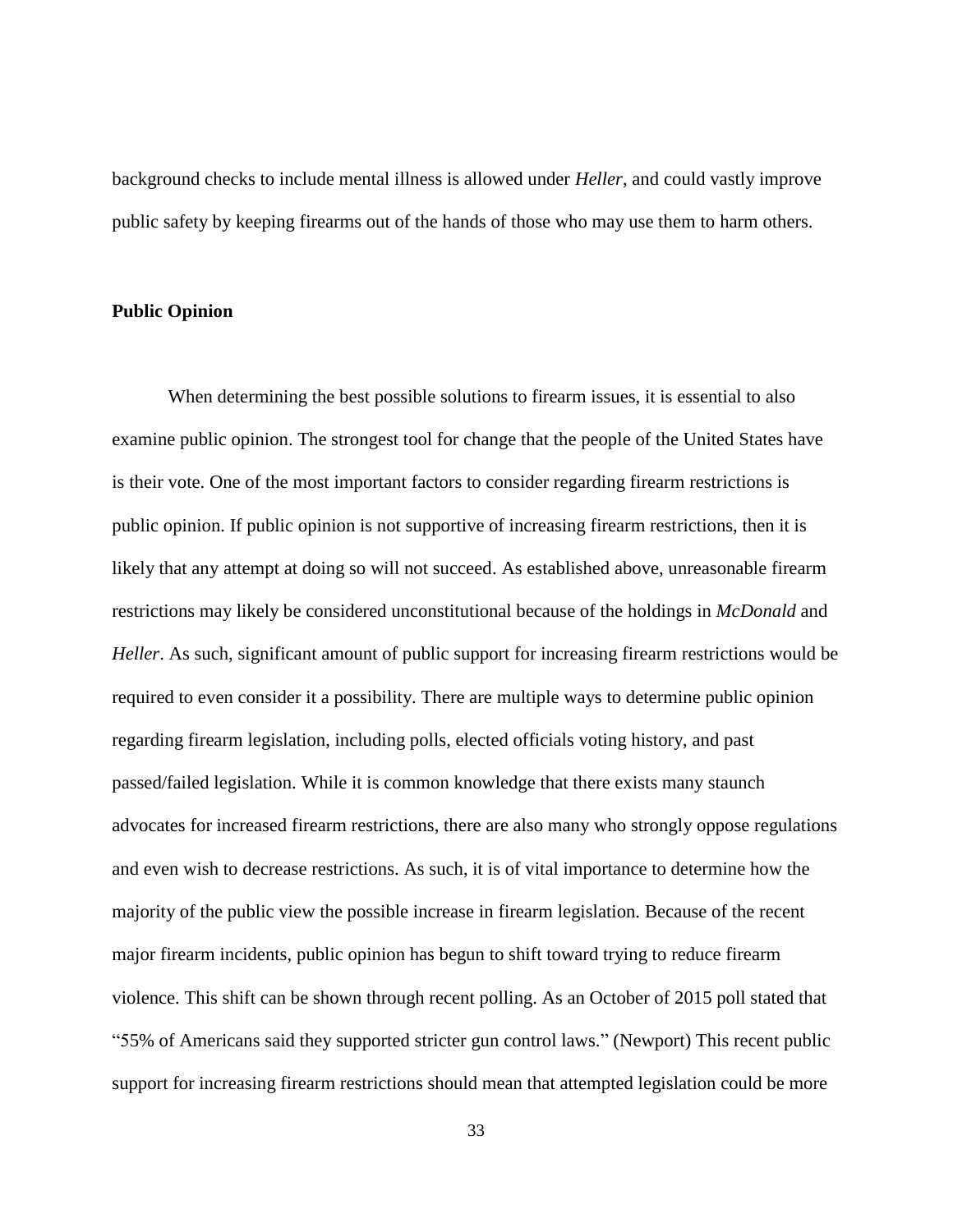background checks to include mental illness is allowed under *Heller*, and could vastly improve public safety by keeping firearms out of the hands of those who may use them to harm others.

**Public Opinion**

When determining the best possible solutions to firearm issues, it is essential to also examine public opinion. The strongest tool for change that the people of the United States have is their vote. One of the most important factors to consider regarding firearm restrictions is public opinion. If public opinion is not supportive of increasing firearm restrictions, then it is likely that any attempt at doing so will not succeed. As established above, unreasonable firearm restrictions may likely be considered unconstitutional because of the holdings in *McDonald* and *Heller*. As such, significant amount of public support for increasing firearm restrictions would be required to even consider it a possibility. There are multiple ways to determine public opinion regarding firearm legislation, including polls, elected officials voting history, and past passed/failed legislation. While it is common knowledge that there exists many staunch advocates for increased firearm restrictions, there are also many who strongly oppose regulations and even wish to decrease restrictions. As such, it is of vital importance to determine how the majority of the public view the possible increase in firearm legislation. Because of the recent major firearm incidents, public opinion has begun to shift toward trying to reduce firearm violence. This shift can be shown through recent polling. As an October of 2015 poll stated that "55% of Americans said they supported stricter gun control laws." (Newport) This recent public support for increasing firearm restrictions should mean that attempted legislation could be more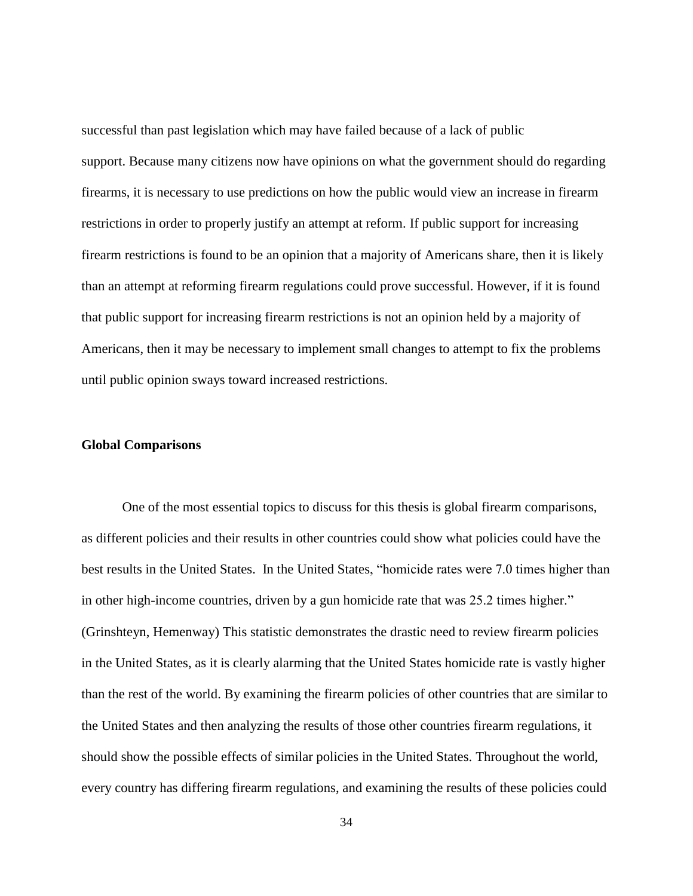successful than past legislation which may have failed because of a lack of public support. Because many citizens now have opinions on what the government should do regarding firearms, it is necessary to use predictions on how the public would view an increase in firearm restrictions in order to properly justify an attempt at reform. If public support for increasing firearm restrictions is found to be an opinion that a majority of Americans share, then it is likely than an attempt at reforming firearm regulations could prove successful. However, if it is found that public support for increasing firearm restrictions is not an opinion held by a majority of Americans, then it may be necessary to implement small changes to attempt to fix the problems until public opinion sways toward increased restrictions.

**Global Comparisons**

One of the most essential topics to discuss for this thesis is global firearm comparisons, as different policies and their results in other countries could show what policies could have the best results in the United States. In the United States, "homicide rates were 7.0 times higher than in other high-income countries, driven by a gun homicide rate that was 25.2 times higher." (Grinshteyn, Hemenway) This statistic demonstrates the drastic need to review firearm policies in the United States, as it is clearly alarming that the United States homicide rate is vastly higher than the rest of the world. By examining the firearm policies of other countries that are similar to the United States and then analyzing the results of those other countries firearm regulations, it should show the possible effects of similar policies in the United States. Throughout the world, every country has differing firearm regulations, and examining the results of these policies could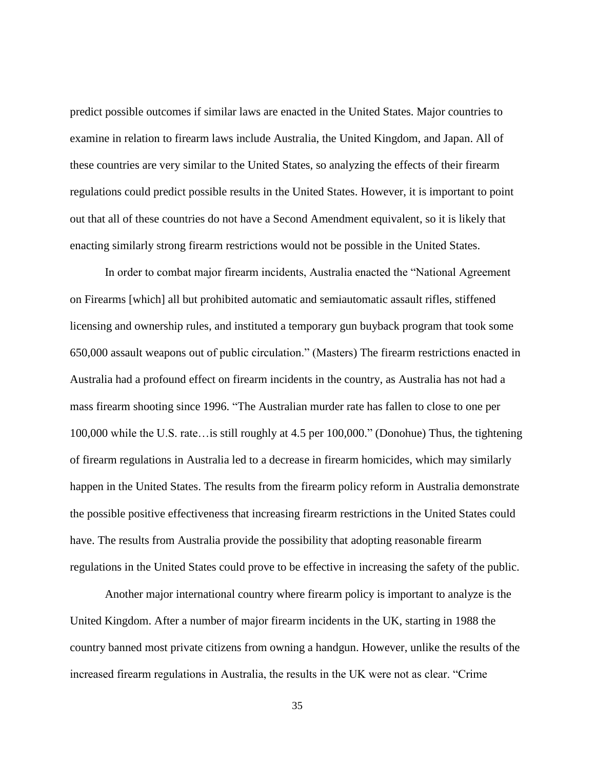predict possible outcomes if similar laws are enacted in the United States. Major countries to examine in relation to firearm laws include Australia, the United Kingdom, and Japan. All of these countries are very similar to the United States, so analyzing the effects of their firearm regulations could predict possible results in the United States. However, it is important to point out that all of these countries do not have a Second Amendment equivalent, so it is likely that enacting similarly strong firearm restrictions would not be possible in the United States.

In order to combat major firearm incidents, Australia enacted the "National Agreement on Firearms [which] all but prohibited automatic and semiautomatic assault rifles, stiffened licensing and ownership rules, and instituted a temporary gun buyback program that took some 650,000 assault weapons out of public circulation." (Masters) The firearm restrictions enacted in Australia had a profound effect on firearm incidents in the country, as Australia has not had a mass firearm shooting since 1996. "The Australian murder rate has fallen to close to one per 100,000 while the U.S. rate…is still roughly at 4.5 per 100,000." (Donohue) Thus, the tightening of firearm regulations in Australia led to a decrease in firearm homicides, which may similarly happen in the United States. The results from the firearm policy reform in Australia demonstrate the possible positive effectiveness that increasing firearm restrictions in the United States could have. The results from Australia provide the possibility that adopting reasonable firearm regulations in the United States could prove to be effective in increasing the safety of the public.

Another major international country where firearm policy is important to analyze is the United Kingdom. After a number of major firearm incidents in the UK, starting in 1988 the country banned most private citizens from owning a handgun. However, unlike the results of the increased firearm regulations in Australia, the results in the UK were not as clear. "Crime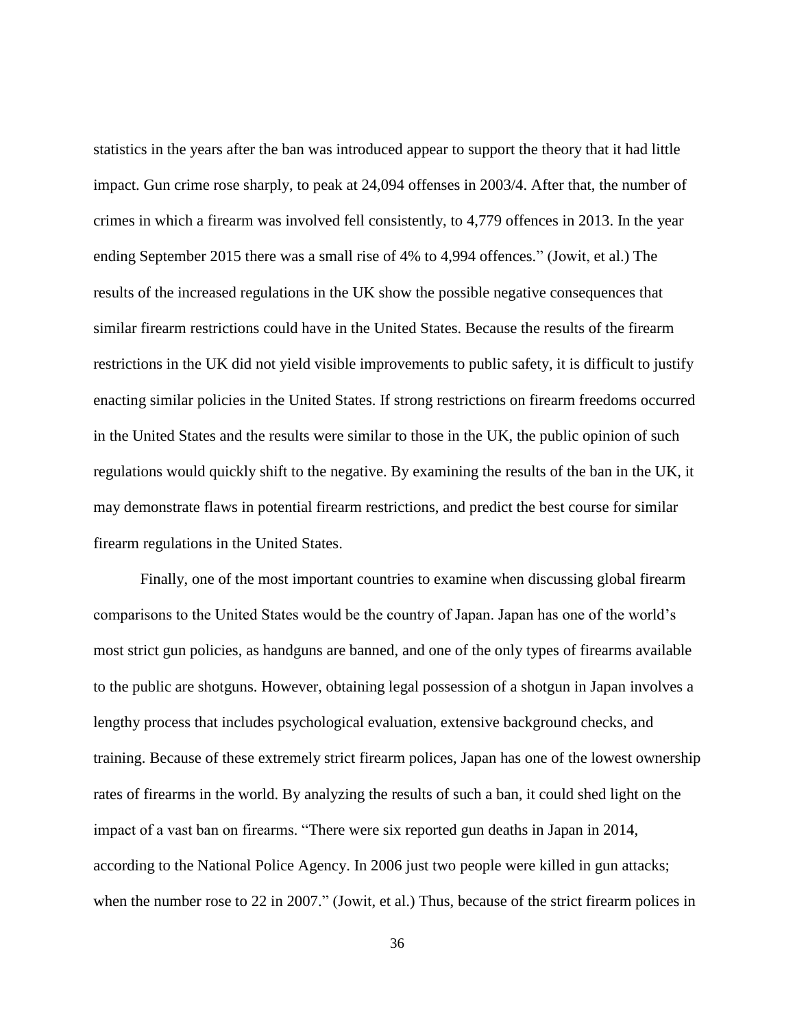statistics in the years after the ban was introduced appear to support the theory that it had little impact. Gun crime rose sharply, to peak at 24,094 offenses in 2003/4. After that, the number of crimes in which a firearm was involved fell consistently, to 4,779 offences in 2013. In the year ending September 2015 there was a small rise of 4% to 4,994 offences." (Jowit, et al.) The results of the increased regulations in the UK show the possible negative consequences that similar firearm restrictions could have in the United States. Because the results of the firearm restrictions in the UK did not yield visible improvements to public safety, it is difficult to justify enacting similar policies in the United States. If strong restrictions on firearm freedoms occurred in the United States and the results were similar to those in the UK, the public opinion of such regulations would quickly shift to the negative. By examining the results of the ban in the UK, it may demonstrate flaws in potential firearm restrictions, and predict the best course for similar firearm regulations in the United States.

Finally, one of the most important countries to examine when discussing global firearm comparisons to the United States would be the country of Japan. Japan has one of the world's most strict gun policies, as handguns are banned, and one of the only types of firearms available to the public are shotguns. However, obtaining legal possession of a shotgun in Japan involves a lengthy process that includes psychological evaluation, extensive background checks, and training. Because of these extremely strict firearm polices, Japan has one of the lowest ownership rates of firearms in the world. By analyzing the results of such a ban, it could shed light on the impact of a vast ban on firearms. "There were six reported gun deaths in Japan in 2014, according to the National Police Agency. In 2006 just two people were killed in gun attacks; when the number rose to 22 in 2007." (Jowit, et al.) Thus, because of the strict firearm polices in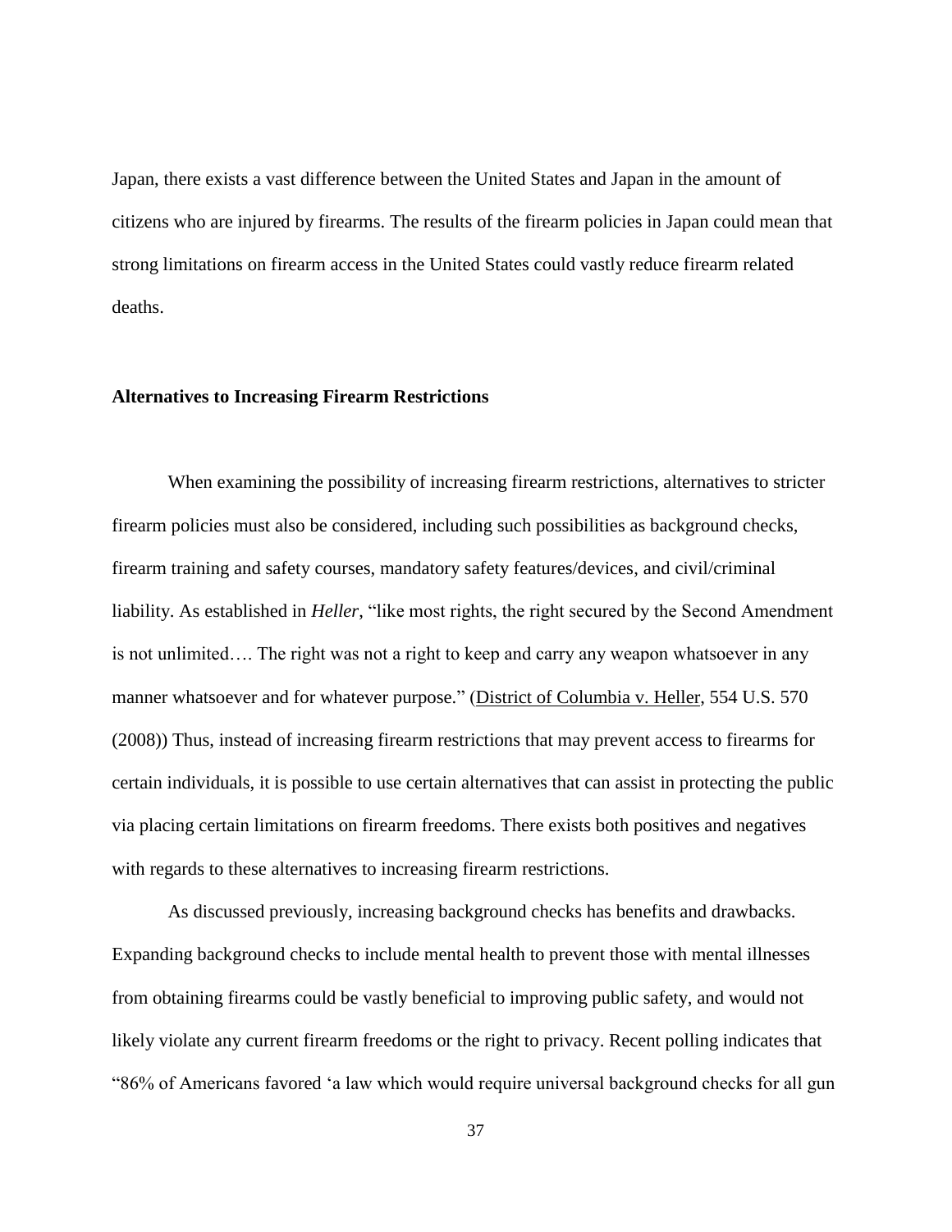Japan, there exists a vast difference between the United States and Japan in the amount of citizens who are injured by firearms. The results of the firearm policies in Japan could mean that strong limitations on firearm access in the United States could vastly reduce firearm related deaths.

**Alternatives to Increasing Firearm Restrictions**

When examining the possibility of increasing firearm restrictions, alternatives to stricter firearm policies must also be considered, including such possibilities as background checks, firearm training and safety courses, mandatory safety features/devices, and civil/criminal liability. As established in *Heller*, "like most rights, the right secured by the Second Amendment is not unlimited…. The right was not a right to keep and carry any weapon whatsoever in any manner whatsoever and for whatever purpose." (District of Columbia v. Heller, 554 U.S. 570 (2008)) Thus, instead of increasing firearm restrictions that may prevent access to firearms for certain individuals, it is possible to use certain alternatives that can assist in protecting the public via placing certain limitations on firearm freedoms. There exists both positives and negatives with regards to these alternatives to increasing firearm restrictions.

As discussed previously, increasing background checks has benefits and drawbacks. Expanding background checks to include mental health to prevent those with mental illnesses from obtaining firearms could be vastly beneficial to improving public safety, and would not likely violate any current firearm freedoms or the right to privacy. Recent polling indicates that "86% of Americans favored 'a law which would require universal background checks for all gun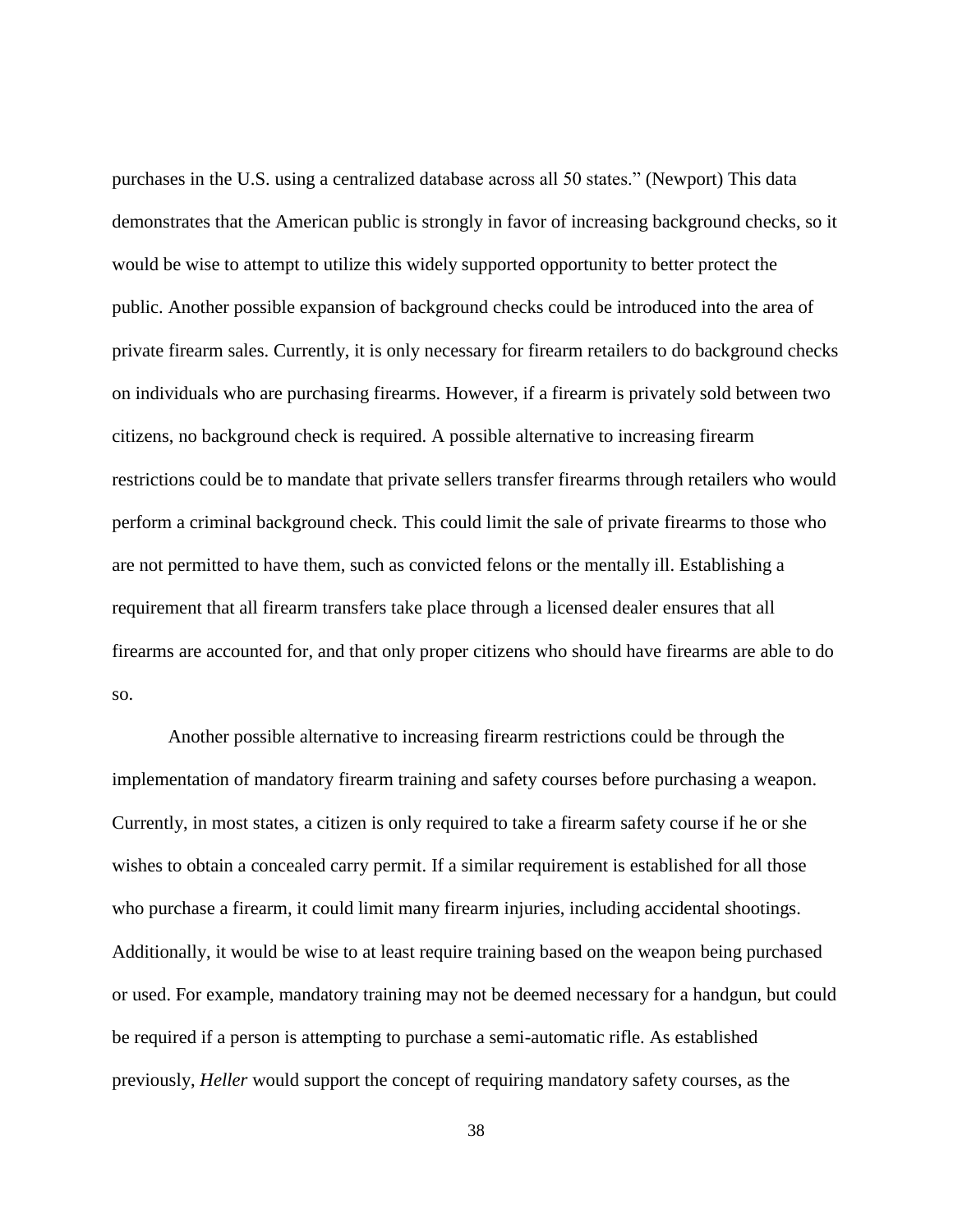purchases in the U.S. using a centralized database across all 50 states." (Newport) This data demonstrates that the American public is strongly in favor of increasing background checks, so it would be wise to attempt to utilize this widely supported opportunity to better protect the public. Another possible expansion of background checks could be introduced into the area of private firearm sales. Currently, it is only necessary for firearm retailers to do background checks on individuals who are purchasing firearms. However, if a firearm is privately sold between two citizens, no background check is required. A possible alternative to increasing firearm restrictions could be to mandate that private sellers transfer firearms through retailers who would perform a criminal background check. This could limit the sale of private firearms to those who are not permitted to have them, such as convicted felons or the mentally ill. Establishing a requirement that all firearm transfers take place through a licensed dealer ensures that all firearms are accounted for, and that only proper citizens who should have firearms are able to do so.

Another possible alternative to increasing firearm restrictions could be through the implementation of mandatory firearm training and safety courses before purchasing a weapon. Currently, in most states, a citizen is only required to take a firearm safety course if he or she wishes to obtain a concealed carry permit. If a similar requirement is established for all those who purchase a firearm, it could limit many firearm injuries, including accidental shootings. Additionally, it would be wise to at least require training based on the weapon being purchased or used. For example, mandatory training may not be deemed necessary for a handgun, but could be required if a person is attempting to purchase a semi-automatic rifle. As established previously, *Heller* would support the concept of requiring mandatory safety courses, as the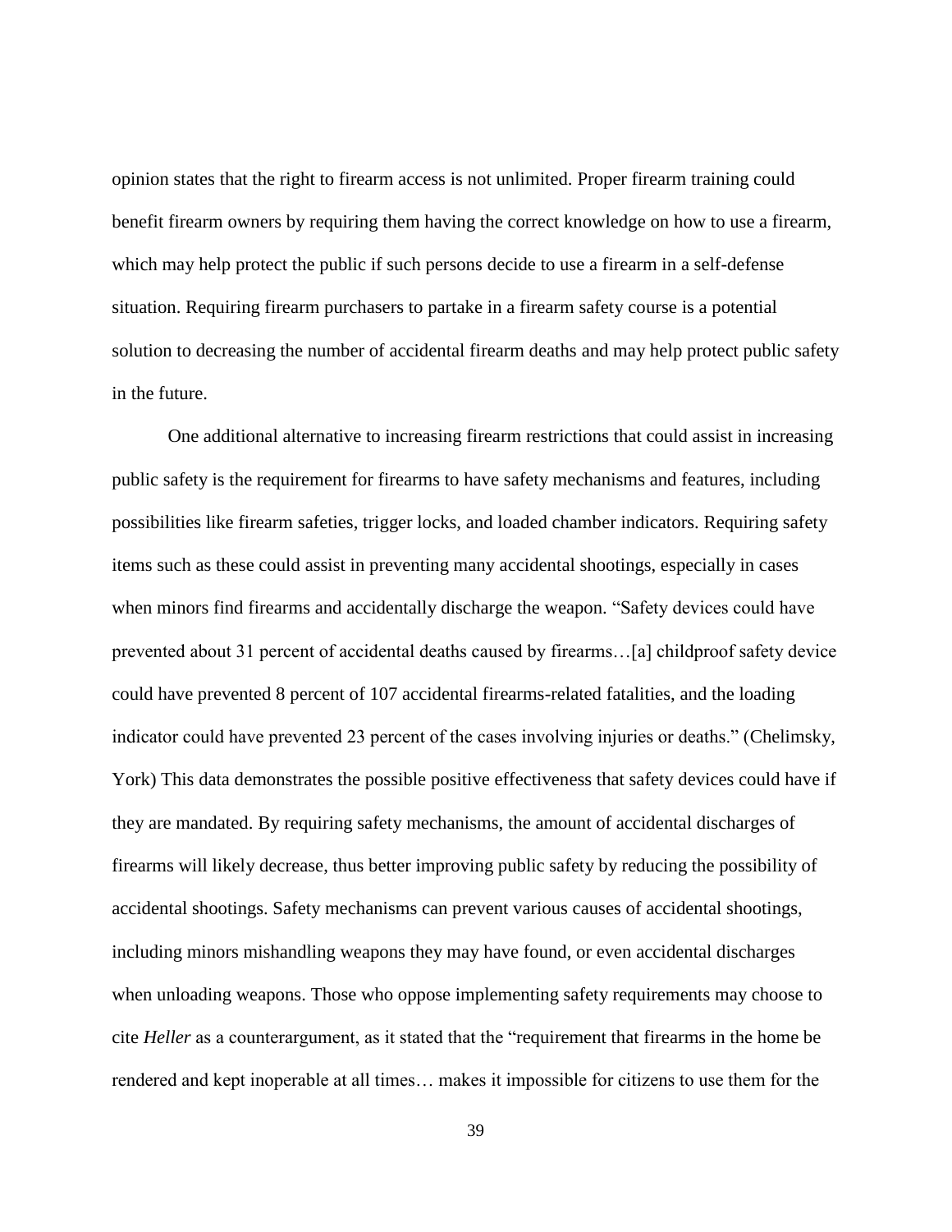opinion states that the right to firearm access is not unlimited. Proper firearm training could benefit firearm owners by requiring them having the correct knowledge on how to use a firearm, which may help protect the public if such persons decide to use a firearm in a self-defense situation. Requiring firearm purchasers to partake in a firearm safety course is a potential solution to decreasing the number of accidental firearm deaths and may help protect public safety in the future.

One additional alternative to increasing firearm restrictions that could assist in increasing public safety is the requirement for firearms to have safety mechanisms and features, including possibilities like firearm safeties, trigger locks, and loaded chamber indicators. Requiring safety items such as these could assist in preventing many accidental shootings, especially in cases when minors find firearms and accidentally discharge the weapon. "Safety devices could have prevented about 31 percent of accidental deaths caused by firearms…[a] childproof safety device could have prevented 8 percent of 107 accidental firearms-related fatalities, and the loading indicator could have prevented 23 percent of the cases involving injuries or deaths." (Chelimsky, York) This data demonstrates the possible positive effectiveness that safety devices could have if they are mandated. By requiring safety mechanisms, the amount of accidental discharges of firearms will likely decrease, thus better improving public safety by reducing the possibility of accidental shootings. Safety mechanisms can prevent various causes of accidental shootings, including minors mishandling weapons they may have found, or even accidental discharges when unloading weapons. Those who oppose implementing safety requirements may choose to cite *Heller* as a counterargument, as it stated that the "requirement that firearms in the home be rendered and kept inoperable at all times… makes it impossible for citizens to use them for the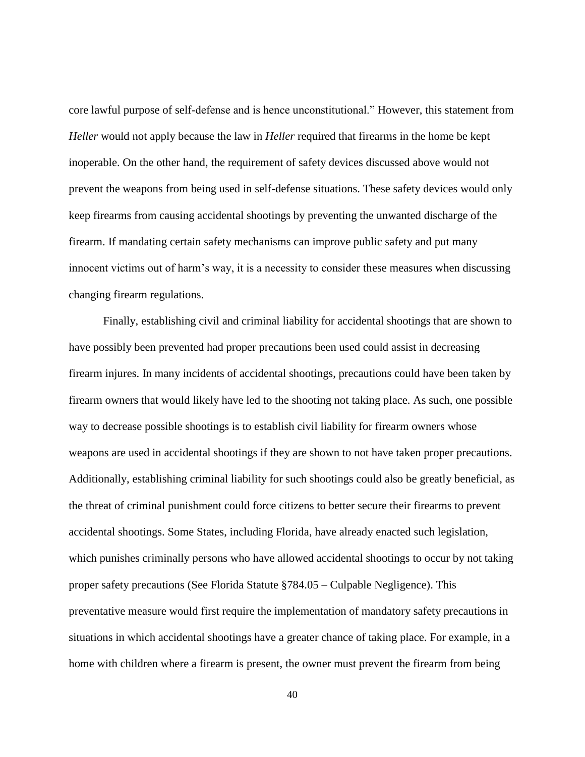core lawful purpose of self-defense and is hence unconstitutional." However, this statement from *Heller* would not apply because the law in *Heller* required that firearms in the home be kept inoperable. On the other hand, the requirement of safety devices discussed above would not prevent the weapons from being used in self-defense situations. These safety devices would only keep firearms from causing accidental shootings by preventing the unwanted discharge of the firearm. If mandating certain safety mechanisms can improve public safety and put many innocent victims out of harm's way, it is a necessity to consider these measures when discussing changing firearm regulations.

Finally, establishing civil and criminal liability for accidental shootings that are shown to have possibly been prevented had proper precautions been used could assist in decreasing firearm injures. In many incidents of accidental shootings, precautions could have been taken by firearm owners that would likely have led to the shooting not taking place. As such, one possible way to decrease possible shootings is to establish civil liability for firearm owners whose weapons are used in accidental shootings if they are shown to not have taken proper precautions. Additionally, establishing criminal liability for such shootings could also be greatly beneficial, as the threat of criminal punishment could force citizens to better secure their firearms to prevent accidental shootings. Some States, including Florida, have already enacted such legislation, which punishes criminally persons who have allowed accidental shootings to occur by not taking proper safety precautions (See Florida Statute §784.05 – Culpable Negligence). This preventative measure would first require the implementation of mandatory safety precautions in situations in which accidental shootings have a greater chance of taking place. For example, in a home with children where a firearm is present, the owner must prevent the firearm from being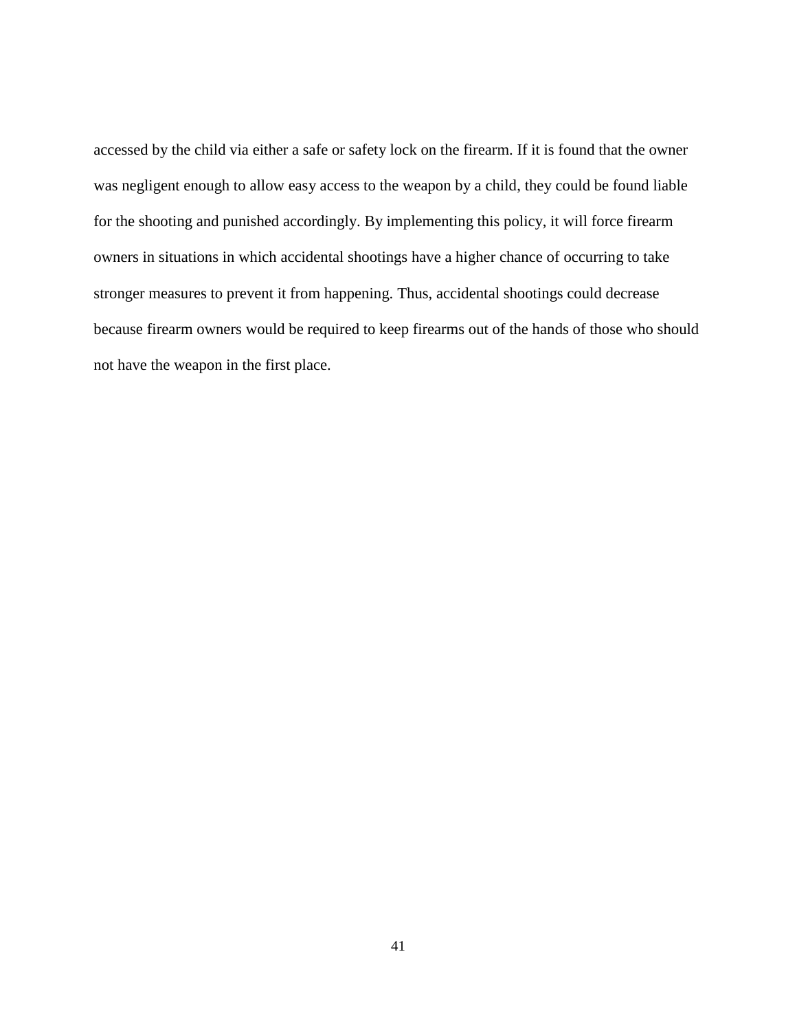accessed by the child via either a safe or safety lock on the firearm. If it is found that the owner was negligent enough to allow easy access to the weapon by a child, they could be found liable for the shooting and punished accordingly. By implementing this policy, it will force firearm owners in situations in which accidental shootings have a higher chance of occurring to take stronger measures to prevent it from happening. Thus, accidental shootings could decrease because firearm owners would be required to keep firearms out of the hands of those who should not have the weapon in the first place.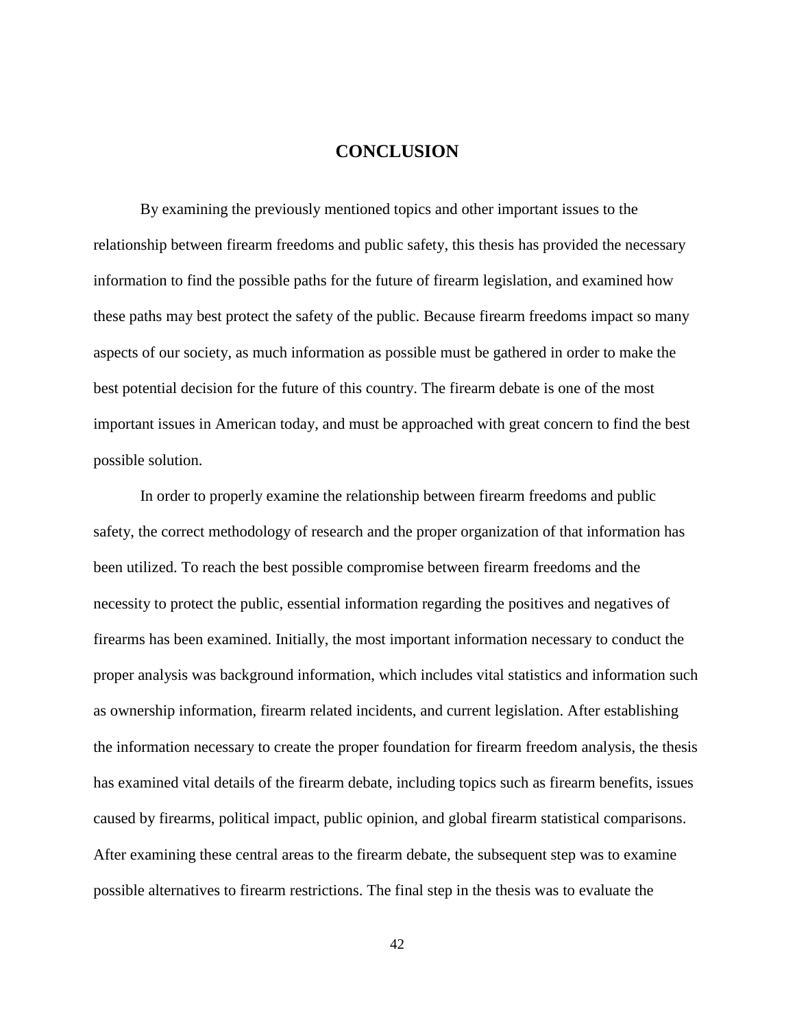# CONCLUSION

By examining the previously mentioned topics and other important issues to the relationship between firearm freedoms and public safety, this thesis has provided the necessary information to find the possible paths for the future of firearm legislation, and examined how these paths may best protect the safety of the public. Because firearm freedoms impact so many aspects of our society, as much information as possible must be gathered in order to make the best potential decision for the future of this country. The firearm debate is one of the most important issues in American today, and must be approached with great concern to find the best possible solution.

In order to properly examine the relationship between firearm freedoms and public safety, the correct methodology of research and the proper organization of that information has been utilized. To reach the best possible compromise between firearm freedoms and the necessity to protect the public, essential information regarding the positives and negatives of firearms has been examined. Initially, the most important information necessary to conduct the proper analysis was background information, which includes vital statistics and information such as ownership information, firearm related incidents, and current legislation. After establishing the information necessary to create the proper foundation for firearm freedom analysis, the thesis has examined vital details of the firearm debate, including topics such as firearm benefits, issues caused by firearms, political impact, public opinion, and global firearm statistical comparisons. After examining these central areas to the firearm debate, the subsequent step was to examine possible alternatives to firearm restrictions. The final step in the thesis was to evaluate the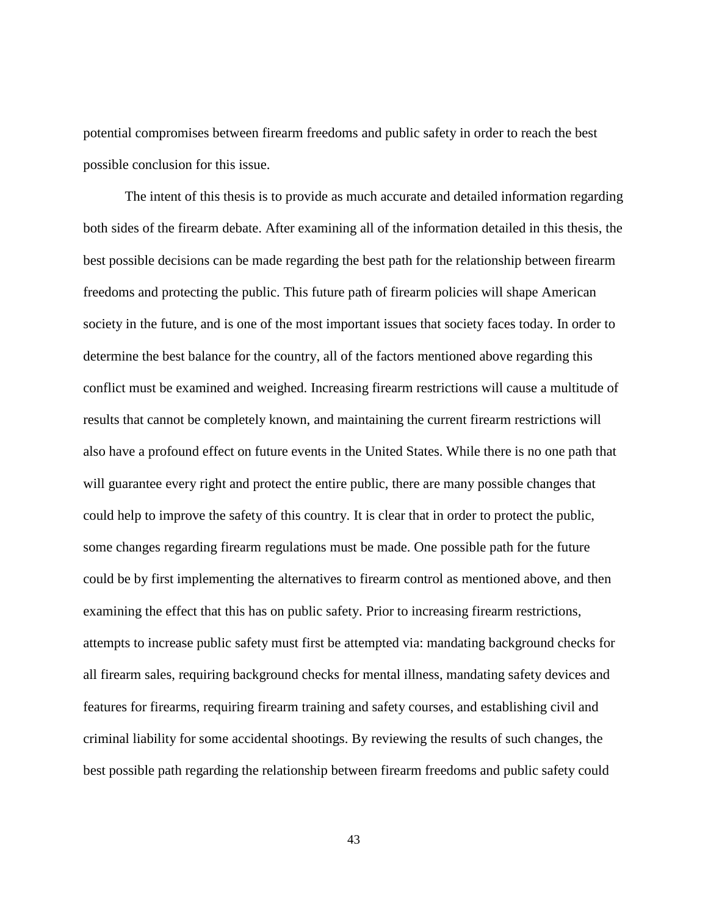potential compromises between firearm freedoms and public safety in order to reach the best possible conclusion for this issue.

The intent of this thesis is to provide as much accurate and detailed information regarding both sides of the firearm debate. After examining all of the information detailed in this thesis, the best possible decisions can be made regarding the best path for the relationship between firearm freedoms and protecting the public. This future path of firearm policies will shape American society in the future, and is one of the most important issues that society faces today. In order to determine the best balance for the country, all of the factors mentioned above regarding this conflict must be examined and weighed. Increasing firearm restrictions will cause a multitude of results that cannot be completely known, and maintaining the current firearm restrictions will also have a profound effect on future events in the United States. While there is no one path that will guarantee every right and protect the entire public, there are many possible changes that could help to improve the safety of this country. It is clear that in order to protect the public, some changes regarding firearm regulations must be made. One possible path for the future could be by first implementing the alternatives to firearm control as mentioned above, and then examining the effect that this has on public safety. Prior to increasing firearm restrictions, attempts to increase public safety must first be attempted via: mandating background checks for all firearm sales, requiring background checks for mental illness, mandating safety devices and features for firearms, requiring firearm training and safety courses, and establishing civil and criminal liability for some accidental shootings. By reviewing the results of such changes, the best possible path regarding the relationship between firearm freedoms and public safety could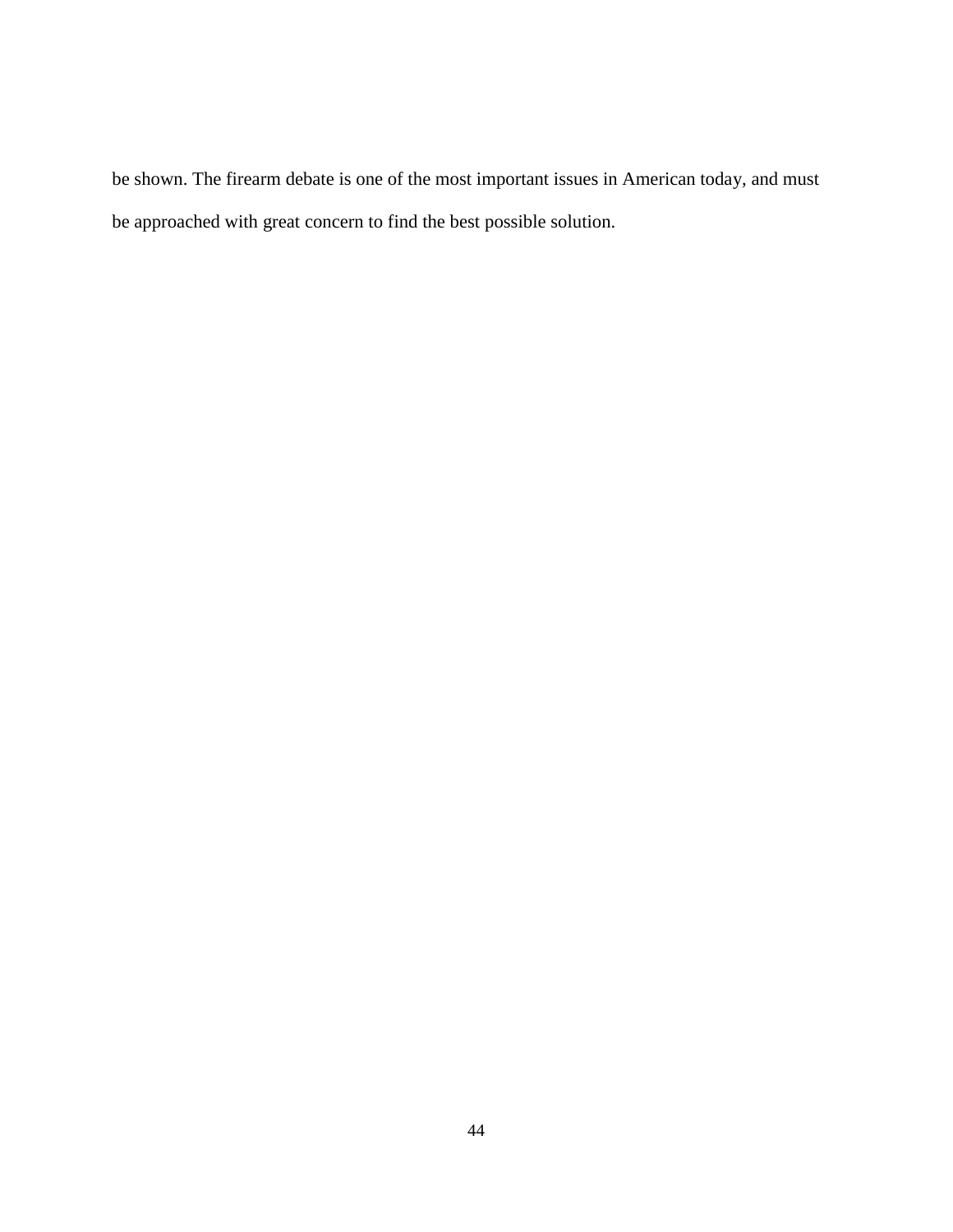be shown. The firearm debate is one of the most important issues in American today, and must be approached with great concern to find the best possible solution.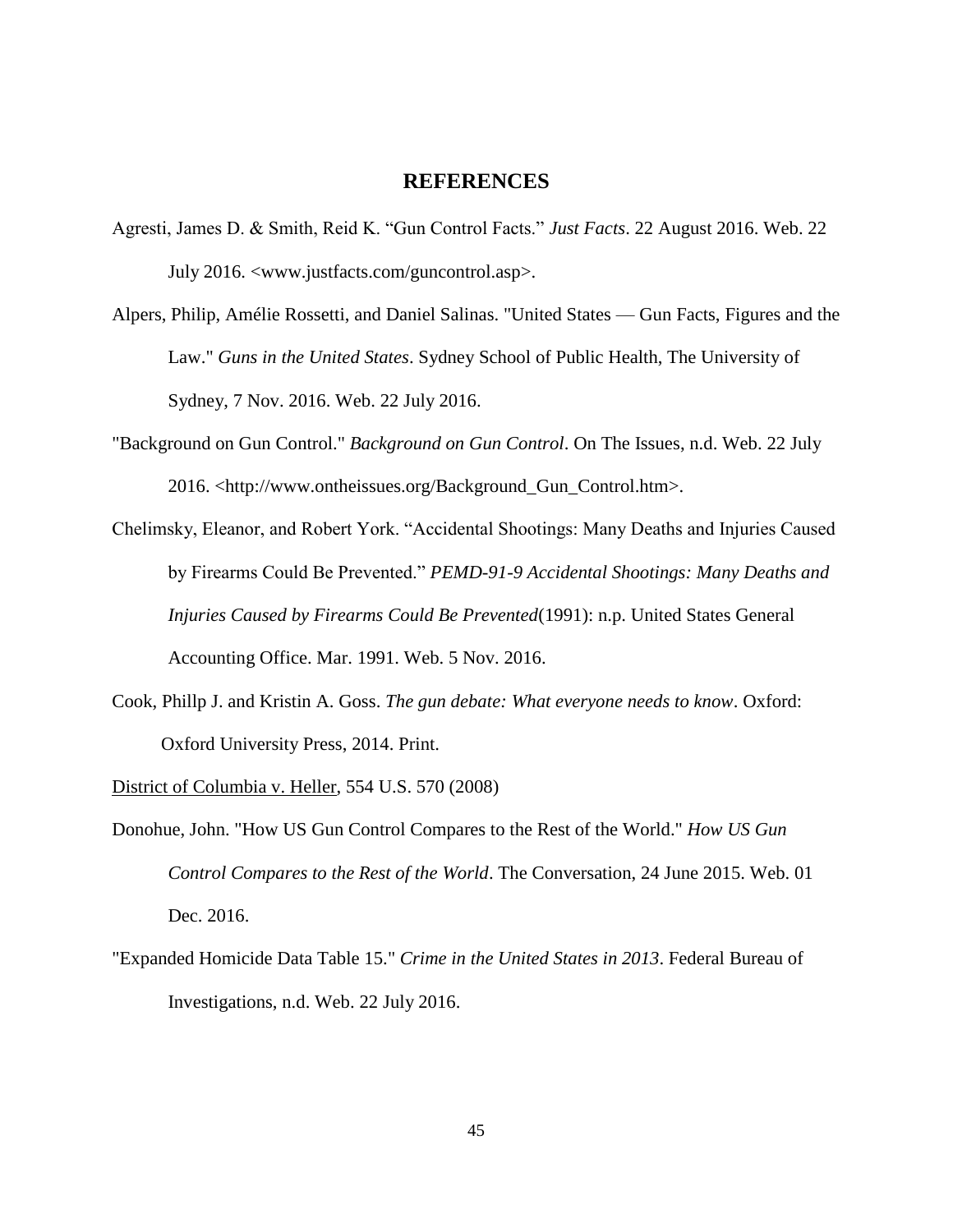# REFERENCES

Agresti, James D. & Smith, Reid K. "Gun Control Facts." *Just Facts*. 22 August 2016. Web. 22 July 2016. <www.justfacts.com/guncontrol.asp>.

Alpers, Philip, Amélie Rossetti, and Daniel Salinas. "United States — Gun Facts, Figures and the Law." *Guns in the United States*. Sydney School of Public Health, The University of Sydney, 7 Nov. 2016. Web. 22 July 2016.

"Background on Gun Control." *Background on Gun Control*. On The Issues, n.d. Web. 22 July 2016. <http://www.ontheissues.org/Background_Gun_Control.htm>.

Chelimsky, Eleanor, and Robert York. "Accidental Shootings: Many Deaths and Injuries Caused by Firearms Could Be Prevented." *PEMD-91-9 Accidental Shootings: Many Deaths and Injuries Caused by Firearms Could Be Prevented*(1991): n.p. United States General Accounting Office. Mar. 1991. Web. 5 Nov. 2016.

Cook, Phillp J. and Kristin A. Goss. *The gun debate: What everyone needs to know*. Oxford: Oxford University Press, 2014. Print.

<u>District of Columbia v. Heller</u>, 554 U.S. 570 (2008)

Donohue, John. "How US Gun Control Compares to the Rest of the World." *How US Gun Control Compares to the Rest of the World*. The Conversation, 24 June 2015. Web. 01 Dec. 2016.

"Expanded Homicide Data Table 15." *Crime in the United States in 2013*. Federal Bureau of Investigations, n.d. Web. 22 July 2016.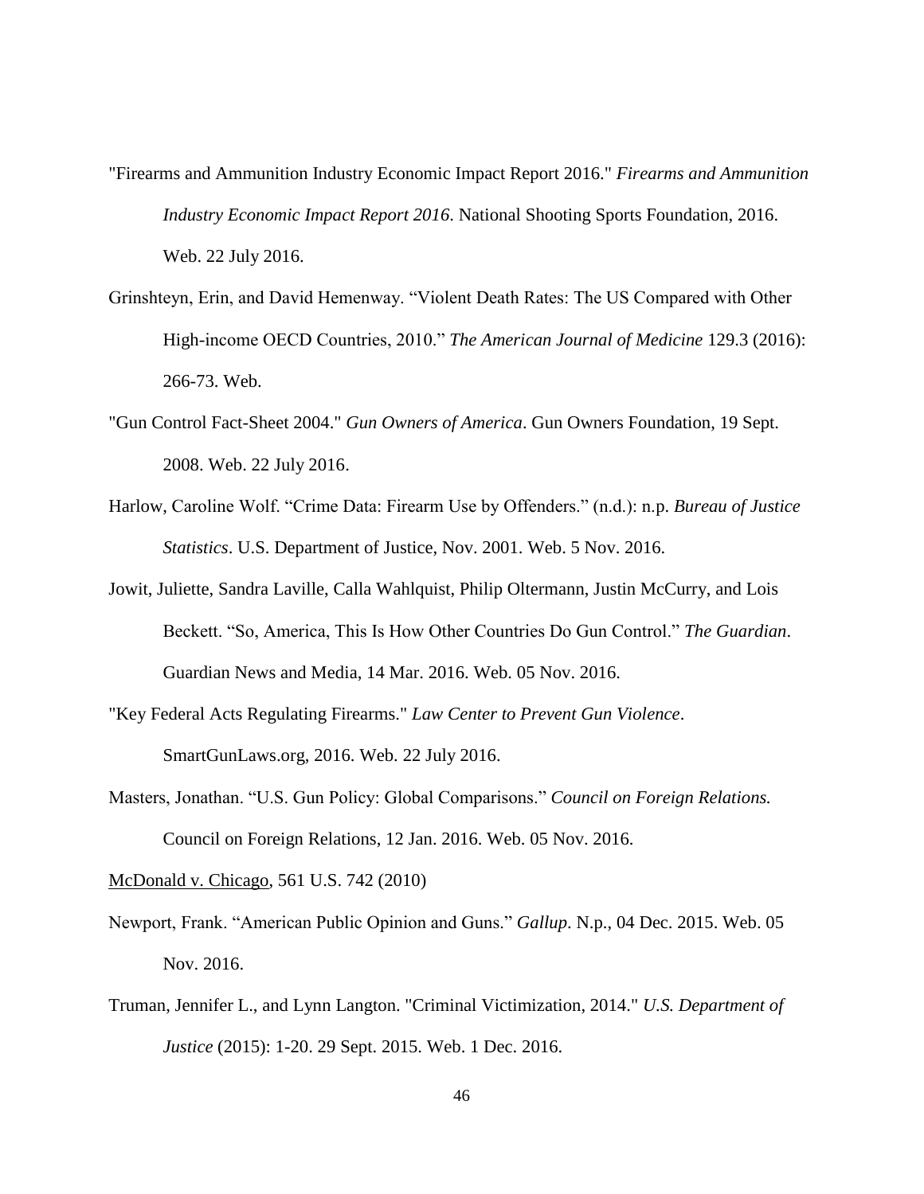"Firearms and Ammunition Industry Economic Impact Report 2016." *Firearms and Ammunition Industry Economic Impact Report 2016*. National Shooting Sports Foundation, 2016. Web. 22 July 2016.

Grinshteyn, Erin, and David Hemenway. "Violent Death Rates: The US Compared with Other High-income OECD Countries, 2010." *The American Journal of Medicine* 129.3 (2016): 266-73. Web.

"Gun Control Fact-Sheet 2004." *Gun Owners of America*. Gun Owners Foundation, 19 Sept. 2008. Web. 22 July 2016.

Harlow, Caroline Wolf. "Crime Data: Firearm Use by Offenders." (n.d.): n.p. *Bureau of Justice Statistics*. U.S. Department of Justice, Nov. 2001. Web. 5 Nov. 2016.

Jowit, Juliette, Sandra Laville, Calla Wahlquist, Philip Oltermann, Justin McCurry, and Lois Beckett. "So, America, This Is How Other Countries Do Gun Control." *The Guardian*. Guardian News and Media, 14 Mar. 2016. Web. 05 Nov. 2016.

"Key Federal Acts Regulating Firearms." *Law Center to Prevent Gun Violence*. SmartGunLaws.org, 2016. Web. 22 July 2016.

Masters, Jonathan. "U.S. Gun Policy: Global Comparisons." *Council on Foreign Relations.* Council on Foreign Relations, 12 Jan. 2016. Web. 05 Nov. 2016.

McDonald v. Chicago, 561 U.S. 742 (2010)

Newport, Frank. "American Public Opinion and Guns." *Gallup*. N.p., 04 Dec. 2015. Web. 05 Nov. 2016.

Truman, Jennifer L., and Lynn Langton. "Criminal Victimization, 2014." *U.S. Department of Justice* (2015): 1-20. 29 Sept. 2015. Web. 1 Dec. 2016.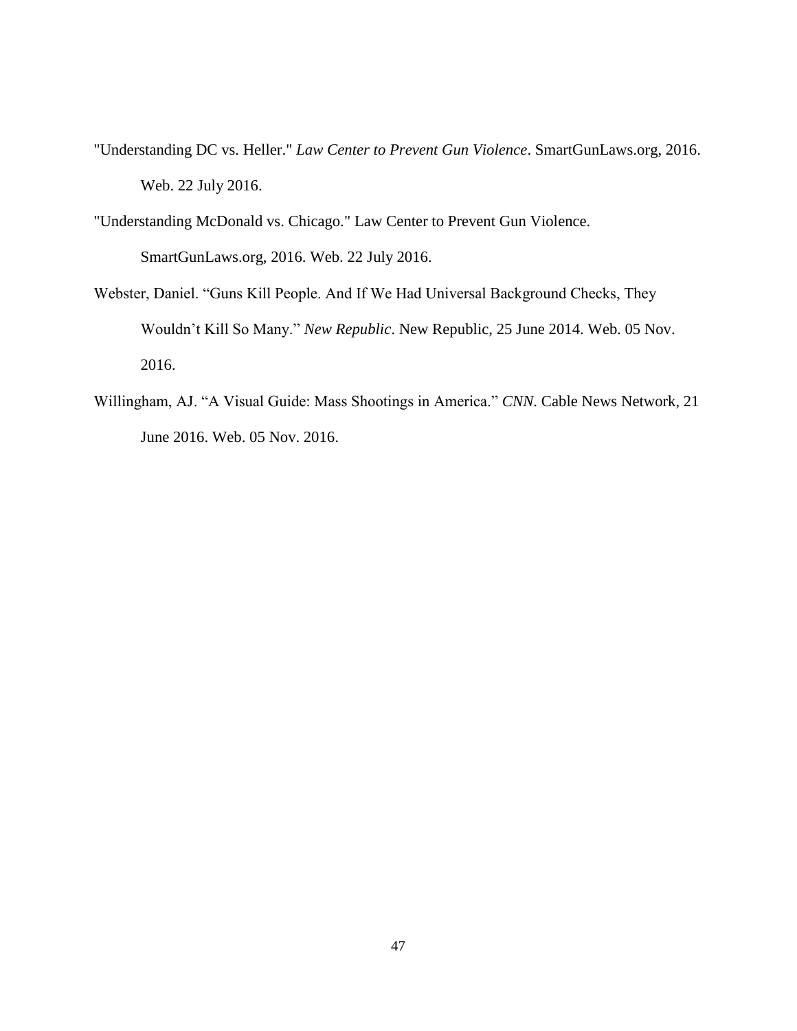"Understanding DC vs. Heller." *Law Center to Prevent Gun Violence*. SmartGunLaws.org, 2016. Web. 22 July 2016.

"Understanding McDonald vs. Chicago." Law Center to Prevent Gun Violence. SmartGunLaws.org, 2016. Web. 22 July 2016.

Webster, Daniel. "Guns Kill People. And If We Had Universal Background Checks, They Wouldn't Kill So Many." *New Republic*. New Republic, 25 June 2014. Web. 05 Nov. 2016.

Willingham, AJ. "A Visual Guide: Mass Shootings in America." *CNN*. Cable News Network, 21 June 2016. Web. 05 Nov. 2016.